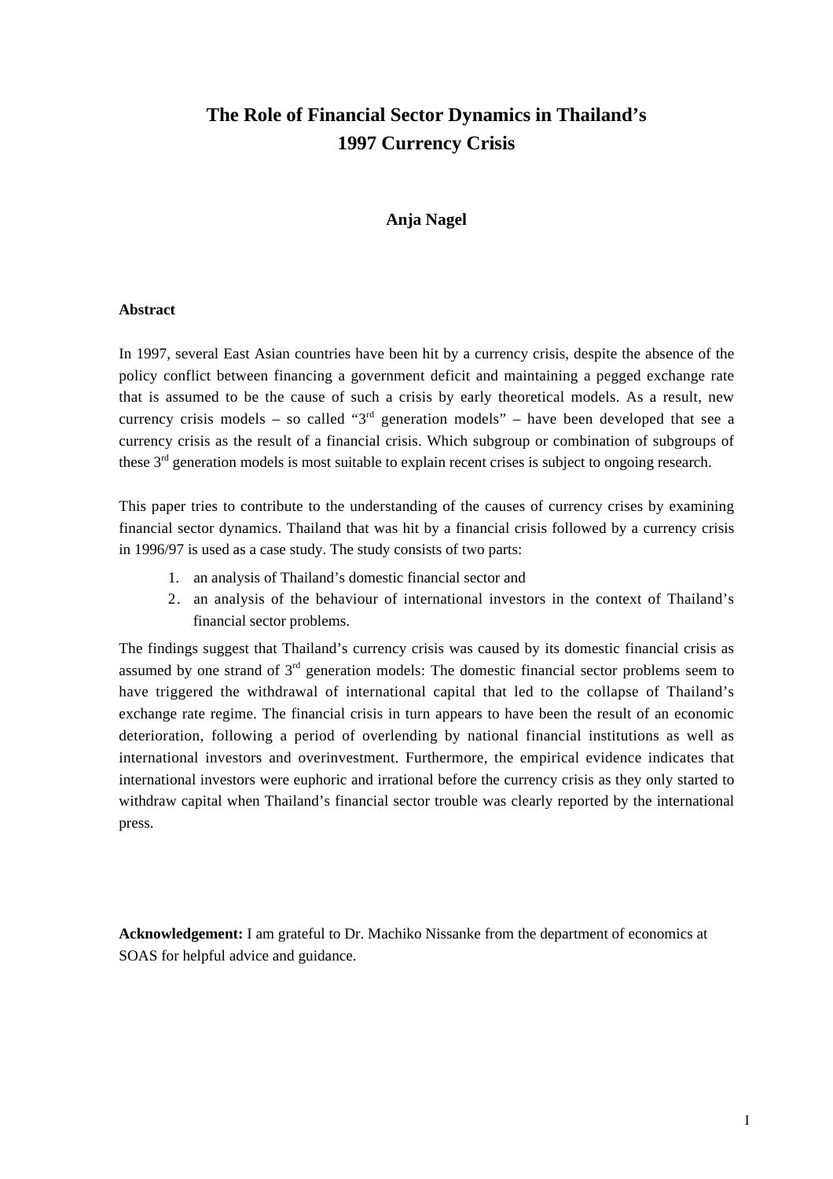# The Role of Financial Sector Dynamics in Thailand's 1997 Currency Crisis

**Anja Nagel**

### Abstract

In 1997, several East Asian countries have been hit by a currency crisis, despite the absence of the policy conflict between financing a government deficit and maintaining a pegged exchange rate that is assumed to be the cause of such a crisis by early theoretical models. As a result, new currency crisis models – so called "3rd generation models" – have been developed that see a currency crisis as the result of a financial crisis. Which subgroup or combination of subgroups of these 3rd generation models is most suitable to explain recent crises is subject to ongoing research.

This paper tries to contribute to the understanding of the causes of currency crises by examining financial sector dynamics. Thailand that was hit by a financial crisis followed by a currency crisis in 1996/97 is used as a case study. The study consists of two parts:

1. an analysis of Thailand's domestic financial sector and
2. an analysis of the behaviour of international investors in the context of Thailand's financial sector problems.

The findings suggest that Thailand's currency crisis was caused by its domestic financial crisis as assumed by one strand of 3rd generation models: The domestic financial sector problems seem to have triggered the withdrawal of international capital that led to the collapse of Thailand's exchange rate regime. The financial crisis in turn appears to have been the result of an economic deterioration, following a period of overlending by national financial institutions as well as international investors and overinvestment. Furthermore, the empirical evidence indicates that international investors were euphoric and irrational before the currency crisis as they only started to withdraw capital when Thailand's financial sector trouble was clearly reported by the international press.

**Acknowledgement:** I am grateful to Dr. Machiko Nissanke from the department of economics at SOAS for helpful advice and guidance.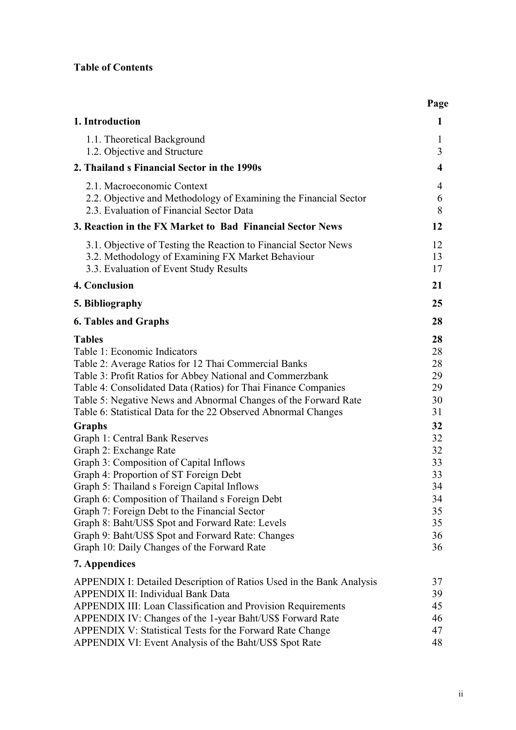**Table of Contents**

| | Page |
|---|---|
| **1. Introduction** | **1** |
| 1.1. Theoretical Background | 1 |
| 1.2. Objective and Structure | 3 |
| **2. Thailand s Financial Sector in the 1990s** | **4** |
| 2.1. Macroeconomic Context | 4 |
| 2.2. Objective and Methodology of Examining the Financial Sector | 6 |
| 2.3. Evaluation of Financial Sector Data | 8 |
| **3. Reaction in the FX Market to Bad Financial Sector News** | **12** |
| 3.1. Objective of Testing the Reaction to Financial Sector News | 12 |
| 3.2. Methodology of Examining FX Market Behaviour | 13 |
| 3.3. Evaluation of Event Study Results | 17 |
| **4. Conclusion** | **21** |
| **5. Bibliography** | **25** |
| **6. Tables and Graphs** | **28** |
| **Tables** | **28** |
| Table 1: Economic Indicators | 28 |
| Table 2: Average Ratios for 12 Thai Commercial Banks | 28 |
| Table 3: Profit Ratios for Abbey National and Commerzbank | 29 |
| Table 4: Consolidated Data (Ratios) for Thai Finance Companies | 29 |
| Table 5: Negative News and Abnormal Changes of the Forward Rate | 30 |
| Table 6: Statistical Data for the 22 Observed Abnormal Changes | 31 |
| **Graphs** | **32** |
| Graph 1: Central Bank Reserves | 32 |
| Graph 2: Exchange Rate | 32 |
| Graph 3: Composition of Capital Inflows | 33 |
| Graph 4: Proportion of ST Foreign Debt | 33 |
| Graph 5: Thailand s Foreign Capital Inflows | 34 |
| Graph 6: Composition of Thailand s Foreign Debt | 34 |
| Graph 7: Foreign Debt to the Financial Sector | 35 |
| Graph 8: Baht/US$ Spot and Forward Rate: Levels | 35 |
| Graph 9: Baht/US$ Spot and Forward Rate: Changes | 36 |
| Graph 10: Daily Changes of the Forward Rate | 36 |
| **7. Appendices** | |
| APPENDIX I: Detailed Description of Ratios Used in the Bank Analysis | 37 |
| APPENDIX II: Individual Bank Data | 39 |
| APPENDIX III: Loan Classification and Provision Requirements | 45 |
| APPENDIX IV: Changes of the 1-year Baht/US$ Forward Rate | 46 |
| APPENDIX V: Statistical Tests for the Forward Rate Change | 47 |
| APPENDIX VI: Event Analysis of the Baht/US$ Spot Rate | 48 |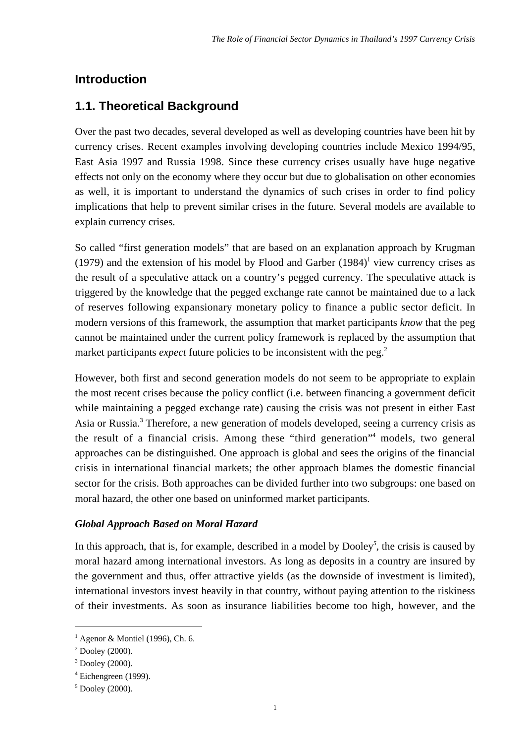# Introduction

## 1.1. Theoretical Background

Over the past two decades, several developed as well as developing countries have been hit by currency crises. Recent examples involving developing countries include Mexico 1994/95, East Asia 1997 and Russia 1998. Since these currency crises usually have huge negative effects not only on the economy where they occur but due to globalisation on other economies as well, it is important to understand the dynamics of such crises in order to find policy implications that help to prevent similar crises in the future. Several models are available to explain currency crises.

So called "first generation models" that are based on an explanation approach by Krugman (1979) and the extension of his model by Flood and Garber (1984)[1] view currency crises as the result of a speculative attack on a country's pegged currency. The speculative attack is triggered by the knowledge that the pegged exchange rate cannot be maintained due to a lack of reserves following expansionary monetary policy to finance a public sector deficit. In modern versions of this framework, the assumption that market participants *know* that the peg cannot be maintained under the current policy framework is replaced by the assumption that market participants *expect* future policies to be inconsistent with the peg.[2]

However, both first and second generation models do not seem to be appropriate to explain the most recent crises because the policy conflict (i.e. between financing a government deficit while maintaining a pegged exchange rate) causing the crisis was not present in either East Asia or Russia.[3] Therefore, a new generation of models developed, seeing a currency crisis as the result of a financial crisis. Among these "third generation"[4] models, two general approaches can be distinguished. One approach is global and sees the origins of the financial crisis in international financial markets; the other approach blames the domestic financial sector for the crisis. Both approaches can be divided further into two subgroups: one based on moral hazard, the other one based on uninformed market participants.

***Global Approach Based on Moral Hazard***

In this approach, that is, for example, described in a model by Dooley[5], the crisis is caused by moral hazard among international investors. As long as deposits in a country are insured by the government and thus, offer attractive yields (as the downside of investment is limited), international investors invest heavily in that country, without paying attention to the riskiness of their investments. As soon as insurance liabilities become too high, however, and the

---

[1] Agenor & Montiel (1996), Ch. 6.

[2] Dooley (2000).

[3] Dooley (2000).

[4] Eichengreen (1999).

[5] Dooley (2000).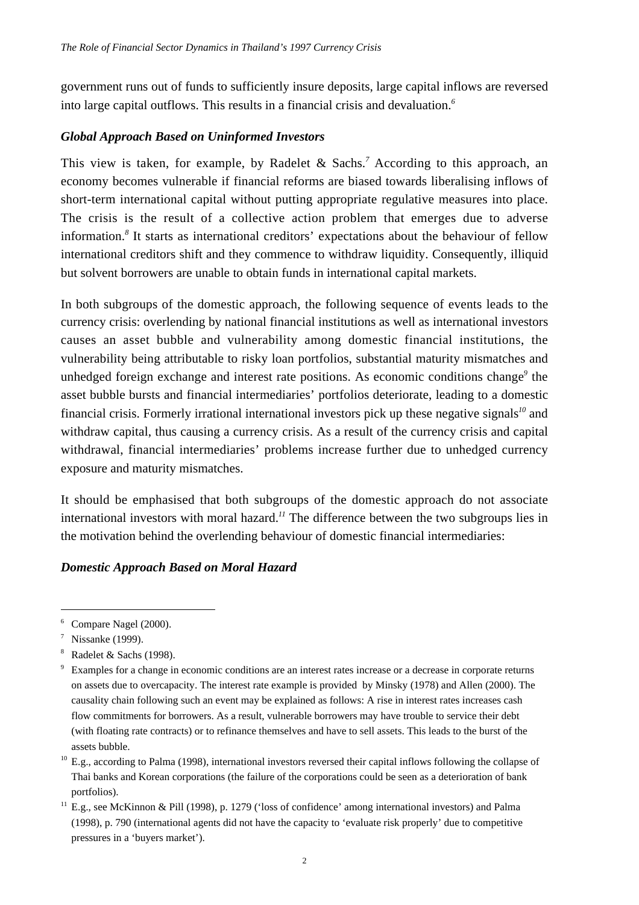government runs out of funds to sufficiently insure deposits, large capital inflows are reversed into large capital outflows. This results in a financial crisis and devaluation.[6]

### *Global Approach Based on Uninformed Investors*

This view is taken, for example, by Radelet & Sachs.[7] According to this approach, an economy becomes vulnerable if financial reforms are biased towards liberalising inflows of short-term international capital without putting appropriate regulative measures into place. The crisis is the result of a collective action problem that emerges due to adverse information.[8] It starts as international creditors' expectations about the behaviour of fellow international creditors shift and they commence to withdraw liquidity. Consequently, illiquid but solvent borrowers are unable to obtain funds in international capital markets.

In both subgroups of the domestic approach, the following sequence of events leads to the currency crisis: overlending by national financial institutions as well as international investors causes an asset bubble and vulnerability among domestic financial institutions, the vulnerability being attributable to risky loan portfolios, substantial maturity mismatches and unhedged foreign exchange and interest rate positions. As economic conditions change[9] the asset bubble bursts and financial intermediaries' portfolios deteriorate, leading to a domestic financial crisis. Formerly irrational international investors pick up these negative signals[10] and withdraw capital, thus causing a currency crisis. As a result of the currency crisis and capital withdrawal, financial intermediaries' problems increase further due to unhedged currency exposure and maturity mismatches.

It should be emphasised that both subgroups of the domestic approach do not associate international investors with moral hazard.[11] The difference between the two subgroups lies in the motivation behind the overlending behaviour of domestic financial intermediaries:

### *Domestic Approach Based on Moral Hazard*

---

[6] Compare Nagel (2000).

[7] Nissanke (1999).

[8] Radelet & Sachs (1998).

[9] Examples for a change in economic conditions are an interest rates increase or a decrease in corporate returns on assets due to overcapacity. The interest rate example is provided by Minsky (1978) and Allen (2000). The causality chain following such an event may be explained as follows: A rise in interest rates increases cash flow commitments for borrowers. As a result, vulnerable borrowers may have trouble to service their debt (with floating rate contracts) or to refinance themselves and have to sell assets. This leads to the burst of the assets bubble.

[10] E.g., according to Palma (1998), international investors reversed their capital inflows following the collapse of Thai banks and Korean corporations (the failure of the corporations could be seen as a deterioration of bank portfolios).

[11] E.g., see McKinnon & Pill (1998), p. 1279 ('loss of confidence' among international investors) and Palma (1998), p. 790 (international agents did not have the capacity to 'evaluate risk properly' due to competitive pressures in a 'buyers market').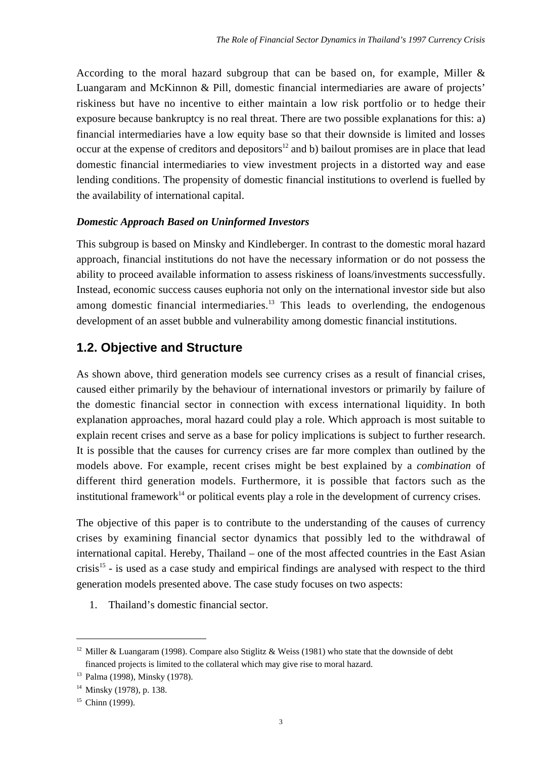According to the moral hazard subgroup that can be based on, for example, Miller & Luangaram and McKinnon & Pill, domestic financial intermediaries are aware of projects' riskiness but have no incentive to either maintain a low risk portfolio or to hedge their exposure because bankruptcy is no real threat. There are two possible explanations for this: a) financial intermediaries have a low equity base so that their downside is limited and losses occur at the expense of creditors and depositors[12] and b) bailout promises are in place that lead domestic financial intermediaries to view investment projects in a distorted way and ease lending conditions. The propensity of domestic financial institutions to overlend is fuelled by the availability of international capital.

***Domestic Approach Based on Uninformed Investors***

This subgroup is based on Minsky and Kindleberger. In contrast to the domestic moral hazard approach, financial institutions do not have the necessary information or do not possess the ability to proceed available information to assess riskiness of loans/investments successfully. Instead, economic success causes euphoria not only on the international investor side but also among domestic financial intermediaries.[13] This leads to overlending, the endogenous development of an asset bubble and vulnerability among domestic financial institutions.

## 1.2. Objective and Structure

As shown above, third generation models see currency crises as a result of financial crises, caused either primarily by the behaviour of international investors or primarily by failure of the domestic financial sector in connection with excess international liquidity. In both explanation approaches, moral hazard could play a role. Which approach is most suitable to explain recent crises and serve as a base for policy implications is subject to further research. It is possible that the causes for currency crises are far more complex than outlined by the models above. For example, recent crises might be best explained by a *combination* of different third generation models. Furthermore, it is possible that factors such as the institutional framework[14] or political events play a role in the development of currency crises.

The objective of this paper is to contribute to the understanding of the causes of currency crises by examining financial sector dynamics that possibly led to the withdrawal of international capital. Hereby, Thailand – one of the most affected countries in the East Asian crisis[15] - is used as a case study and empirical findings are analysed with respect to the third generation models presented above. The case study focuses on two aspects:

1. Thailand's domestic financial sector.

---

[12] Miller & Luangaram (1998). Compare also Stiglitz & Weiss (1981) who state that the downside of debt financed projects is limited to the collateral which may give rise to moral hazard.

[13] Palma (1998), Minsky (1978).

[14] Minsky (1978), p. 138.

[15] Chinn (1999).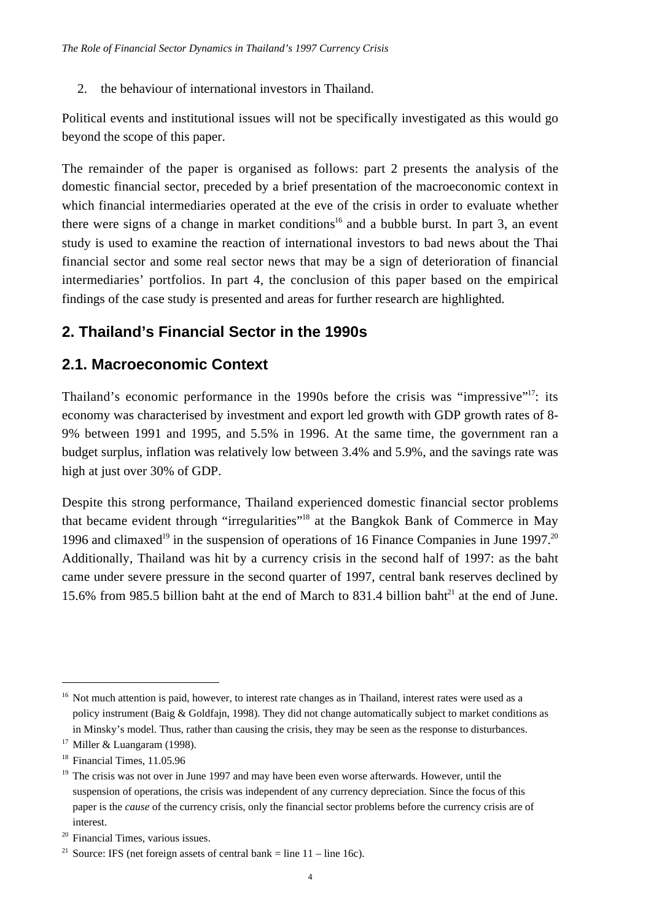2. the behaviour of international investors in Thailand.

Political events and institutional issues will not be specifically investigated as this would go beyond the scope of this paper.

The remainder of the paper is organised as follows: part 2 presents the analysis of the domestic financial sector, preceded by a brief presentation of the macroeconomic context in which financial intermediaries operated at the eve of the crisis in order to evaluate whether there were signs of a change in market conditions[16] and a bubble burst. In part 3, an event study is used to examine the reaction of international investors to bad news about the Thai financial sector and some real sector news that may be a sign of deterioration of financial intermediaries' portfolios. In part 4, the conclusion of this paper based on the empirical findings of the case study is presented and areas for further research are highlighted.

## 2. Thailand's Financial Sector in the 1990s

### 2.1. Macroeconomic Context

Thailand's economic performance in the 1990s before the crisis was "impressive"[17]: its economy was characterised by investment and export led growth with GDP growth rates of 8-9% between 1991 and 1995, and 5.5% in 1996. At the same time, the government ran a budget surplus, inflation was relatively low between 3.4% and 5.9%, and the savings rate was high at just over 30% of GDP.

Despite this strong performance, Thailand experienced domestic financial sector problems that became evident through "irregularities"[18] at the Bangkok Bank of Commerce in May 1996 and climaxed[19] in the suspension of operations of 16 Finance Companies in June 1997.[20] Additionally, Thailand was hit by a currency crisis in the second half of 1997: as the baht came under severe pressure in the second quarter of 1997, central bank reserves declined by 15.6% from 985.5 billion baht at the end of March to 831.4 billion baht[21] at the end of June.

---

[16] Not much attention is paid, however, to interest rate changes as in Thailand, interest rates were used as a policy instrument (Baig & Goldfajn, 1998). They did not change automatically subject to market conditions as in Minsky's model. Thus, rather than causing the crisis, they may be seen as the response to disturbances.

[17] Miller & Luangaram (1998).

[18] Financial Times, 11.05.96

[19] The crisis was not over in June 1997 and may have been even worse afterwards. However, until the suspension of operations, the crisis was independent of any currency depreciation. Since the focus of this paper is the *cause* of the currency crisis, only the financial sector problems before the currency crisis are of interest.

[20] Financial Times, various issues.

[21] Source: IFS (net foreign assets of central bank = line 11 – line 16c).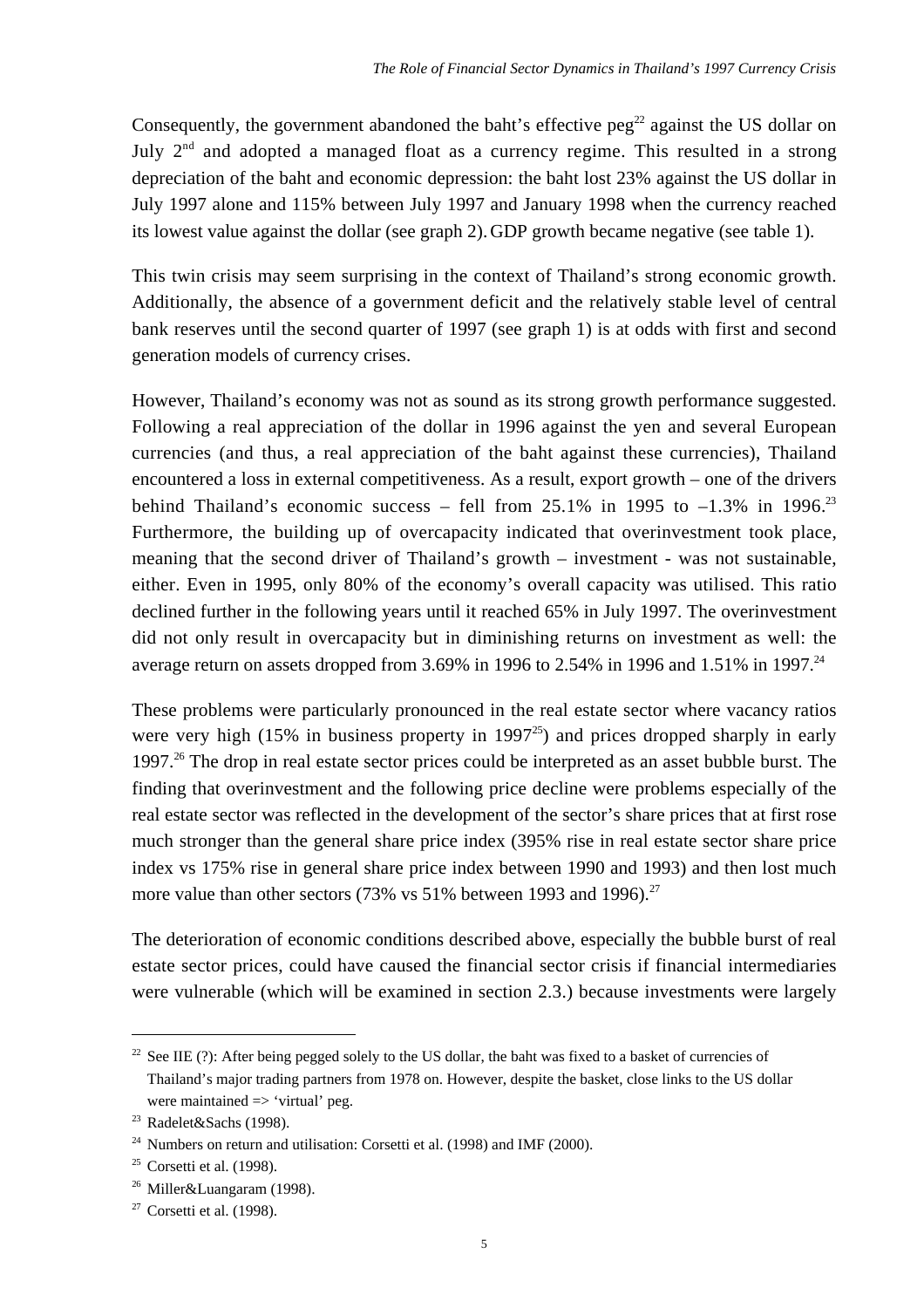Consequently, the government abandoned the baht's effective peg[22] against the US dollar on July 2[nd] and adopted a managed float as a currency regime. This resulted in a strong depreciation of the baht and economic depression: the baht lost 23% against the US dollar in July 1997 alone and 115% between July 1997 and January 1998 when the currency reached its lowest value against the dollar (see graph 2). GDP growth became negative (see table 1).

This twin crisis may seem surprising in the context of Thailand's strong economic growth. Additionally, the absence of a government deficit and the relatively stable level of central bank reserves until the second quarter of 1997 (see graph 1) is at odds with first and second generation models of currency crises.

However, Thailand's economy was not as sound as its strong growth performance suggested. Following a real appreciation of the dollar in 1996 against the yen and several European currencies (and thus, a real appreciation of the baht against these currencies), Thailand encountered a loss in external competitiveness. As a result, export growth – one of the drivers behind Thailand's economic success – fell from 25.1% in 1995 to –1.3% in 1996.[23] Furthermore, the building up of overcapacity indicated that overinvestment took place, meaning that the second driver of Thailand's growth – investment - was not sustainable, either. Even in 1995, only 80% of the economy's overall capacity was utilised. This ratio declined further in the following years until it reached 65% in July 1997. The overinvestment did not only result in overcapacity but in diminishing returns on investment as well: the average return on assets dropped from 3.69% in 1996 to 2.54% in 1996 and 1.51% in 1997.[24]

These problems were particularly pronounced in the real estate sector where vacancy ratios were very high (15% in business property in 1997[25]) and prices dropped sharply in early 1997.[26] The drop in real estate sector prices could be interpreted as an asset bubble burst. The finding that overinvestment and the following price decline were problems especially of the real estate sector was reflected in the development of the sector's share prices that at first rose much stronger than the general share price index (395% rise in real estate sector share price index vs 175% rise in general share price index between 1990 and 1993) and then lost much more value than other sectors (73% vs 51% between 1993 and 1996).[27]

The deterioration of economic conditions described above, especially the bubble burst of real estate sector prices, could have caused the financial sector crisis if financial intermediaries were vulnerable (which will be examined in section 2.3.) because investments were largely

---

[22] See IIE (?): After being pegged solely to the US dollar, the baht was fixed to a basket of currencies of Thailand's major trading partners from 1978 on. However, despite the basket, close links to the US dollar were maintained => 'virtual' peg.

[23] Radelet&Sachs (1998).

[24] Numbers on return and utilisation: Corsetti et al. (1998) and IMF (2000).

[25] Corsetti et al. (1998).

[26] Miller&Luangaram (1998).

[27] Corsetti et al. (1998).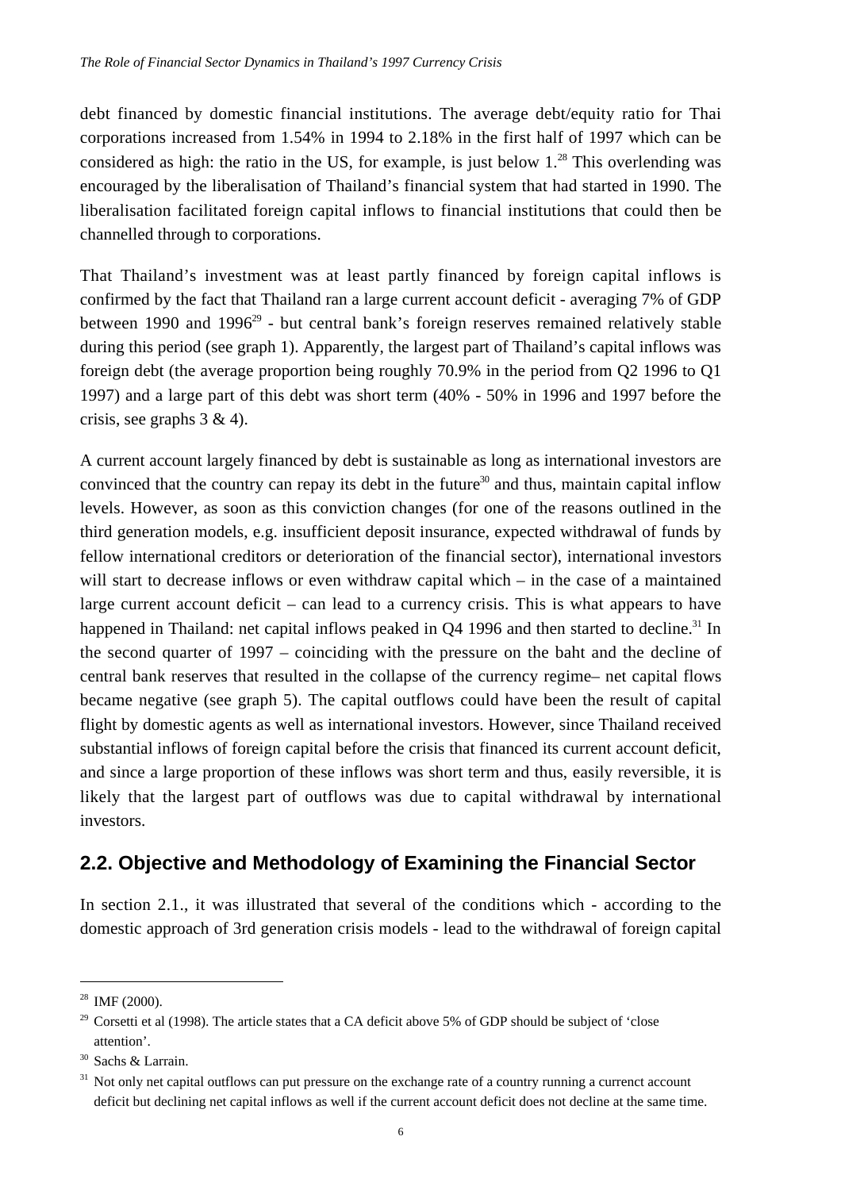debt financed by domestic financial institutions. The average debt/equity ratio for Thai corporations increased from 1.54% in 1994 to 2.18% in the first half of 1997 which can be considered as high: the ratio in the US, for example, is just below 1.[28] This overlending was encouraged by the liberalisation of Thailand's financial system that had started in 1990. The liberalisation facilitated foreign capital inflows to financial institutions that could then be channelled through to corporations.

That Thailand's investment was at least partly financed by foreign capital inflows is confirmed by the fact that Thailand ran a large current account deficit - averaging 7% of GDP between 1990 and 1996[29] - but central bank's foreign reserves remained relatively stable during this period (see graph 1). Apparently, the largest part of Thailand's capital inflows was foreign debt (the average proportion being roughly 70.9% in the period from Q2 1996 to Q1 1997) and a large part of this debt was short term (40% - 50% in 1996 and 1997 before the crisis, see graphs 3 & 4).

A current account largely financed by debt is sustainable as long as international investors are convinced that the country can repay its debt in the future[30] and thus, maintain capital inflow levels. However, as soon as this conviction changes (for one of the reasons outlined in the third generation models, e.g. insufficient deposit insurance, expected withdrawal of funds by fellow international creditors or deterioration of the financial sector), international investors will start to decrease inflows or even withdraw capital which – in the case of a maintained large current account deficit – can lead to a currency crisis. This is what appears to have happened in Thailand: net capital inflows peaked in Q4 1996 and then started to decline.[31] In the second quarter of 1997 – coinciding with the pressure on the baht and the decline of central bank reserves that resulted in the collapse of the currency regime– net capital flows became negative (see graph 5). The capital outflows could have been the result of capital flight by domestic agents as well as international investors. However, since Thailand received substantial inflows of foreign capital before the crisis that financed its current account deficit, and since a large proportion of these inflows was short term and thus, easily reversible, it is likely that the largest part of outflows was due to capital withdrawal by international investors.

## 2.2. Objective and Methodology of Examining the Financial Sector

In section 2.1., it was illustrated that several of the conditions which - according to the domestic approach of 3rd generation crisis models - lead to the withdrawal of foreign capital

---

[28] IMF (2000).

[29] Corsetti et al (1998). The article states that a CA deficit above 5% of GDP should be subject of 'close attention'.

[30] Sachs & Larrain.

[31] Not only net capital outflows can put pressure on the exchange rate of a country running a currenct account deficit but declining net capital inflows as well if the current account deficit does not decline at the same time.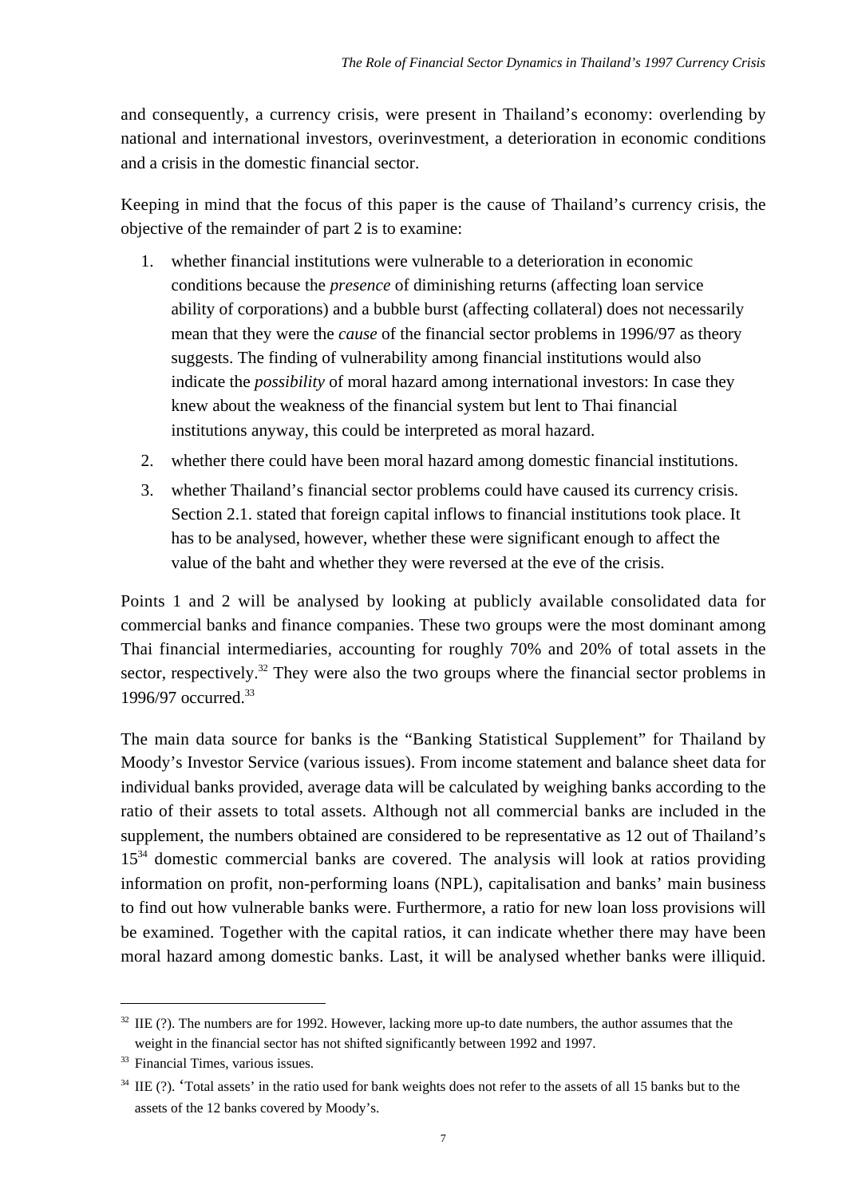and consequently, a currency crisis, were present in Thailand's economy: overlending by national and international investors, overinvestment, a deterioration in economic conditions and a crisis in the domestic financial sector.

Keeping in mind that the focus of this paper is the cause of Thailand's currency crisis, the objective of the remainder of part 2 is to examine:

1. whether financial institutions were vulnerable to a deterioration in economic conditions because the *presence* of diminishing returns (affecting loan service ability of corporations) and a bubble burst (affecting collateral) does not necessarily mean that they were the *cause* of the financial sector problems in 1996/97 as theory suggests. The finding of vulnerability among financial institutions would also indicate the *possibility* of moral hazard among international investors: In case they knew about the weakness of the financial system but lent to Thai financial institutions anyway, this could be interpreted as moral hazard.
2. whether there could have been moral hazard among domestic financial institutions.
3. whether Thailand's financial sector problems could have caused its currency crisis. Section 2.1. stated that foreign capital inflows to financial institutions took place. It has to be analysed, however, whether these were significant enough to affect the value of the baht and whether they were reversed at the eve of the crisis.

Points 1 and 2 will be analysed by looking at publicly available consolidated data for commercial banks and finance companies. These two groups were the most dominant among Thai financial intermediaries, accounting for roughly 70% and 20% of total assets in the sector, respectively.[32] They were also the two groups where the financial sector problems in 1996/97 occurred.[33]

The main data source for banks is the "Banking Statistical Supplement" for Thailand by Moody's Investor Service (various issues). From income statement and balance sheet data for individual banks provided, average data will be calculated by weighing banks according to the ratio of their assets to total assets. Although not all commercial banks are included in the supplement, the numbers obtained are considered to be representative as 12 out of Thailand's 15[34] domestic commercial banks are covered. The analysis will look at ratios providing information on profit, non-performing loans (NPL), capitalisation and banks' main business to find out how vulnerable banks were. Furthermore, a ratio for new loan loss provisions will be examined. Together with the capital ratios, it can indicate whether there may have been moral hazard among domestic banks. Last, it will be analysed whether banks were illiquid.

---

[32] IIE (?). The numbers are for 1992. However, lacking more up-to date numbers, the author assumes that the weight in the financial sector has not shifted significantly between 1992 and 1997.

[33] Financial Times, various issues.

[34] IIE (?). 'Total assets' in the ratio used for bank weights does not refer to the assets of all 15 banks but to the assets of the 12 banks covered by Moody's.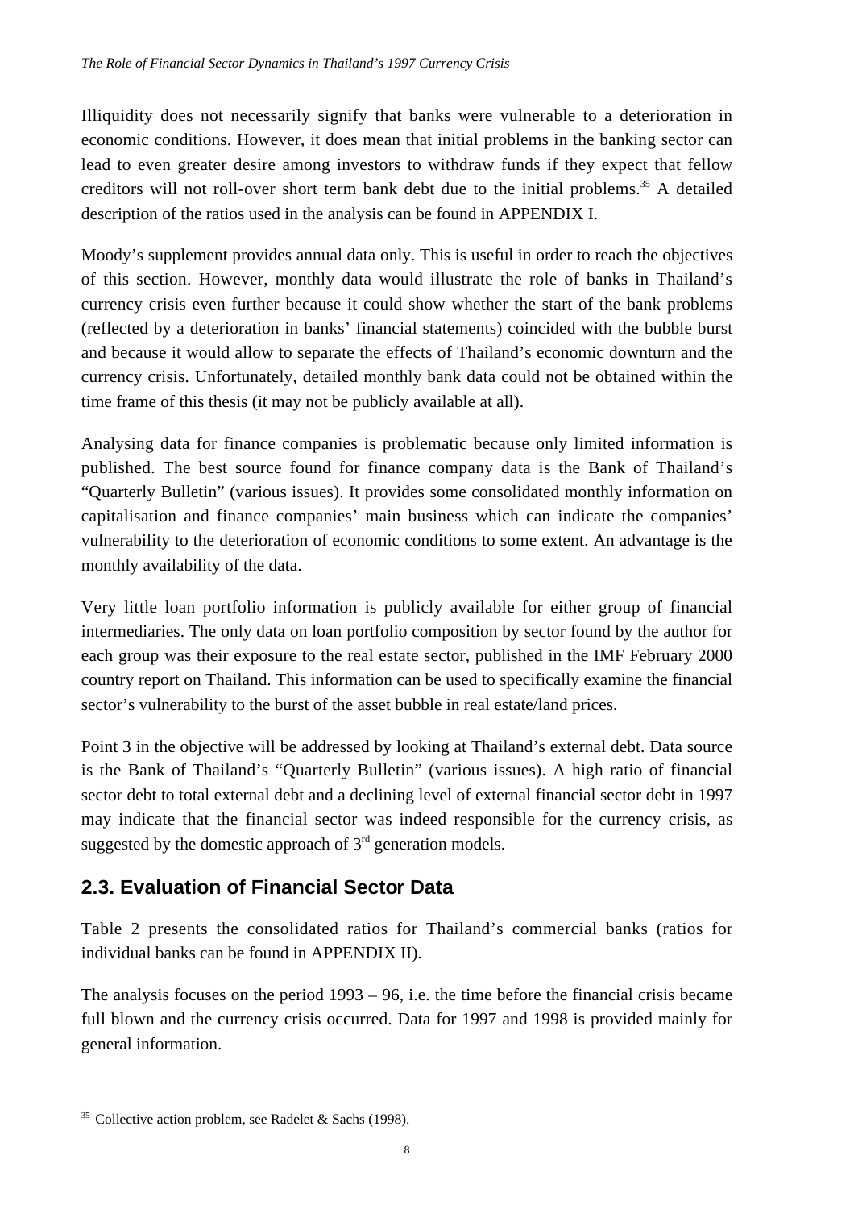Illiquidity does not necessarily signify that banks were vulnerable to a deterioration in economic conditions. However, it does mean that initial problems in the banking sector can lead to even greater desire among investors to withdraw funds if they expect that fellow creditors will not roll-over short term bank debt due to the initial problems.[35] A detailed description of the ratios used in the analysis can be found in APPENDIX I.

Moody's supplement provides annual data only. This is useful in order to reach the objectives of this section. However, monthly data would illustrate the role of banks in Thailand's currency crisis even further because it could show whether the start of the bank problems (reflected by a deterioration in banks' financial statements) coincided with the bubble burst and because it would allow to separate the effects of Thailand's economic downturn and the currency crisis. Unfortunately, detailed monthly bank data could not be obtained within the time frame of this thesis (it may not be publicly available at all).

Analysing data for finance companies is problematic because only limited information is published. The best source found for finance company data is the Bank of Thailand's "Quarterly Bulletin" (various issues). It provides some consolidated monthly information on capitalisation and finance companies' main business which can indicate the companies' vulnerability to the deterioration of economic conditions to some extent. An advantage is the monthly availability of the data.

Very little loan portfolio information is publicly available for either group of financial intermediaries. The only data on loan portfolio composition by sector found by the author for each group was their exposure to the real estate sector, published in the IMF February 2000 country report on Thailand. This information can be used to specifically examine the financial sector's vulnerability to the burst of the asset bubble in real estate/land prices.

Point 3 in the objective will be addressed by looking at Thailand's external debt. Data source is the Bank of Thailand's "Quarterly Bulletin" (various issues). A high ratio of financial sector debt to total external debt and a declining level of external financial sector debt in 1997 may indicate that the financial sector was indeed responsible for the currency crisis, as suggested by the domestic approach of 3rd generation models.

## 2.3. Evaluation of Financial Sector Data

Table 2 presents the consolidated ratios for Thailand's commercial banks (ratios for individual banks can be found in APPENDIX II).

The analysis focuses on the period 1993 – 96, i.e. the time before the financial crisis became full blown and the currency crisis occurred. Data for 1997 and 1998 is provided mainly for general information.

[35] Collective action problem, see Radelet & Sachs (1998).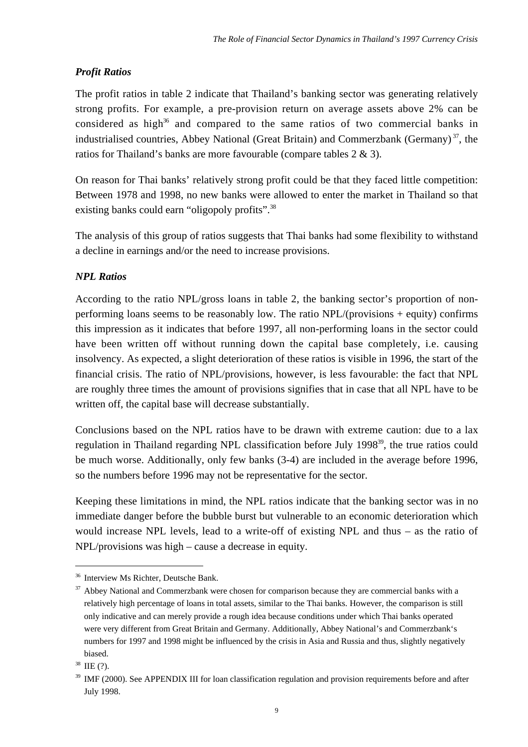### *Profit Ratios*

The profit ratios in table 2 indicate that Thailand's banking sector was generating relatively strong profits. For example, a pre-provision return on average assets above 2% can be considered as high[36] and compared to the same ratios of two commercial banks in industrialised countries, Abbey National (Great Britain) and Commerzbank (Germany)[37], the ratios for Thailand's banks are more favourable (compare tables 2 & 3).

On reason for Thai banks' relatively strong profit could be that they faced little competition: Between 1978 and 1998, no new banks were allowed to enter the market in Thailand so that existing banks could earn "oligopoly profits".[38]

The analysis of this group of ratios suggests that Thai banks had some flexibility to withstand a decline in earnings and/or the need to increase provisions.

### *NPL Ratios*

According to the ratio NPL/gross loans in table 2, the banking sector's proportion of non-performing loans seems to be reasonably low. The ratio NPL/(provisions + equity) confirms this impression as it indicates that before 1997, all non-performing loans in the sector could have been written off without running down the capital base completely, i.e. causing insolvency. As expected, a slight deterioration of these ratios is visible in 1996, the start of the financial crisis. The ratio of NPL/provisions, however, is less favourable: the fact that NPL are roughly three times the amount of provisions signifies that in case that all NPL have to be written off, the capital base will decrease substantially.

Conclusions based on the NPL ratios have to be drawn with extreme caution: due to a lax regulation in Thailand regarding NPL classification before July 1998[39], the true ratios could be much worse. Additionally, only few banks (3-4) are included in the average before 1996, so the numbers before 1996 may not be representative for the sector.

Keeping these limitations in mind, the NPL ratios indicate that the banking sector was in no immediate danger before the bubble burst but vulnerable to an economic deterioration which would increase NPL levels, lead to a write-off of existing NPL and thus – as the ratio of NPL/provisions was high – cause a decrease in equity.

---

[36] Interview Ms Richter, Deutsche Bank.

[37] Abbey National and Commerzbank were chosen for comparison because they are commercial banks with a relatively high percentage of loans in total assets, similar to the Thai banks. However, the comparison is still only indicative and can merely provide a rough idea because conditions under which Thai banks operated were very different from Great Britain and Germany. Additionally, Abbey National's and Commerzbank's numbers for 1997 and 1998 might be influenced by the crisis in Asia and Russia and thus, slightly negatively biased.

[38] IIE (?).

[39] IMF (2000). See APPENDIX III for loan classification regulation and provision requirements before and after July 1998.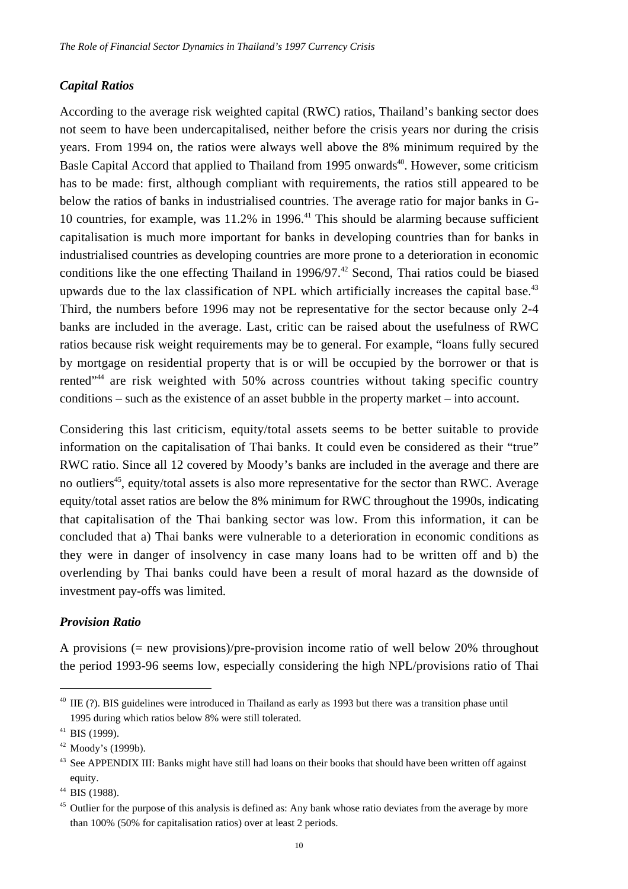### *Capital Ratios*

According to the average risk weighted capital (RWC) ratios, Thailand's banking sector does not seem to have been undercapitalised, neither before the crisis years nor during the crisis years. From 1994 on, the ratios were always well above the 8% minimum required by the Basle Capital Accord that applied to Thailand from 1995 onwards[40]. However, some criticism has to be made: first, although compliant with requirements, the ratios still appeared to be below the ratios of banks in industrialised countries. The average ratio for major banks in G-10 countries, for example, was 11.2% in 1996.[41] This should be alarming because sufficient capitalisation is much more important for banks in developing countries than for banks in industrialised countries as developing countries are more prone to a deterioration in economic conditions like the one effecting Thailand in 1996/97.[42] Second, Thai ratios could be biased upwards due to the lax classification of NPL which artificially increases the capital base.[43] Third, the numbers before 1996 may not be representative for the sector because only 2-4 banks are included in the average. Last, critic can be raised about the usefulness of RWC ratios because risk weight requirements may be to general. For example, "loans fully secured by mortgage on residential property that is or will be occupied by the borrower or that is rented"[44] are risk weighted with 50% across countries without taking specific country conditions – such as the existence of an asset bubble in the property market – into account.

Considering this last criticism, equity/total assets seems to be better suitable to provide information on the capitalisation of Thai banks. It could even be considered as their "true" RWC ratio. Since all 12 covered by Moody's banks are included in the average and there are no outliers[45], equity/total assets is also more representative for the sector than RWC. Average equity/total asset ratios are below the 8% minimum for RWC throughout the 1990s, indicating that capitalisation of the Thai banking sector was low. From this information, it can be concluded that a) Thai banks were vulnerable to a deterioration in economic conditions as they were in danger of insolvency in case many loans had to be written off and b) the overlending by Thai banks could have been a result of moral hazard as the downside of investment pay-offs was limited.

### *Provision Ratio*

A provisions (= new provisions)/pre-provision income ratio of well below 20% throughout the period 1993-96 seems low, especially considering the high NPL/provisions ratio of Thai

---

[40] IIE (?). BIS guidelines were introduced in Thailand as early as 1993 but there was a transition phase until 1995 during which ratios below 8% were still tolerated.

[41] BIS (1999).

[42] Moody's (1999b).

[43] See APPENDIX III: Banks might have still had loans on their books that should have been written off against equity.

[44] BIS (1988).

[45] Outlier for the purpose of this analysis is defined as: Any bank whose ratio deviates from the average by more than 100% (50% for capitalisation ratios) over at least 2 periods.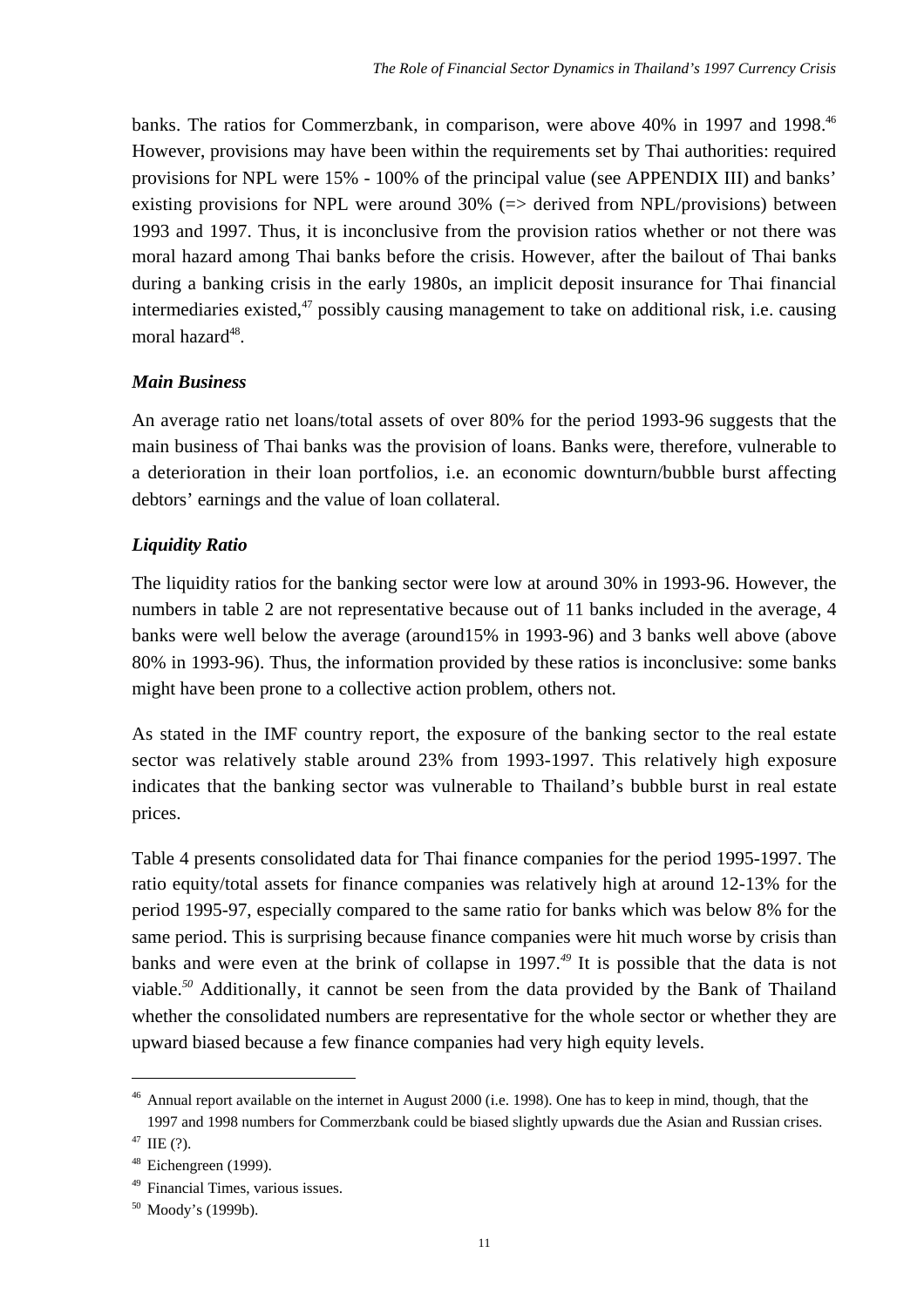banks. The ratios for Commerzbank, in comparison, were above 40% in 1997 and 1998.[46] However, provisions may have been within the requirements set by Thai authorities: required provisions for NPL were 15% - 100% of the principal value (see APPENDIX III) and banks' existing provisions for NPL were around 30% (=> derived from NPL/provisions) between 1993 and 1997. Thus, it is inconclusive from the provision ratios whether or not there was moral hazard among Thai banks before the crisis. However, after the bailout of Thai banks during a banking crisis in the early 1980s, an implicit deposit insurance for Thai financial intermediaries existed,[47] possibly causing management to take on additional risk, i.e. causing moral hazard[48].

***Main Business***

An average ratio net loans/total assets of over 80% for the period 1993-96 suggests that the main business of Thai banks was the provision of loans. Banks were, therefore, vulnerable to a deterioration in their loan portfolios, i.e. an economic downturn/bubble burst affecting debtors' earnings and the value of loan collateral.

***Liquidity Ratio***

The liquidity ratios for the banking sector were low at around 30% in 1993-96. However, the numbers in table 2 are not representative because out of 11 banks included in the average, 4 banks were well below the average (around15% in 1993-96) and 3 banks well above (above 80% in 1993-96). Thus, the information provided by these ratios is inconclusive: some banks might have been prone to a collective action problem, others not.

As stated in the IMF country report, the exposure of the banking sector to the real estate sector was relatively stable around 23% from 1993-1997. This relatively high exposure indicates that the banking sector was vulnerable to Thailand's bubble burst in real estate prices.

Table 4 presents consolidated data for Thai finance companies for the period 1995-1997. The ratio equity/total assets for finance companies was relatively high at around 12-13% for the period 1995-97, especially compared to the same ratio for banks which was below 8% for the same period. This is surprising because finance companies were hit much worse by crisis than banks and were even at the brink of collapse in 1997.[49] It is possible that the data is not viable.[50] Additionally, it cannot be seen from the data provided by the Bank of Thailand whether the consolidated numbers are representative for the whole sector or whether they are upward biased because a few finance companies had very high equity levels.

---

[46] Annual report available on the internet in August 2000 (i.e. 1998). One has to keep in mind, though, that the 1997 and 1998 numbers for Commerzbank could be biased slightly upwards due the Asian and Russian crises.

[47] IIE (?).

[48] Eichengreen (1999).

[49] Financial Times, various issues.

[50] Moody's (1999b).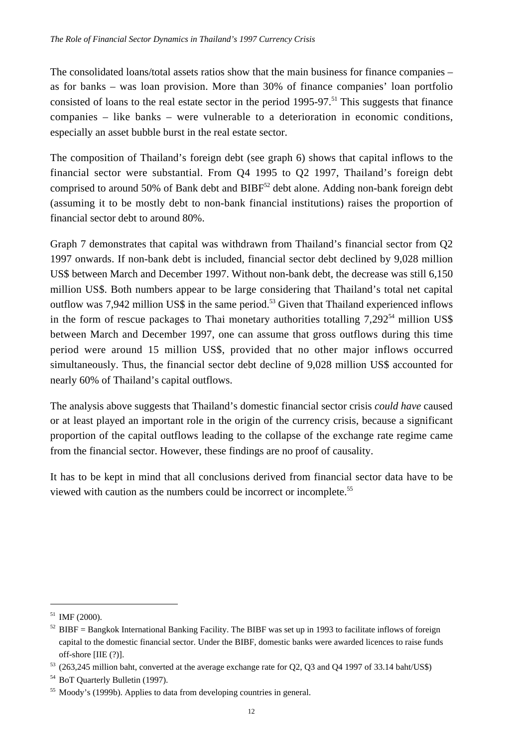The consolidated loans/total assets ratios show that the main business for finance companies – as for banks – was loan provision. More than 30% of finance companies' loan portfolio consisted of loans to the real estate sector in the period 1995-97.[51] This suggests that finance companies – like banks – were vulnerable to a deterioration in economic conditions, especially an asset bubble burst in the real estate sector.

The composition of Thailand's foreign debt (see graph 6) shows that capital inflows to the financial sector were substantial. From Q4 1995 to Q2 1997, Thailand's foreign debt comprised to around 50% of Bank debt and BIBF[52] debt alone. Adding non-bank foreign debt (assuming it to be mostly debt to non-bank financial institutions) raises the proportion of financial sector debt to around 80%.

Graph 7 demonstrates that capital was withdrawn from Thailand's financial sector from Q2 1997 onwards. If non-bank debt is included, financial sector debt declined by 9,028 million US$ between March and December 1997. Without non-bank debt, the decrease was still 6,150 million US$. Both numbers appear to be large considering that Thailand's total net capital outflow was 7,942 million US$ in the same period.[53] Given that Thailand experienced inflows in the form of rescue packages to Thai monetary authorities totalling 7,292[54] million US$ between March and December 1997, one can assume that gross outflows during this time period were around 15 million US$, provided that no other major inflows occurred simultaneously. Thus, the financial sector debt decline of 9,028 million US$ accounted for nearly 60% of Thailand's capital outflows.

The analysis above suggests that Thailand's domestic financial sector crisis *could have* caused or at least played an important role in the origin of the currency crisis, because a significant proportion of the capital outflows leading to the collapse of the exchange rate regime came from the financial sector. However, these findings are no proof of causality.

It has to be kept in mind that all conclusions derived from financial sector data have to be viewed with caution as the numbers could be incorrect or incomplete.[55]

---

[51] IMF (2000).

[52] BIBF = Bangkok International Banking Facility. The BIBF was set up in 1993 to facilitate inflows of foreign capital to the domestic financial sector. Under the BIBF, domestic banks were awarded licences to raise funds off-shore [IIE (?)].

[53] (263,245 million baht, converted at the average exchange rate for Q2, Q3 and Q4 1997 of 33.14 baht/US$)

[54] BoT Quarterly Bulletin (1997).

[55] Moody's (1999b). Applies to data from developing countries in general.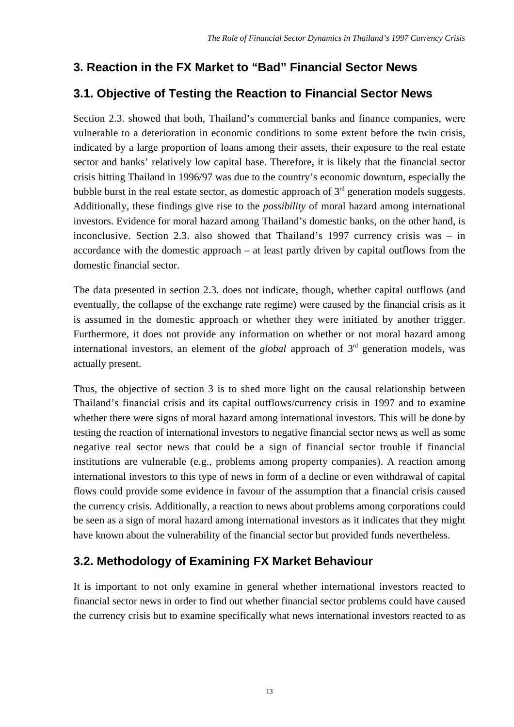# 3. Reaction in the FX Market to “Bad” Financial Sector News

## 3.1. Objective of Testing the Reaction to Financial Sector News

Section 2.3. showed that both, Thailand’s commercial banks and finance companies, were vulnerable to a deterioration in economic conditions to some extent before the twin crisis, indicated by a large proportion of loans among their assets, their exposure to the real estate sector and banks’ relatively low capital base. Therefore, it is likely that the financial sector crisis hitting Thailand in 1996/97 was due to the country’s economic downturn, especially the bubble burst in the real estate sector, as domestic approach of 3rd generation models suggests. Additionally, these findings give rise to the *possibility* of moral hazard among international investors. Evidence for moral hazard among Thailand’s domestic banks, on the other hand, is inconclusive. Section 2.3. also showed that Thailand’s 1997 currency crisis was – in accordance with the domestic approach – at least partly driven by capital outflows from the domestic financial sector.

The data presented in section 2.3. does not indicate, though, whether capital outflows (and eventually, the collapse of the exchange rate regime) were caused by the financial crisis as it is assumed in the domestic approach or whether they were initiated by another trigger. Furthermore, it does not provide any information on whether or not moral hazard among international investors, an element of the *global* approach of 3rd generation models, was actually present.

Thus, the objective of section 3 is to shed more light on the causal relationship between Thailand’s financial crisis and its capital outflows/currency crisis in 1997 and to examine whether there were signs of moral hazard among international investors. This will be done by testing the reaction of international investors to negative financial sector news as well as some negative real sector news that could be a sign of financial sector trouble if financial institutions are vulnerable (e.g., problems among property companies). A reaction among international investors to this type of news in form of a decline or even withdrawal of capital flows could provide some evidence in favour of the assumption that a financial crisis caused the currency crisis. Additionally, a reaction to news about problems among corporations could be seen as a sign of moral hazard among international investors as it indicates that they might have known about the vulnerability of the financial sector but provided funds nevertheless.

## 3.2. Methodology of Examining FX Market Behaviour

It is important to not only examine in general whether international investors reacted to financial sector news in order to find out whether financial sector problems could have caused the currency crisis but to examine specifically what news international investors reacted to as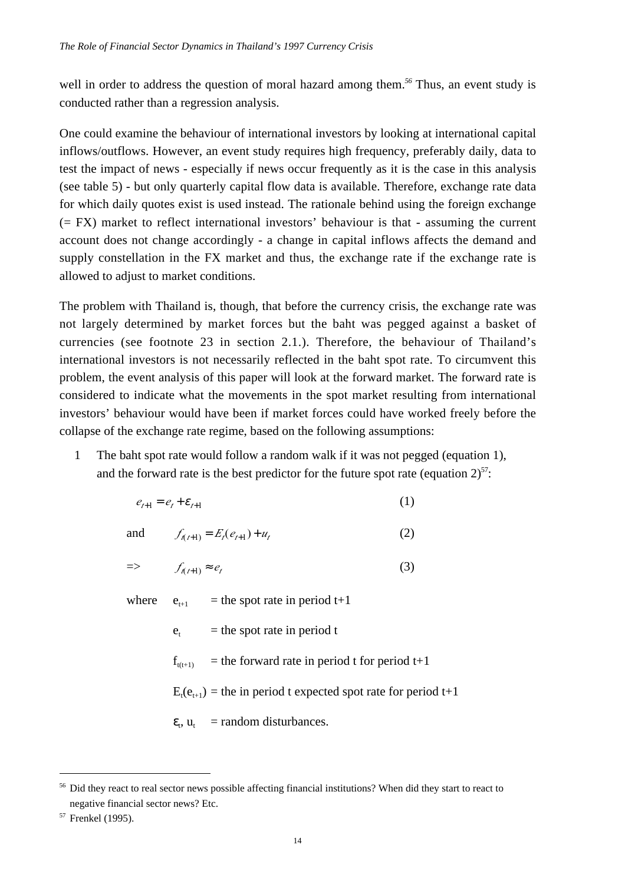well in order to address the question of moral hazard among them.[56] Thus, an event study is conducted rather than a regression analysis.

One could examine the behaviour of international investors by looking at international capital inflows/outflows. However, an event study requires high frequency, preferably daily, data to test the impact of news - especially if news occur frequently as it is the case in this analysis (see table 5) - but only quarterly capital flow data is available. Therefore, exchange rate data for which daily quotes exist is used instead. The rationale behind using the foreign exchange (= FX) market to reflect international investors' behaviour is that - assuming the current account does not change accordingly - a change in capital inflows affects the demand and supply constellation in the FX market and thus, the exchange rate if the exchange rate is allowed to adjust to market conditions.

The problem with Thailand is, though, that before the currency crisis, the exchange rate was not largely determined by market forces but the baht was pegged against a basket of currencies (see footnote 23 in section 2.1.). Therefore, the behaviour of Thailand's international investors is not necessarily reflected in the baht spot rate. To circumvent this problem, the event analysis of this paper will look at the forward market. The forward rate is considered to indicate what the movements in the spot market resulting from international investors' behaviour would have been if market forces could have worked freely before the collapse of the exchange rate regime, based on the following assumptions:

1. The baht spot rate would follow a random walk if it was not pegged (equation 1), and the forward rate is the best predictor for the future spot rate (equation 2)[57]:

$$e_{t+1} = e_t + \varepsilon_{t+1} \quad (1)$$

and

$$f_{t(t+1)} = E_t(e_{t+1}) + u_t \quad (2)$$

=>

$$f_{t(t+1)} \approx e_t \quad (3)$$

where $e_{t+1}$ = the spot rate in period t+1

$e_t$ = the spot rate in period t

$f_{t(t+1)}$ = the forward rate in period t for period t+1

$E_t(e_{t+1})$ = the in period t expected spot rate for period t+1

$\varepsilon_t$, $u_t$ = random disturbances.

---

[56] Did they react to real sector news possible affecting financial institutions? When did they start to react to negative financial sector news? Etc.

[57] Frenkel (1995).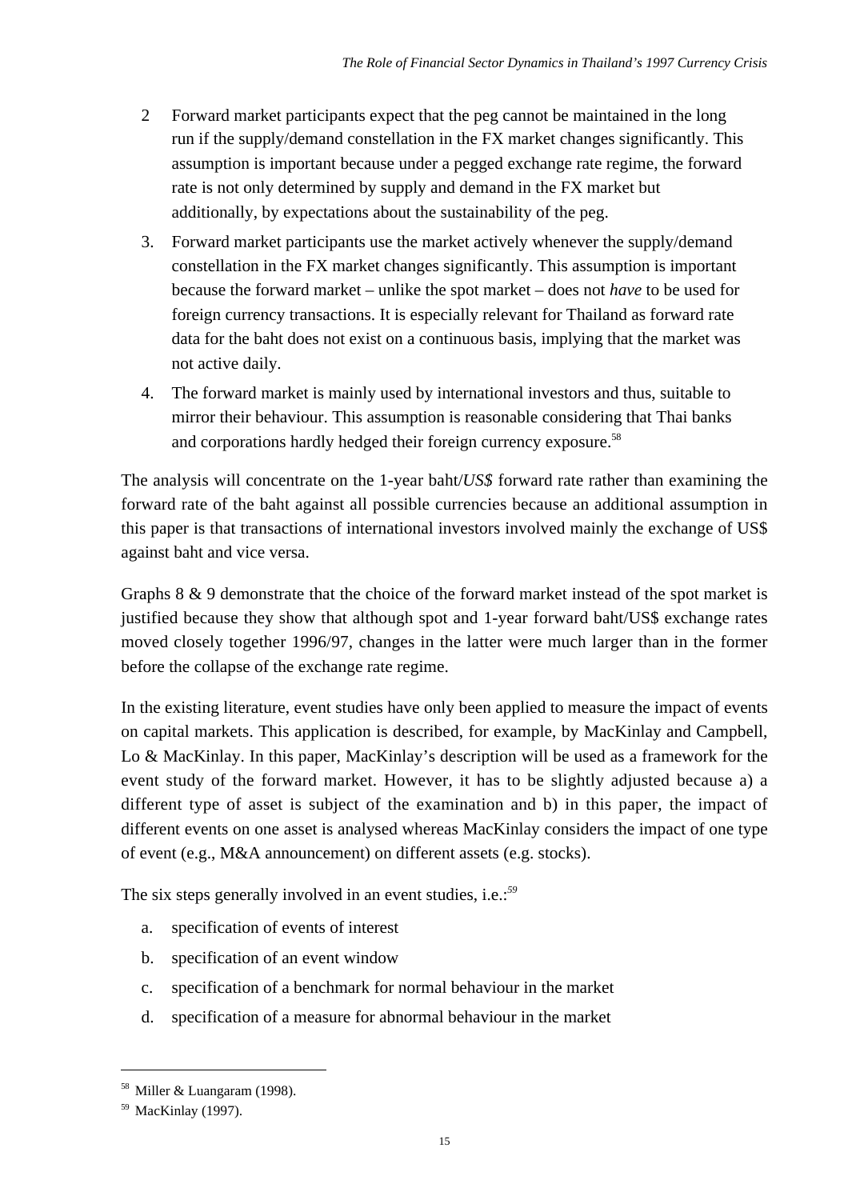2 Forward market participants expect that the peg cannot be maintained in the long run if the supply/demand constellation in the FX market changes significantly. This assumption is important because under a pegged exchange rate regime, the forward rate is not only determined by supply and demand in the FX market but additionally, by expectations about the sustainability of the peg.

3. Forward market participants use the market actively whenever the supply/demand constellation in the FX market changes significantly. This assumption is important because the forward market – unlike the spot market – does not *have* to be used for foreign currency transactions. It is especially relevant for Thailand as forward rate data for the baht does not exist on a continuous basis, implying that the market was not active daily.

4. The forward market is mainly used by international investors and thus, suitable to mirror their behaviour. This assumption is reasonable considering that Thai banks and corporations hardly hedged their foreign currency exposure.[58]

The analysis will concentrate on the 1-year baht/*US$* forward rate rather than examining the forward rate of the baht against all possible currencies because an additional assumption in this paper is that transactions of international investors involved mainly the exchange of US$ against baht and vice versa.

Graphs 8 & 9 demonstrate that the choice of the forward market instead of the spot market is justified because they show that although spot and 1-year forward baht/US$ exchange rates moved closely together 1996/97, changes in the latter were much larger than in the former before the collapse of the exchange rate regime.

In the existing literature, event studies have only been applied to measure the impact of events on capital markets. This application is described, for example, by MacKinlay and Campbell, Lo & MacKinlay. In this paper, MacKinlay's description will be used as a framework for the event study of the forward market. However, it has to be slightly adjusted because a) a different type of asset is subject of the examination and b) in this paper, the impact of different events on one asset is analysed whereas MacKinlay considers the impact of one type of event (e.g., M&A announcement) on different assets (e.g. stocks).

The six steps generally involved in an event studies, i.e.:[59]

a. specification of events of interest
b. specification of an event window
c. specification of a benchmark for normal behaviour in the market
d. specification of a measure for abnormal behaviour in the market

---

[58] Miller & Luangaram (1998).

[59] MacKinlay (1997).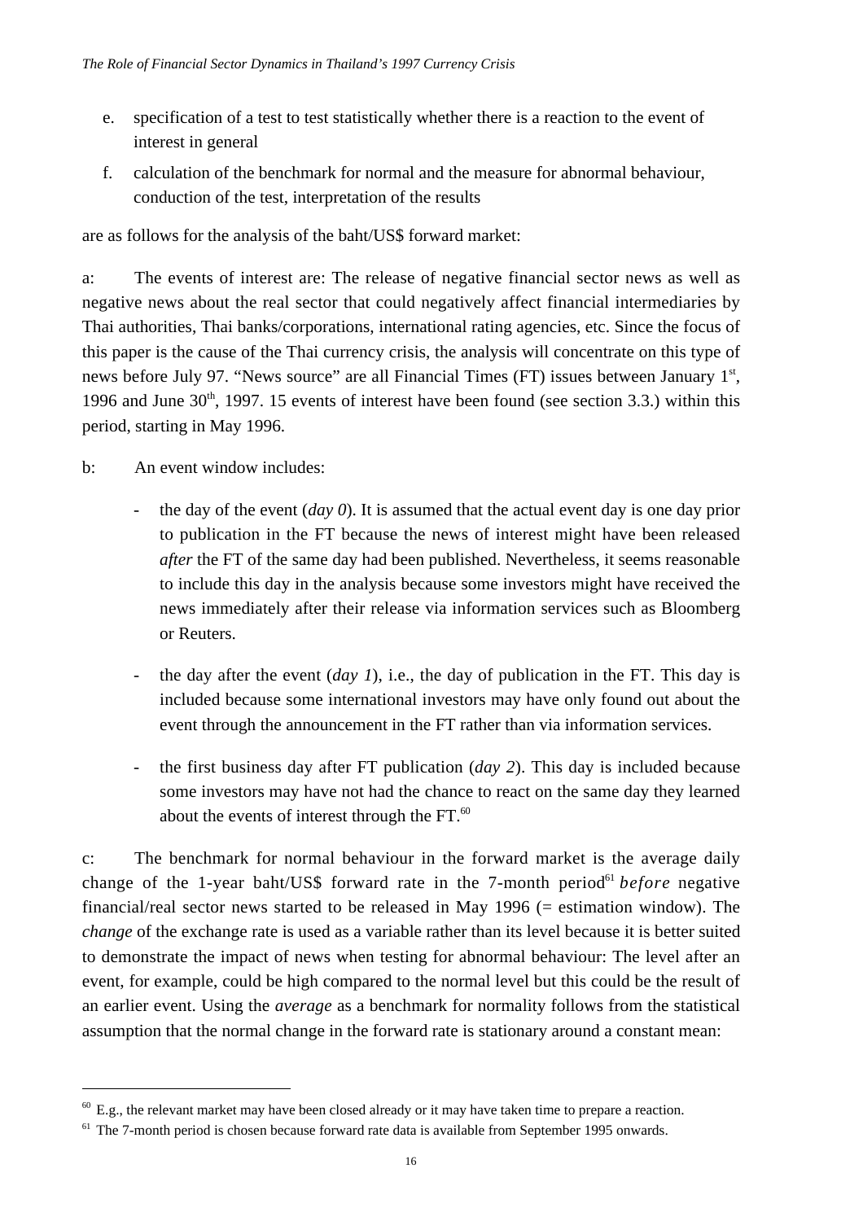e. specification of a test to test statistically whether there is a reaction to the event of interest in general

f. calculation of the benchmark for normal and the measure for abnormal behaviour, conduction of the test, interpretation of the results

are as follows for the analysis of the baht/US$ forward market:

a: The events of interest are: The release of negative financial sector news as well as negative news about the real sector that could negatively affect financial intermediaries by Thai authorities, Thai banks/corporations, international rating agencies, etc. Since the focus of this paper is the cause of the Thai currency crisis, the analysis will concentrate on this type of news before July 97. "News source" are all Financial Times (FT) issues between January 1st, 1996 and June 30th, 1997. 15 events of interest have been found (see section 3.3.) within this period, starting in May 1996.

b: An event window includes:

- the day of the event (*day 0*). It is assumed that the actual event day is one day prior to publication in the FT because the news of interest might have been released *after* the FT of the same day had been published. Nevertheless, it seems reasonable to include this day in the analysis because some investors might have received the news immediately after their release via information services such as Bloomberg or Reuters.

- the day after the event (*day 1*), i.e., the day of publication in the FT. This day is included because some international investors may have only found out about the event through the announcement in the FT rather than via information services.

- the first business day after FT publication (*day 2*). This day is included because some investors may have not had the chance to react on the same day they learned about the events of interest through the FT.[60]

c: The benchmark for normal behaviour in the forward market is the average daily change of the 1-year baht/US$ forward rate in the 7-month period[61] *before* negative financial/real sector news started to be released in May 1996 (= estimation window). The *change* of the exchange rate is used as a variable rather than its level because it is better suited to demonstrate the impact of news when testing for abnormal behaviour: The level after an event, for example, could be high compared to the normal level but this could be the result of an earlier event. Using the *average* as a benchmark for normality follows from the statistical assumption that the normal change in the forward rate is stationary around a constant mean:

---

[60] E.g., the relevant market may have been closed already or it may have taken time to prepare a reaction.

[61] The 7-month period is chosen because forward rate data is available from September 1995 onwards.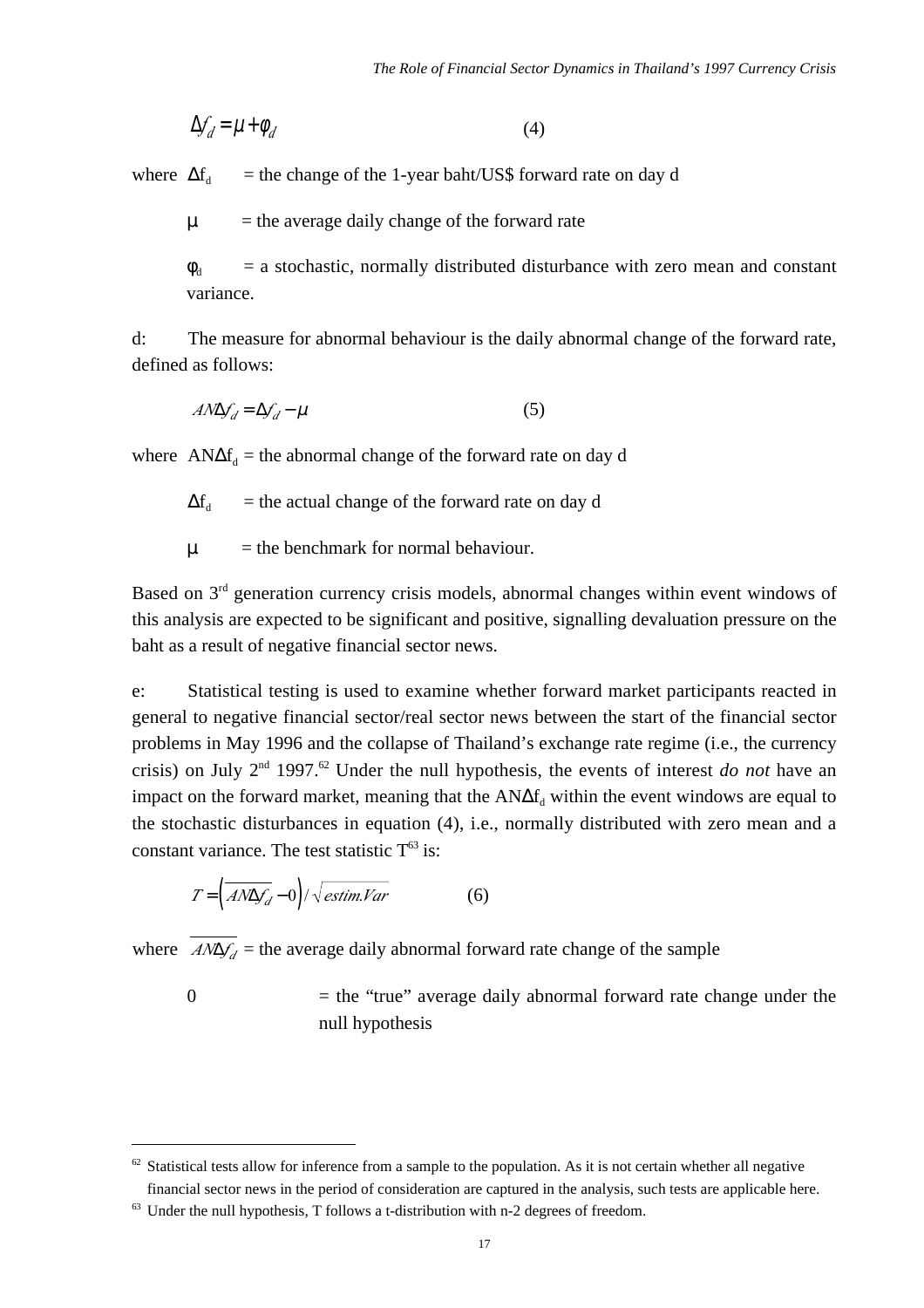$$\Delta f_d = \mu + \phi_d \qquad (4)$$

where $\Delta f_d$ = the change of the 1-year baht/US$ forward rate on day d

$\mu$ = the average daily change of the forward rate

$\phi_d$ = a stochastic, normally distributed disturbance with zero mean and constant variance.

d: The measure for abnormal behaviour is the daily abnormal change of the forward rate, defined as follows:

$$AN\Delta f_d = \Delta f_d - \mu \qquad (5)$$

where $AN\Delta f_d$ = the abnormal change of the forward rate on day d

$\Delta f_d$ = the actual change of the forward rate on day d

$\mu$ = the benchmark for normal behaviour.

Based on 3rd generation currency crisis models, abnormal changes within event windows of this analysis are expected to be significant and positive, signalling devaluation pressure on the baht as a result of negative financial sector news.

e: Statistical testing is used to examine whether forward market participants reacted in general to negative financial sector/real sector news between the start of the financial sector problems in May 1996 and the collapse of Thailand's exchange rate regime (i.e., the currency crisis) on July 2nd 1997.[62] Under the null hypothesis, the events of interest *do not* have an impact on the forward market, meaning that the $AN\Delta f_d$ within the event windows are equal to the stochastic disturbances in equation (4), i.e., normally distributed with zero mean and a constant variance. The test statistic T[63] is:

$$T = \left(\overline{AN\Delta f_d} - 0\right) / \sqrt{estim.Var} \qquad (6)$$

where $\overline{AN\Delta f_d}$ = the average daily abnormal forward rate change of the sample

0 = the "true" average daily abnormal forward rate change under the null hypothesis

---

[62] Statistical tests allow for inference from a sample to the population. As it is not certain whether all negative financial sector news in the period of consideration are captured in the analysis, such tests are applicable here.

[63] Under the null hypothesis, T follows a t-distribution with n-2 degrees of freedom.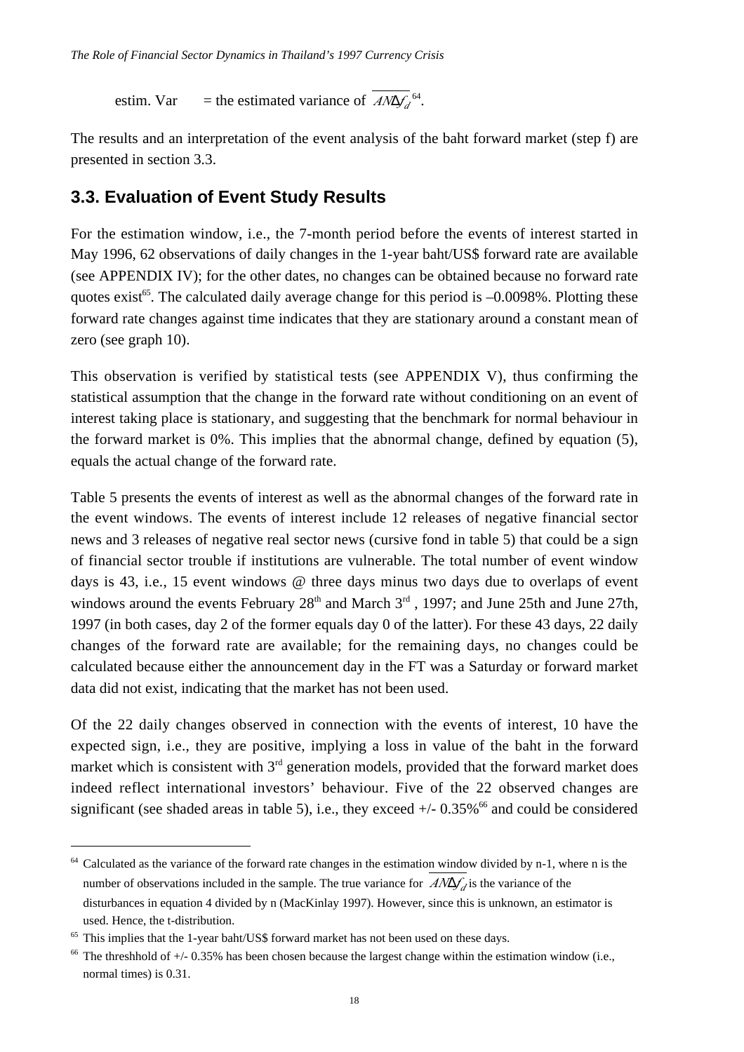estim. Var = the estimated variance of $\overline{AN\Delta f_d}$[64].

The results and an interpretation of the event analysis of the baht forward market (step f) are presented in section 3.3.

## 3.3. Evaluation of Event Study Results

For the estimation window, i.e., the 7-month period before the events of interest started in May 1996, 62 observations of daily changes in the 1-year baht/US$ forward rate are available (see APPENDIX IV); for the other dates, no changes can be obtained because no forward rate quotes exist[65]. The calculated daily average change for this period is –0.0098%. Plotting these forward rate changes against time indicates that they are stationary around a constant mean of zero (see graph 10).

This observation is verified by statistical tests (see APPENDIX V), thus confirming the statistical assumption that the change in the forward rate without conditioning on an event of interest taking place is stationary, and suggesting that the benchmark for normal behaviour in the forward market is 0%. This implies that the abnormal change, defined by equation (5), equals the actual change of the forward rate.

Table 5 presents the events of interest as well as the abnormal changes of the forward rate in the event windows. The events of interest include 12 releases of negative financial sector news and 3 releases of negative real sector news (cursive fond in table 5) that could be a sign of financial sector trouble if institutions are vulnerable. The total number of event window days is 43, i.e., 15 event windows @ three days minus two days due to overlaps of event windows around the events February 28th and March 3rd , 1997; and June 25th and June 27th, 1997 (in both cases, day 2 of the former equals day 0 of the latter). For these 43 days, 22 daily changes of the forward rate are available; for the remaining days, no changes could be calculated because either the announcement day in the FT was a Saturday or forward market data did not exist, indicating that the market has not been used.

Of the 22 daily changes observed in connection with the events of interest, 10 have the expected sign, i.e., they are positive, implying a loss in value of the baht in the forward market which is consistent with 3rd generation models, provided that the forward market does indeed reflect international investors' behaviour. Five of the 22 observed changes are significant (see shaded areas in table 5), i.e., they exceed +/- 0.35%[66] and could be considered

---

[64] Calculated as the variance of the forward rate changes in the estimation window divided by n-1, where n is the number of observations included in the sample. The true variance for $\overline{AN\Delta f_d}$ is the variance of the disturbances in equation 4 divided by n (MacKinlay 1997). However, since this is unknown, an estimator is used. Hence, the t-distribution.

[65] This implies that the 1-year baht/US$ forward market has not been used on these days.

[66] The threshhold of +/- 0.35% has been chosen because the largest change within the estimation window (i.e., normal times) is 0.31.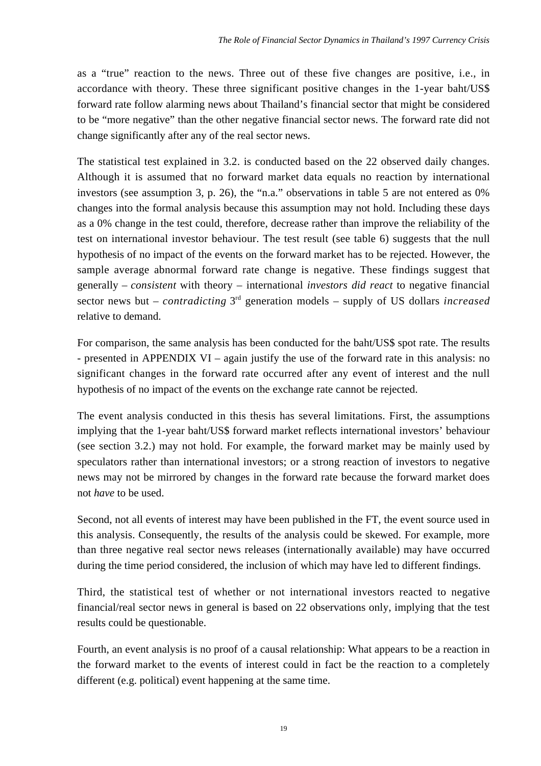as a "true" reaction to the news. Three out of these five changes are positive, i.e., in accordance with theory. These three significant positive changes in the 1-year baht/US$ forward rate follow alarming news about Thailand's financial sector that might be considered to be "more negative" than the other negative financial sector news. The forward rate did not change significantly after any of the real sector news.

The statistical test explained in 3.2. is conducted based on the 22 observed daily changes. Although it is assumed that no forward market data equals no reaction by international investors (see assumption 3, p. 26), the "n.a." observations in table 5 are not entered as 0% changes into the formal analysis because this assumption may not hold. Including these days as a 0% change in the test could, therefore, decrease rather than improve the reliability of the test on international investor behaviour. The test result (see table 6) suggests that the null hypothesis of no impact of the events on the forward market has to be rejected. However, the sample average abnormal forward rate change is negative. These findings suggest that generally – *consistent* with theory – international *investors did react* to negative financial sector news but – *contradicting* 3rd generation models – supply of US dollars *increased* relative to demand.

For comparison, the same analysis has been conducted for the baht/US$ spot rate. The results - presented in APPENDIX VI – again justify the use of the forward rate in this analysis: no significant changes in the forward rate occurred after any event of interest and the null hypothesis of no impact of the events on the exchange rate cannot be rejected.

The event analysis conducted in this thesis has several limitations. First, the assumptions implying that the 1-year baht/US$ forward market reflects international investors' behaviour (see section 3.2.) may not hold. For example, the forward market may be mainly used by speculators rather than international investors; or a strong reaction of investors to negative news may not be mirrored by changes in the forward rate because the forward market does not *have* to be used.

Second, not all events of interest may have been published in the FT, the event source used in this analysis. Consequently, the results of the analysis could be skewed. For example, more than three negative real sector news releases (internationally available) may have occurred during the time period considered, the inclusion of which may have led to different findings.

Third, the statistical test of whether or not international investors reacted to negative financial/real sector news in general is based on 22 observations only, implying that the test results could be questionable.

Fourth, an event analysis is no proof of a causal relationship: What appears to be a reaction in the forward market to the events of interest could in fact be the reaction to a completely different (e.g. political) event happening at the same time.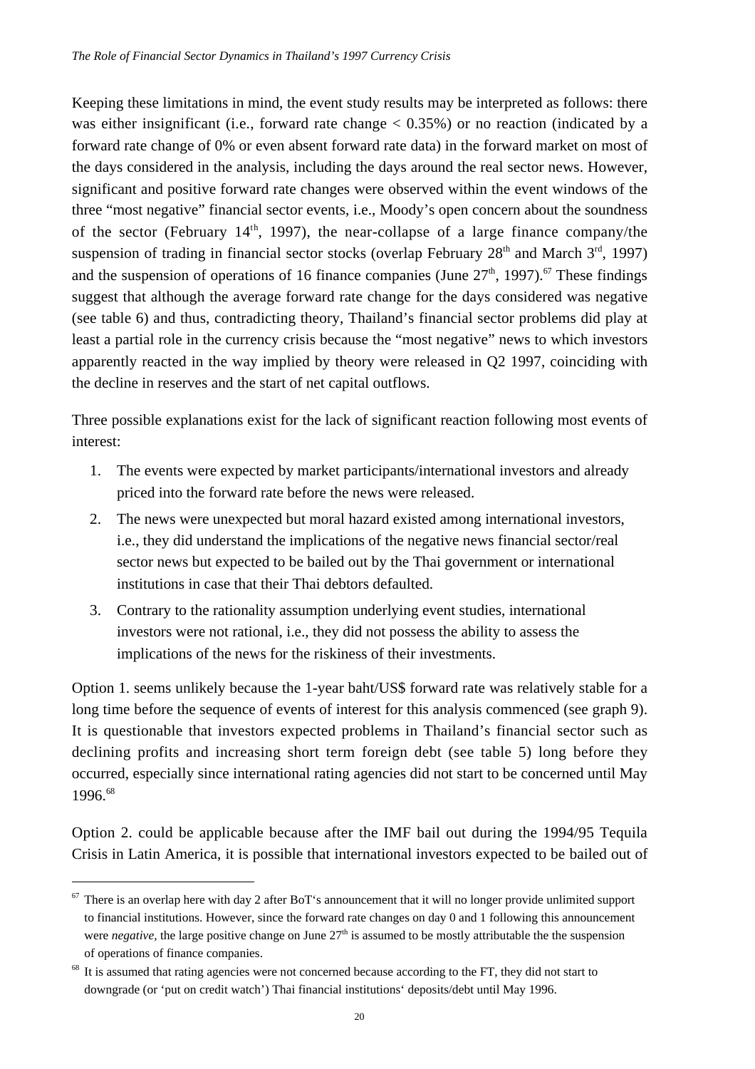Keeping these limitations in mind, the event study results may be interpreted as follows: there was either insignificant (i.e., forward rate change < 0.35%) or no reaction (indicated by a forward rate change of 0% or even absent forward rate data) in the forward market on most of the days considered in the analysis, including the days around the real sector news. However, significant and positive forward rate changes were observed within the event windows of the three "most negative" financial sector events, i.e., Moody's open concern about the soundness of the sector (February 14th, 1997), the near-collapse of a large finance company/the suspension of trading in financial sector stocks (overlap February 28th and March 3rd, 1997) and the suspension of operations of 16 finance companies (June 27th, 1997).[67] These findings suggest that although the average forward rate change for the days considered was negative (see table 6) and thus, contradicting theory, Thailand's financial sector problems did play at least a partial role in the currency crisis because the "most negative" news to which investors apparently reacted in the way implied by theory were released in Q2 1997, coinciding with the decline in reserves and the start of net capital outflows.

Three possible explanations exist for the lack of significant reaction following most events of interest:

1. The events were expected by market participants/international investors and already priced into the forward rate before the news were released.
2. The news were unexpected but moral hazard existed among international investors, i.e., they did understand the implications of the negative news financial sector/real sector news but expected to be bailed out by the Thai government or international institutions in case that their Thai debtors defaulted.
3. Contrary to the rationality assumption underlying event studies, international investors were not rational, i.e., they did not possess the ability to assess the implications of the news for the riskiness of their investments.

Option 1. seems unlikely because the 1-year baht/US$ forward rate was relatively stable for a long time before the sequence of events of interest for this analysis commenced (see graph 9). It is questionable that investors expected problems in Thailand's financial sector such as declining profits and increasing short term foreign debt (see table 5) long before they occurred, especially since international rating agencies did not start to be concerned until May 1996.[68]

Option 2. could be applicable because after the IMF bail out during the 1994/95 Tequila Crisis in Latin America, it is possible that international investors expected to be bailed out of

---

[67] There is an overlap here with day 2 after BoT's announcement that it will no longer provide unlimited support to financial institutions. However, since the forward rate changes on day 0 and 1 following this announcement were *negative*, the large positive change on June 27th is assumed to be mostly attributable the the suspension of operations of finance companies.

[68] It is assumed that rating agencies were not concerned because according to the FT, they did not start to downgrade (or 'put on credit watch') Thai financial institutions' deposits/debt until May 1996.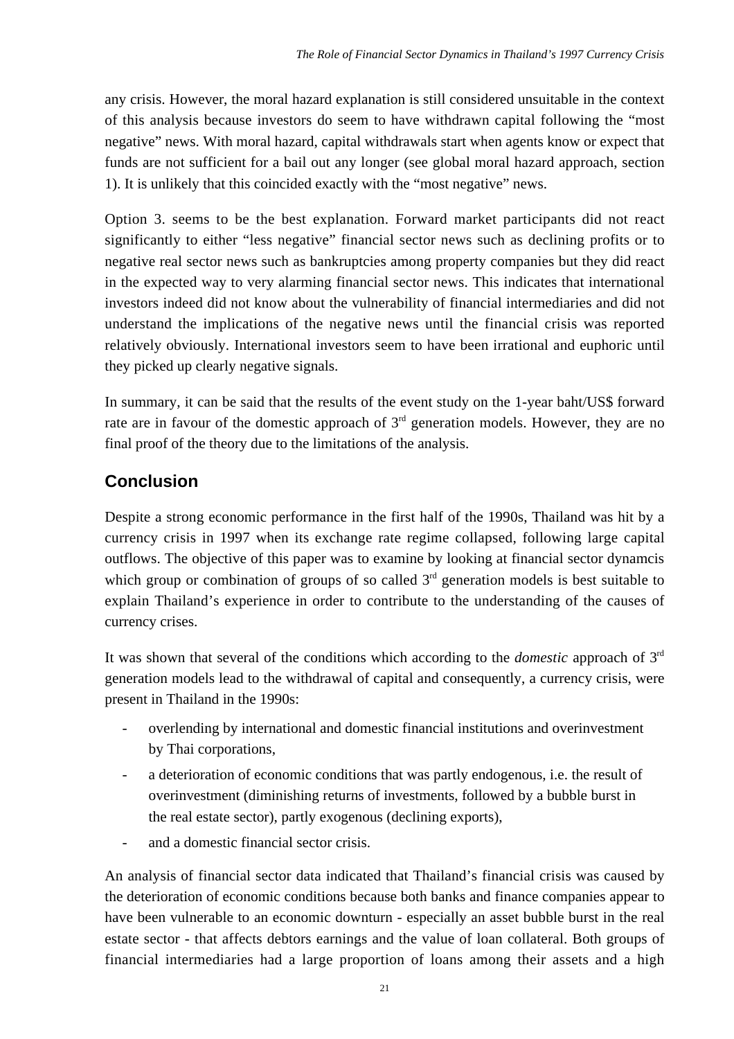any crisis. However, the moral hazard explanation is still considered unsuitable in the context of this analysis because investors do seem to have withdrawn capital following the "most negative" news. With moral hazard, capital withdrawals start when agents know or expect that funds are not sufficient for a bail out any longer (see global moral hazard approach, section 1). It is unlikely that this coincided exactly with the "most negative" news.

Option 3. seems to be the best explanation. Forward market participants did not react significantly to either "less negative" financial sector news such as declining profits or to negative real sector news such as bankruptcies among property companies but they did react in the expected way to very alarming financial sector news. This indicates that international investors indeed did not know about the vulnerability of financial intermediaries and did not understand the implications of the negative news until the financial crisis was reported relatively obviously. International investors seem to have been irrational and euphoric until they picked up clearly negative signals.

In summary, it can be said that the results of the event study on the 1-year baht/US$ forward rate are in favour of the domestic approach of 3rd generation models. However, they are no final proof of the theory due to the limitations of the analysis.

## Conclusion

Despite a strong economic performance in the first half of the 1990s, Thailand was hit by a currency crisis in 1997 when its exchange rate regime collapsed, following large capital outflows. The objective of this paper was to examine by looking at financial sector dynamcis which group or combination of groups of so called 3rd generation models is best suitable to explain Thailand's experience in order to contribute to the understanding of the causes of currency crises.

It was shown that several of the conditions which according to the *domestic* approach of 3rd generation models lead to the withdrawal of capital and consequently, a currency crisis, were present in Thailand in the 1990s:

- overlending by international and domestic financial institutions and overinvestment by Thai corporations,
- a deterioration of economic conditions that was partly endogenous, i.e. the result of overinvestment (diminishing returns of investments, followed by a bubble burst in the real estate sector), partly exogenous (declining exports),
- and a domestic financial sector crisis.

An analysis of financial sector data indicated that Thailand's financial crisis was caused by the deterioration of economic conditions because both banks and finance companies appear to have been vulnerable to an economic downturn - especially an asset bubble burst in the real estate sector - that affects debtors earnings and the value of loan collateral. Both groups of financial intermediaries had a large proportion of loans among their assets and a high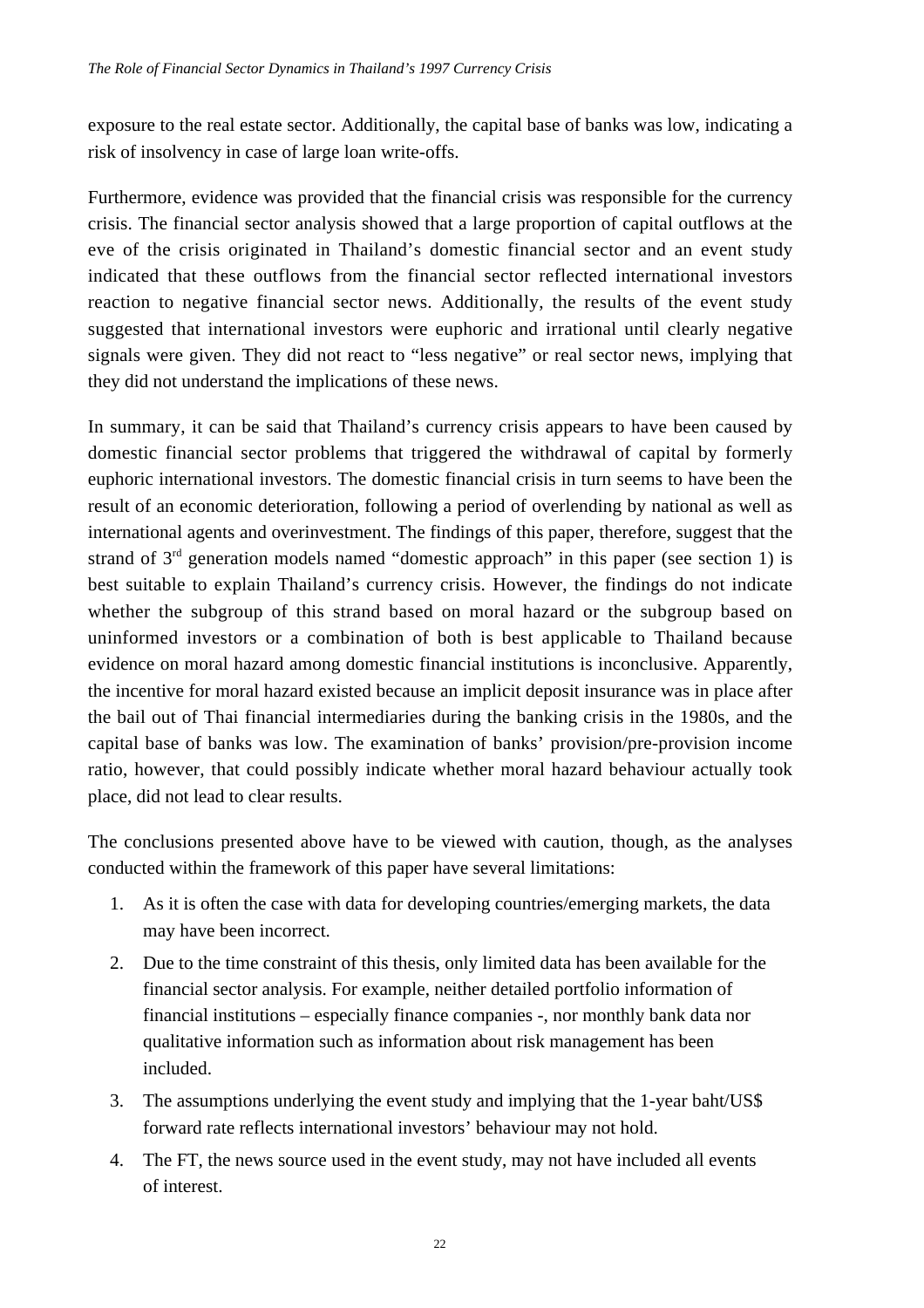exposure to the real estate sector. Additionally, the capital base of banks was low, indicating a risk of insolvency in case of large loan write-offs.

Furthermore, evidence was provided that the financial crisis was responsible for the currency crisis. The financial sector analysis showed that a large proportion of capital outflows at the eve of the crisis originated in Thailand's domestic financial sector and an event study indicated that these outflows from the financial sector reflected international investors reaction to negative financial sector news. Additionally, the results of the event study suggested that international investors were euphoric and irrational until clearly negative signals were given. They did not react to "less negative" or real sector news, implying that they did not understand the implications of these news.

In summary, it can be said that Thailand's currency crisis appears to have been caused by domestic financial sector problems that triggered the withdrawal of capital by formerly euphoric international investors. The domestic financial crisis in turn seems to have been the result of an economic deterioration, following a period of overlending by national as well as international agents and overinvestment. The findings of this paper, therefore, suggest that the strand of 3rd generation models named "domestic approach" in this paper (see section 1) is best suitable to explain Thailand's currency crisis. However, the findings do not indicate whether the subgroup of this strand based on moral hazard or the subgroup based on uninformed investors or a combination of both is best applicable to Thailand because evidence on moral hazard among domestic financial institutions is inconclusive. Apparently, the incentive for moral hazard existed because an implicit deposit insurance was in place after the bail out of Thai financial intermediaries during the banking crisis in the 1980s, and the capital base of banks was low. The examination of banks' provision/pre-provision income ratio, however, that could possibly indicate whether moral hazard behaviour actually took place, did not lead to clear results.

The conclusions presented above have to be viewed with caution, though, as the analyses conducted within the framework of this paper have several limitations:

1. As it is often the case with data for developing countries/emerging markets, the data may have been incorrect.
2. Due to the time constraint of this thesis, only limited data has been available for the financial sector analysis. For example, neither detailed portfolio information of financial institutions – especially finance companies -, nor monthly bank data nor qualitative information such as information about risk management has been included.
3. The assumptions underlying the event study and implying that the 1-year baht/US$ forward rate reflects international investors' behaviour may not hold.
4. The FT, the news source used in the event study, may not have included all events of interest.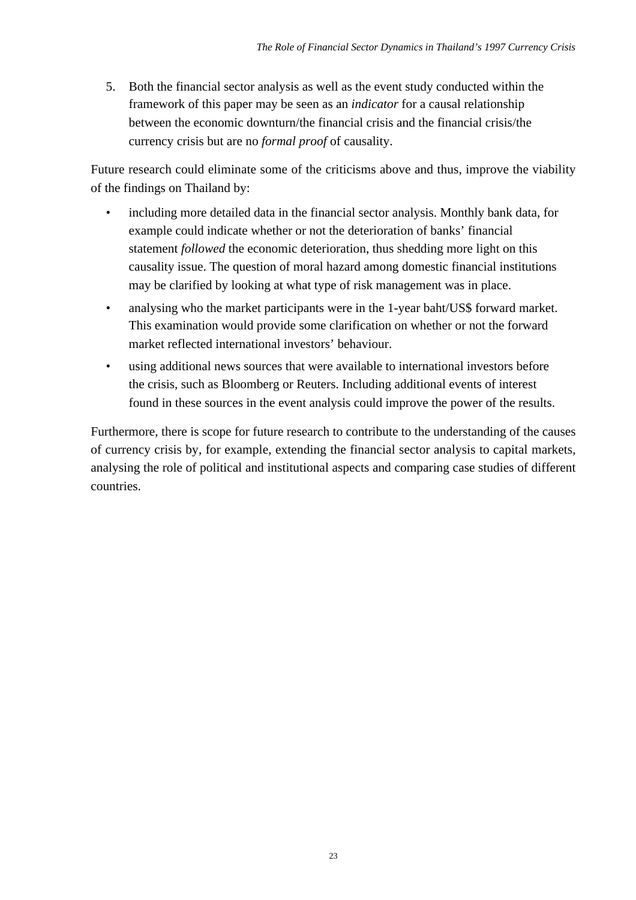5. Both the financial sector analysis as well as the event study conducted within the framework of this paper may be seen as an *indicator* for a causal relationship between the economic downturn/the financial crisis and the financial crisis/the currency crisis but are no *formal proof* of causality.

Future research could eliminate some of the criticisms above and thus, improve the viability of the findings on Thailand by:

- including more detailed data in the financial sector analysis. Monthly bank data, for example could indicate whether or not the deterioration of banks' financial statement *followed* the economic deterioration, thus shedding more light on this causality issue. The question of moral hazard among domestic financial institutions may be clarified by looking at what type of risk management was in place.
- analysing who the market participants were in the 1-year baht/US$ forward market. This examination would provide some clarification on whether or not the forward market reflected international investors' behaviour.
- using additional news sources that were available to international investors before the crisis, such as Bloomberg or Reuters. Including additional events of interest found in these sources in the event analysis could improve the power of the results.

Furthermore, there is scope for future research to contribute to the understanding of the causes of currency crisis by, for example, extending the financial sector analysis to capital markets, analysing the role of political and institutional aspects and comparing case studies of different countries.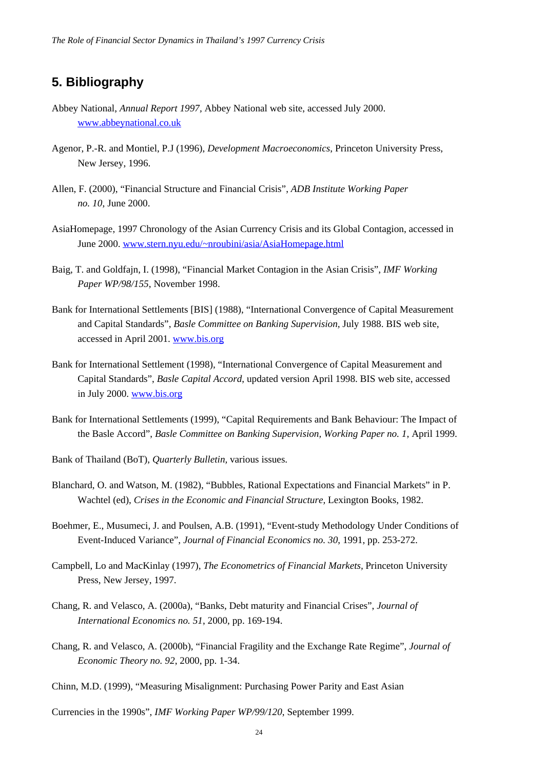## 5. Bibliography

Abbey National, *Annual Report 1997*, Abbey National web site, accessed July 2000. www.abbeynational.co.uk

Agenor, P.-R. and Montiel, P.J (1996), *Development Macroeconomics*, Princeton University Press, New Jersey, 1996.

Allen, F. (2000), "Financial Structure and Financial Crisis", *ADB Institute Working Paper no. 10*, June 2000.

AsiaHomepage, 1997 Chronology of the Asian Currency Crisis and its Global Contagion, accessed in June 2000. www.stern.nyu.edu/~nroubini/asia/AsiaHomepage.html

Baig, T. and Goldfajn, I. (1998), "Financial Market Contagion in the Asian Crisis", *IMF Working Paper WP/98/155*, November 1998.

Bank for International Settlements [BIS] (1988), "International Convergence of Capital Measurement and Capital Standards", *Basle Committee on Banking Supervision*, July 1988. BIS web site, accessed in April 2001. www.bis.org

Bank for International Settlement (1998), "International Convergence of Capital Measurement and Capital Standards", *Basle Capital Accord*, updated version April 1998. BIS web site, accessed in July 2000. www.bis.org

Bank for International Settlements (1999), "Capital Requirements and Bank Behaviour: The Impact of the Basle Accord", *Basle Committee on Banking Supervision, Working Paper no. 1*, April 1999.

Bank of Thailand (BoT), *Quarterly Bulletin*, various issues.

Blanchard, O. and Watson, M. (1982), "Bubbles, Rational Expectations and Financial Markets" in P. Wachtel (ed), *Crises in the Economic and Financial Structure*, Lexington Books, 1982.

Boehmer, E., Musumeci, J. and Poulsen, A.B. (1991), "Event-study Methodology Under Conditions of Event-Induced Variance", *Journal of Financial Economics no. 30*, 1991, pp. 253-272.

Campbell, Lo and MacKinlay (1997), *The Econometrics of Financial Markets*, Princeton University Press, New Jersey, 1997.

Chang, R. and Velasco, A. (2000a), "Banks, Debt maturity and Financial Crises", *Journal of International Economics no. 51*, 2000, pp. 169-194.

Chang, R. and Velasco, A. (2000b), "Financial Fragility and the Exchange Rate Regime", *Journal of Economic Theory no. 92*, 2000, pp. 1-34.

Chinn, M.D. (1999), "Measuring Misalignment: Purchasing Power Parity and East Asian

Currencies in the 1990s", *IMF Working Paper WP/99/120*, September 1999.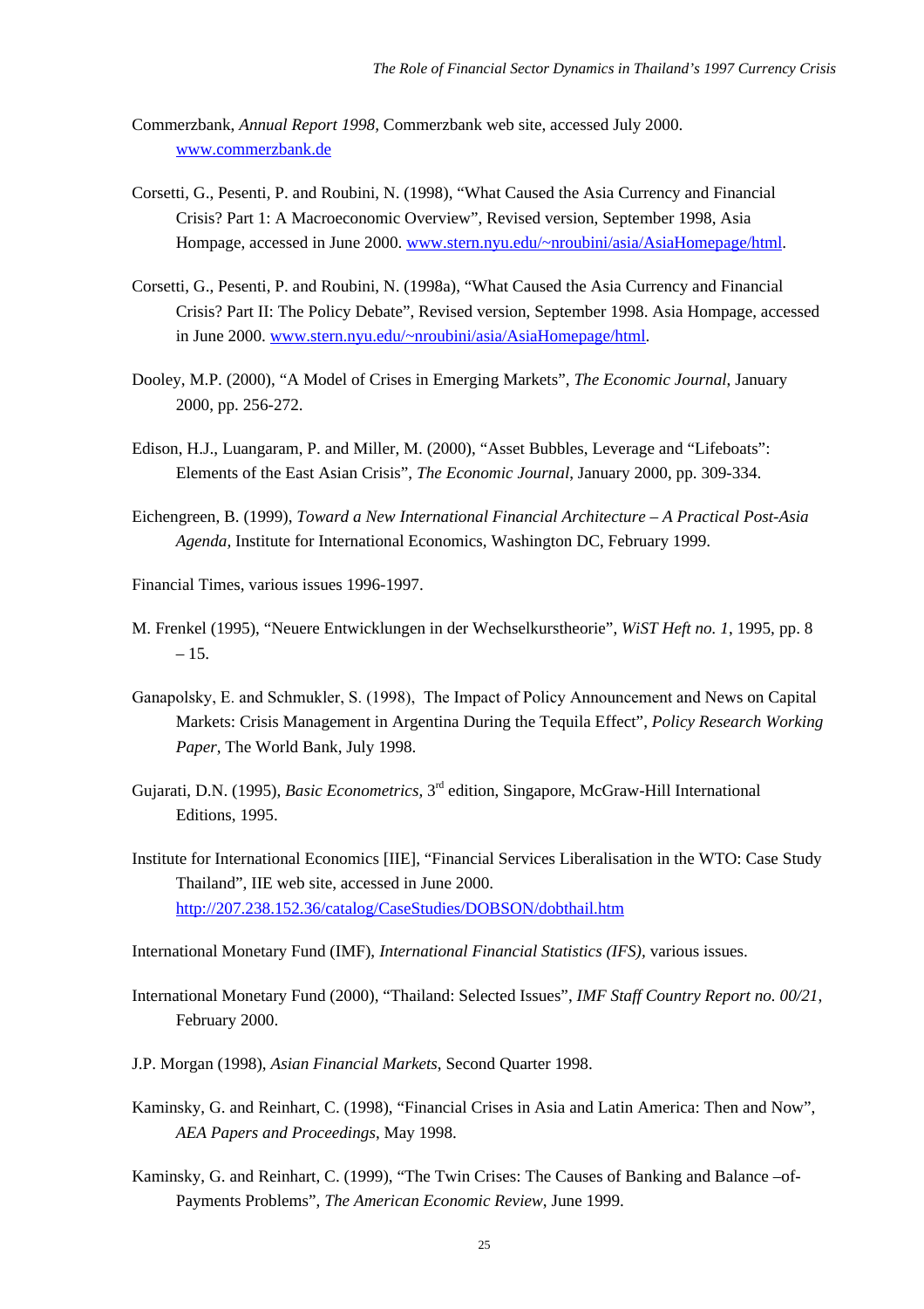Commerzbank, *Annual Report 1998*, Commerzbank web site, accessed July 2000. www.commerzbank.de

Corsetti, G., Pesenti, P. and Roubini, N. (1998), "What Caused the Asia Currency and Financial Crisis? Part 1: A Macroeconomic Overview", Revised version, September 1998, Asia Hompage, accessed in June 2000. www.stern.nyu.edu/~nroubini/asia/AsiaHomepage/html.

Corsetti, G., Pesenti, P. and Roubini, N. (1998a), "What Caused the Asia Currency and Financial Crisis? Part II: The Policy Debate", Revised version, September 1998. Asia Hompage, accessed in June 2000. www.stern.nyu.edu/~nroubini/asia/AsiaHomepage/html.

Dooley, M.P. (2000), "A Model of Crises in Emerging Markets", *The Economic Journal*, January 2000, pp. 256-272.

Edison, H.J., Luangaram, P. and Miller, M. (2000), "Asset Bubbles, Leverage and "Lifeboats": Elements of the East Asian Crisis", *The Economic Journal*, January 2000, pp. 309-334.

Eichengreen, B. (1999), *Toward a New International Financial Architecture – A Practical Post-Asia Agenda*, Institute for International Economics, Washington DC, February 1999.

Financial Times, various issues 1996-1997.

M. Frenkel (1995), "Neuere Entwicklungen in der Wechselkurstheorie", *WiST Heft no. 1*, 1995, pp. 8 – 15.

Ganapolsky, E. and Schmukler, S. (1998), The Impact of Policy Announcement and News on Capital Markets: Crisis Management in Argentina During the Tequila Effect", *Policy Research Working Paper*, The World Bank, July 1998.

Gujarati, D.N. (1995), *Basic Econometrics*, 3rd edition, Singapore, McGraw-Hill International Editions, 1995.

Institute for International Economics [IIE], "Financial Services Liberalisation in the WTO: Case Study Thailand", IIE web site, accessed in June 2000. http://207.238.152.36/catalog/CaseStudies/DOBSON/dobthail.htm

International Monetary Fund (IMF), *International Financial Statistics (IFS)*, various issues.

International Monetary Fund (2000), "Thailand: Selected Issues", *IMF Staff Country Report no. 00/21*, February 2000.

J.P. Morgan (1998), *Asian Financial Markets*, Second Quarter 1998.

Kaminsky, G. and Reinhart, C. (1998), "Financial Crises in Asia and Latin America: Then and Now", *AEA Papers and Proceedings*, May 1998.

Kaminsky, G. and Reinhart, C. (1999), "The Twin Crises: The Causes of Banking and Balance –of-Payments Problems", *The American Economic Review*, June 1999.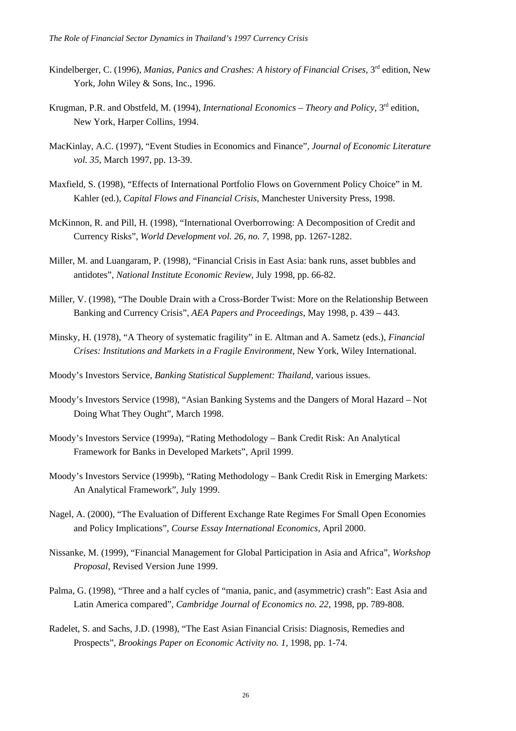Kindelberger, C. (1996), *Manias, Panics and Crashes: A history of Financial Crises*, 3rd edition, New York, John Wiley & Sons, Inc., 1996.

Krugman, P.R. and Obstfeld, M. (1994), *International Economics – Theory and Policy*, 3rd edition, New York, Harper Collins, 1994.

MacKinlay, A.C. (1997), "Event Studies in Economics and Finance", *Journal of Economic Literature vol. 35*, March 1997, pp. 13-39.

Maxfield, S. (1998), "Effects of International Portfolio Flows on Government Policy Choice" in M. Kahler (ed.), *Capital Flows and Financial Crisis*, Manchester University Press, 1998.

McKinnon, R. and Pill, H. (1998), "International Overborrowing: A Decomposition of Credit and Currency Risks", *World Development vol. 26, no. 7*, 1998, pp. 1267-1282.

Miller, M. and Luangaram, P. (1998), "Financial Crisis in East Asia: bank runs, asset bubbles and antidotes", *National Institute Economic Review*, July 1998, pp. 66-82.

Miller, V. (1998), "The Double Drain with a Cross-Border Twist: More on the Relationship Between Banking and Currency Crisis", *AEA Papers and Proceedings*, May 1998, p. 439 – 443.

Minsky, H. (1978), "A Theory of systematic fragility" in E. Altman and A. Sametz (eds.), *Financial Crises: Institutions and Markets in a Fragile Environment*, New York, Wiley International.

Moody's Investors Service, *Banking Statistical Supplement: Thailand*, various issues.

Moody's Investors Service (1998), "Asian Banking Systems and the Dangers of Moral Hazard – Not Doing What They Ought", March 1998.

Moody's Investors Service (1999a), "Rating Methodology – Bank Credit Risk: An Analytical Framework for Banks in Developed Markets", April 1999.

Moody's Investors Service (1999b), "Rating Methodology – Bank Credit Risk in Emerging Markets: An Analytical Framework", July 1999.

Nagel, A. (2000), "The Evaluation of Different Exchange Rate Regimes For Small Open Economies and Policy Implications", *Course Essay International Economics*, April 2000.

Nissanke, M. (1999), "Financial Management for Global Participation in Asia and Africa", *Workshop Proposal*, Revised Version June 1999.

Palma, G. (1998), "Three and a half cycles of "mania, panic, and (asymmetric) crash": East Asia and Latin America compared", *Cambridge Journal of Economics no. 22*, 1998, pp. 789-808.

Radelet, S. and Sachs, J.D. (1998), "The East Asian Financial Crisis: Diagnosis, Remedies and Prospects", *Brookings Paper on Economic Activity no. 1*, 1998, pp. 1-74.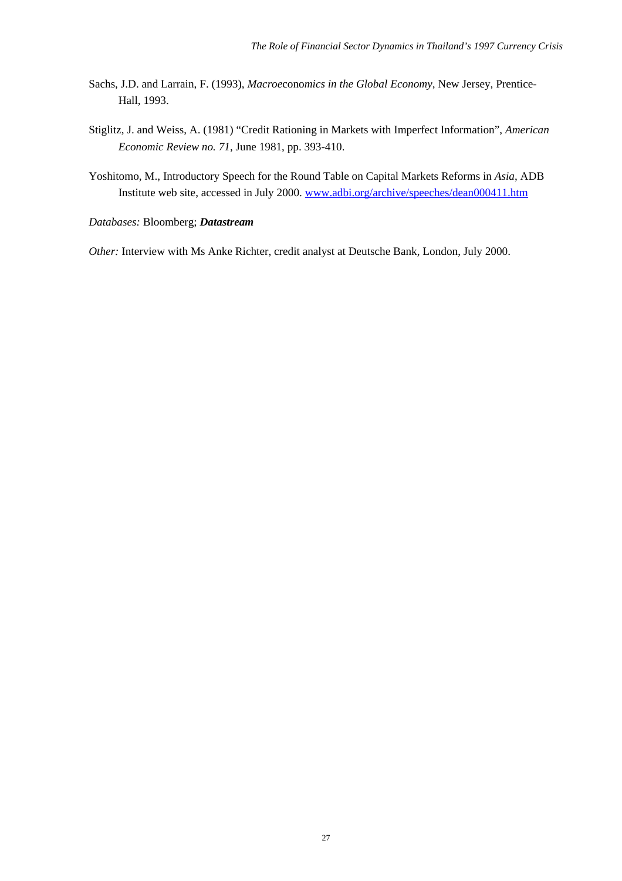Sachs, J.D. and Larrain, F. (1993), *Macroeconomics in the Global Economy*, New Jersey, Prentice-Hall, 1993.

Stiglitz, J. and Weiss, A. (1981) "Credit Rationing in Markets with Imperfect Information", *American Economic Review no. 71*, June 1981, pp. 393-410.

Yoshitomo, M., Introductory Speech for the Round Table on Capital Markets Reforms in *Asia*, ADB Institute web site, accessed in July 2000. www.adbi.org/archive/speeches/dean000411.htm

*Databases:* Bloomberg; ***Datastream***

*Other:* Interview with Ms Anke Richter, credit analyst at Deutsche Bank, London, July 2000.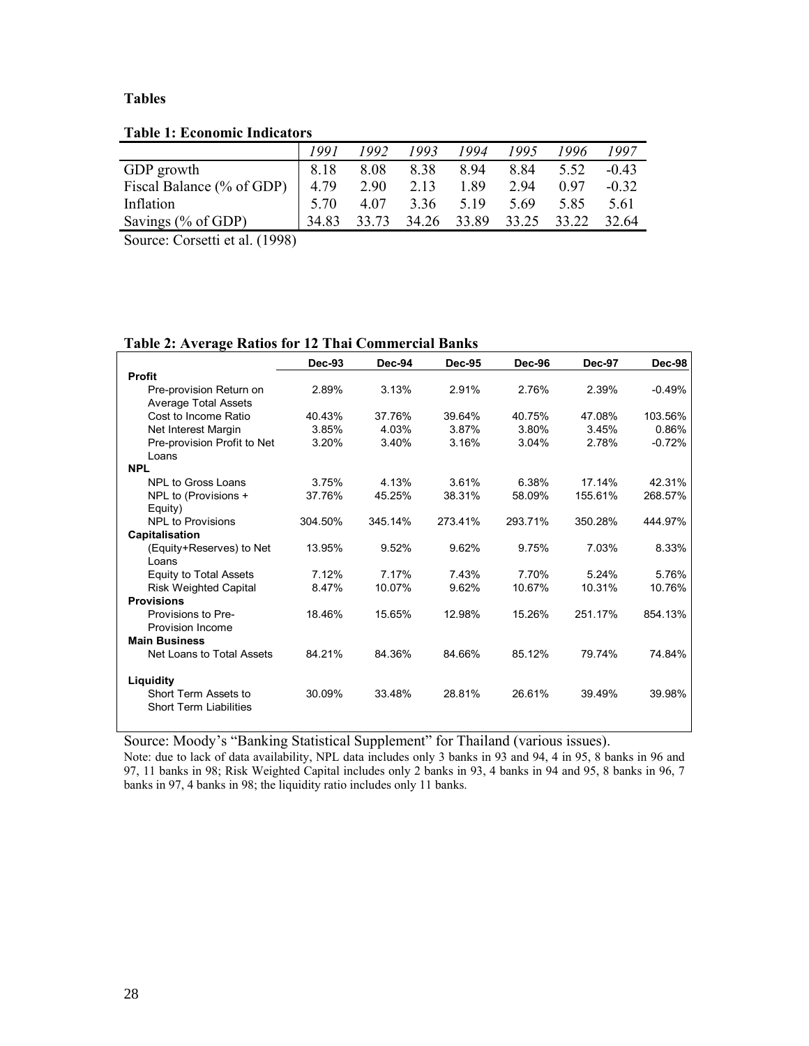## Tables

**Table 1: Economic Indicators**

| | *1991* | *1992* | *1993* | *1994* | *1995* | *1996* | *1997* |
|---|---|---|---|---|---|---|---|
| GDP growth | 8.18 | 8.08 | 8.38 | 8.94 | 8.84 | 5.52 | -0.43 |
| Fiscal Balance (% of GDP) | 4.79 | 2.90 | 2.13 | 1.89 | 2.94 | 0.97 | -0.32 |
| Inflation | 5.70 | 4.07 | 3.36 | 5.19 | 5.69 | 5.85 | 5.61 |
| Savings (% of GDP) | 34.83 | 33.73 | 34.26 | 33.89 | 33.25 | 33.22 | 32.64 |

Source: Corsetti et al. (1998)

**Table 2: Average Ratios for 12 Thai Commercial Banks**

| | **Dec-93** | **Dec-94** | **Dec-95** | **Dec-96** | **Dec-97** | **Dec-98** |
|---|---|---|---|---|---|---|
| **Profit** | | | | | | |
| Pre-provision Return on Average Total Assets | 2.89% | 3.13% | 2.91% | 2.76% | 2.39% | -0.49% |
| Cost to Income Ratio | 40.43% | 37.76% | 39.64% | 40.75% | 47.08% | 103.56% |
| Net Interest Margin | 3.85% | 4.03% | 3.87% | 3.80% | 3.45% | 0.86% |
| Pre-provision Profit to Net Loans | 3.20% | 3.40% | 3.16% | 3.04% | 2.78% | -0.72% |
| **NPL** | | | | | | |
| NPL to Gross Loans | 3.75% | 4.13% | 3.61% | 6.38% | 17.14% | 42.31% |
| NPL to (Provisions + Equity) | 37.76% | 45.25% | 38.31% | 58.09% | 155.61% | 268.57% |
| NPL to Provisions | 304.50% | 345.14% | 273.41% | 293.71% | 350.28% | 444.97% |
| **Capitalisation** | | | | | | |
| (Equity+Reserves) to Net Loans | 13.95% | 9.52% | 9.62% | 9.75% | 7.03% | 8.33% |
| Equity to Total Assets | 7.12% | 7.17% | 7.43% | 7.70% | 5.24% | 5.76% |
| Risk Weighted Capital | 8.47% | 10.07% | 9.62% | 10.67% | 10.31% | 10.76% |
| **Provisions** | | | | | | |
| Provisions to Pre-Provision Income | 18.46% | 15.65% | 12.98% | 15.26% | 251.17% | 854.13% |
| **Main Business** | | | | | | |
| Net Loans to Total Assets | 84.21% | 84.36% | 84.66% | 85.12% | 79.74% | 74.84% |
| **Liquidity** | | | | | | |
| Short Term Assets to Short Term Liabilities | 30.09% | 33.48% | 28.81% | 26.61% | 39.49% | 39.98% |

Source: Moody's "Banking Statistical Supplement" for Thailand (various issues).

Note: due to lack of data availability, NPL data includes only 3 banks in 93 and 94, 4 in 95, 8 banks in 96 and 97, 11 banks in 98; Risk Weighted Capital includes only 2 banks in 93, 4 banks in 94 and 95, 8 banks in 96, 7 banks in 97, 4 banks in 98; the liquidity ratio includes only 11 banks.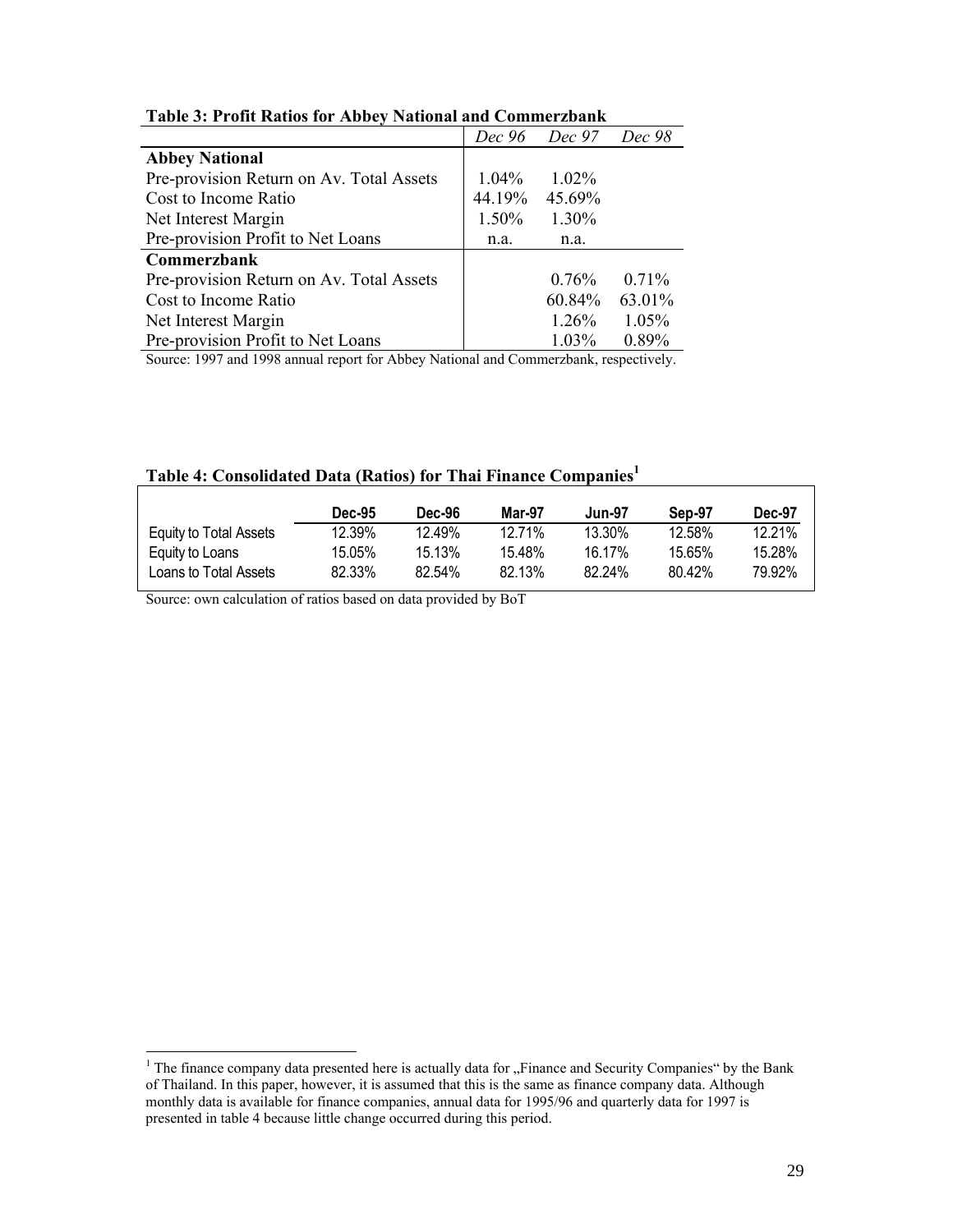**Table 3: Profit Ratios for Abbey National and Commerzbank**

| | *Dec 96* | *Dec 97* | *Dec 98* |
|---|---|---|---|
| **Abbey National** | | | |
| Pre-provision Return on Av. Total Assets | 1.04% | 1.02% | |
| Cost to Income Ratio | 44.19% | 45.69% | |
| Net Interest Margin | 1.50% | 1.30% | |
| Pre-provision Profit to Net Loans | n.a. | n.a. | |
| **Commerzbank** | | | |
| Pre-provision Return on Av. Total Assets | | 0.76% | 0.71% |
| Cost to Income Ratio | | 60.84% | 63.01% |
| Net Interest Margin | | 1.26% | 1.05% |
| Pre-provision Profit to Net Loans | | 1.03% | 0.89% |

Source: 1997 and 1998 annual report for Abbey National and Commerzbank, respectively.

**Table 4: Consolidated Data (Ratios) for Thai Finance Companies**[1]

| | Dec-95 | Dec-96 | Mar-97 | Jun-97 | Sep-97 | Dec-97 |
|---|---|---|---|---|---|---|
| Equity to Total Assets | 12.39% | 12.49% | 12.71% | 13.30% | 12.58% | 12.21% |
| Equity to Loans | 15.05% | 15.13% | 15.48% | 16.17% | 15.65% | 15.28% |
| Loans to Total Assets | 82.33% | 82.54% | 82.13% | 82.24% | 80.42% | 79.92% |

Source: own calculation of ratios based on data provided by BoT

[1] The finance company data presented here is actually data for „Finance and Security Companies" by the Bank of Thailand. In this paper, however, it is assumed that this is the same as finance company data. Although monthly data is available for finance companies, annual data for 1995/96 and quarterly data for 1997 is presented in table 4 because little change occurred during this period.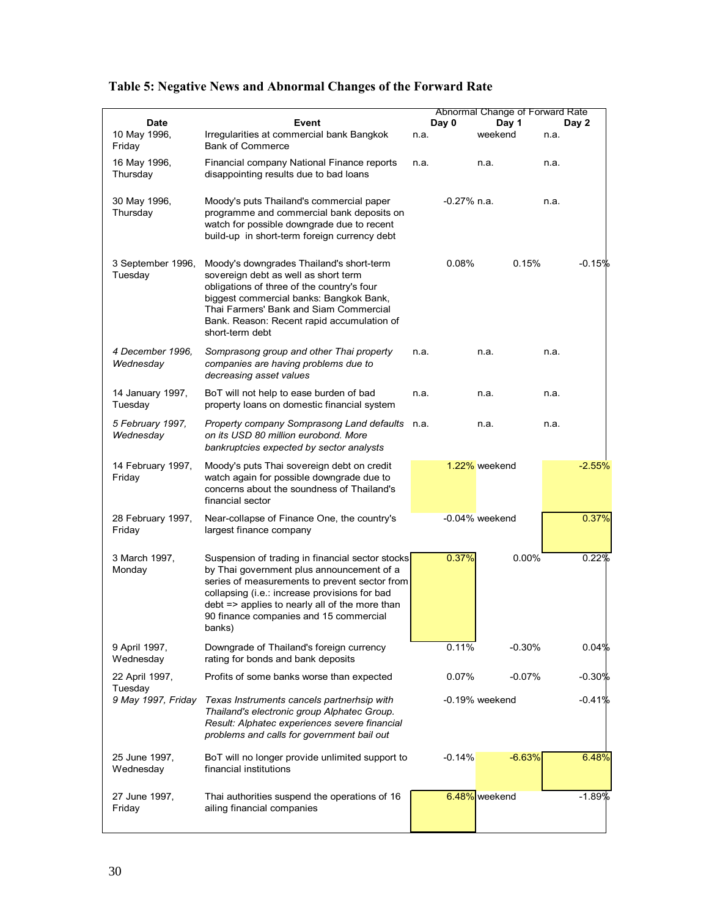**Table 5: Negative News and Abnormal Changes of the Forward Rate**

| Date | Event | Abnormal Change of Forward Rate | | |
|---|---|---|---|---|
| | | Day 0 | Day 1 | Day 2 |
| 10 May 1996, Friday | Irregularities at commercial bank Bangkok Bank of Commerce | n.a. | weekend | n.a. |
| 16 May 1996, Thursday | Financial company National Finance reports disappointing results due to bad loans | n.a. | n.a. | n.a. |
| 30 May 1996, Thursday | Moody's puts Thailand's commercial paper programme and commercial bank deposits on watch for possible downgrade due to recent build-up in short-term foreign currency debt | -0.27% | n.a. | n.a. |
| 3 September 1996, Tuesday | Moody's downgrades Thailand's short-term sovereign debt as well as short term obligations of three of the country's four biggest commercial banks: Bangkok Bank, Thai Farmers' Bank and Siam Commercial Bank. Reason: Recent rapid accumulation of short-term debt | 0.08% | 0.15% | -0.15% |
| *4 December 1996, Wednesday* | *Somprasong group and other Thai property companies are having problems due to decreasing asset values* | n.a. | n.a. | n.a. |
| 14 January 1997, Tuesday | BoT will not help to ease burden of bad property loans on domestic financial system | n.a. | n.a. | n.a. |
| *5 February 1997, Wednesday* | *Property company Somprasong Land defaults on its USD 80 million eurobond. More bankruptcies expected by sector analysts* | n.a. | n.a. | n.a. |
| 14 February 1997, Friday | Moody's puts Thai sovereign debt on credit watch again for possible downgrade due to concerns about the soundness of Thailand's financial sector | 1.22% | weekend | -2.55% |
| 28 February 1997, Friday | Near-collapse of Finance One, the country's largest finance company | -0.04% | weekend | 0.37% |
| 3 March 1997, Monday | Suspension of trading in financial sector stocks by Thai government plus announcement of a series of measurements to prevent sector from collapsing (i.e.: increase provisions for bad debt => applies to nearly all of the more than 90 finance companies and 15 commercial banks) | 0.37% | 0.00% | 0.22% |
| 9 April 1997, Wednesday | Downgrade of Thailand's foreign currency rating for bonds and bank deposits | 0.11% | -0.30% | 0.04% |
| 22 April 1997, Tuesday | Profits of some banks worse than expected | 0.07% | -0.07% | -0.30% |
| *9 May 1997, Friday* | *Texas Instruments cancels partnerhsip with Thailand's electronic group Alphatec Group. Result: Alphatec experiences severe financial problems and calls for government bail out* | -0.19% | weekend | -0.41% |
| 25 June 1997, Wednesday | BoT will no longer provide unlimited support to financial institutions | -0.14% | -6.63% | 6.48% |
| 27 June 1997, Friday | Thai authorities suspend the operations of 16 ailing financial companies | 6.48% | weekend | -1.89% |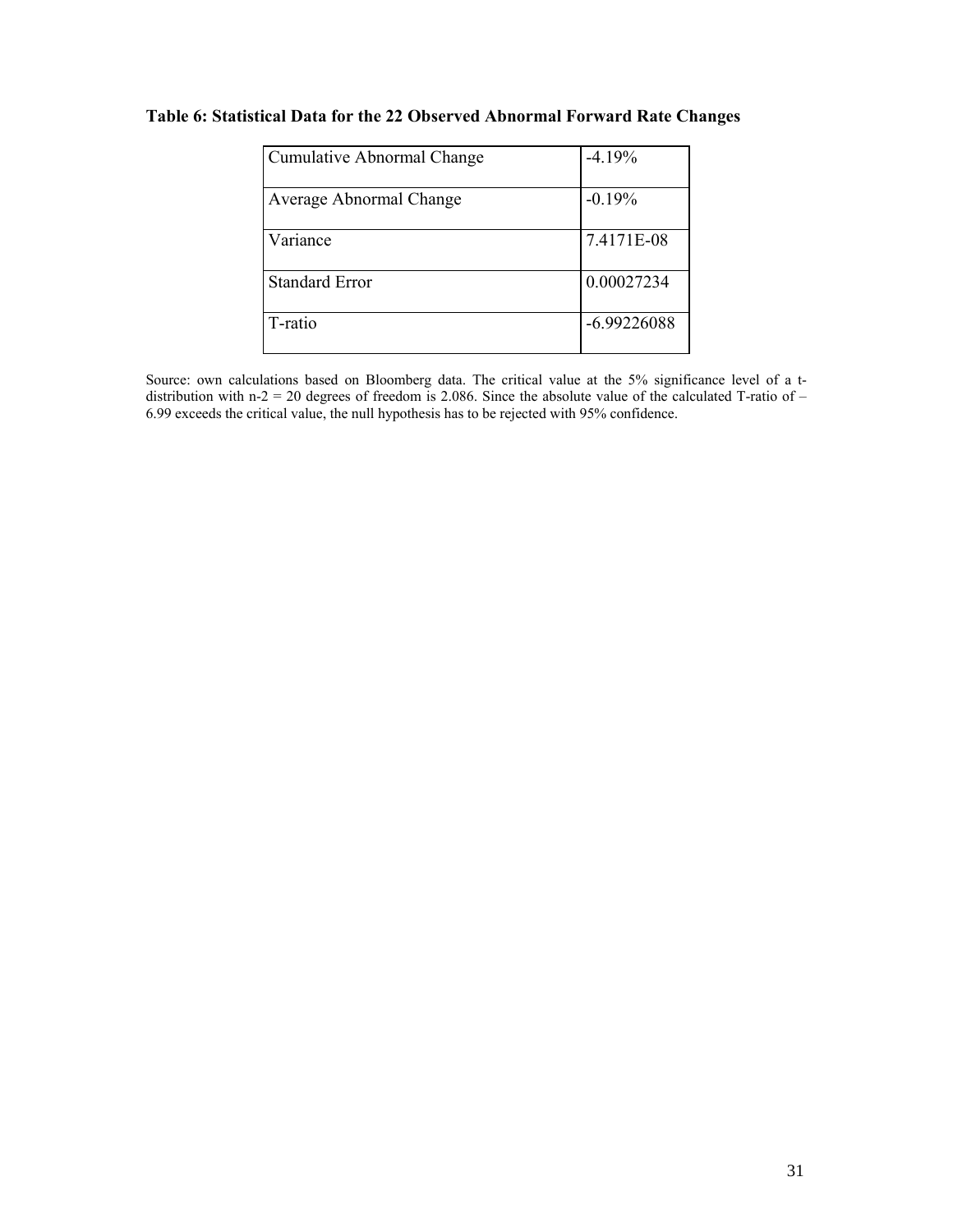**Table 6: Statistical Data for the 22 Observed Abnormal Forward Rate Changes**

| | |
|---|---|
| Cumulative Abnormal Change | -4.19% |
| Average Abnormal Change | -0.19% |
| Variance | 7.4171E-08 |
| Standard Error | 0.00027234 |
| T-ratio | -6.99226088 |

Source: own calculations based on Bloomberg data. The critical value at the 5% significance level of a t-distribution with n-2 = 20 degrees of freedom is 2.086. Since the absolute value of the calculated T-ratio of – 6.99 exceeds the critical value, the null hypothesis has to be rejected with 95% confidence.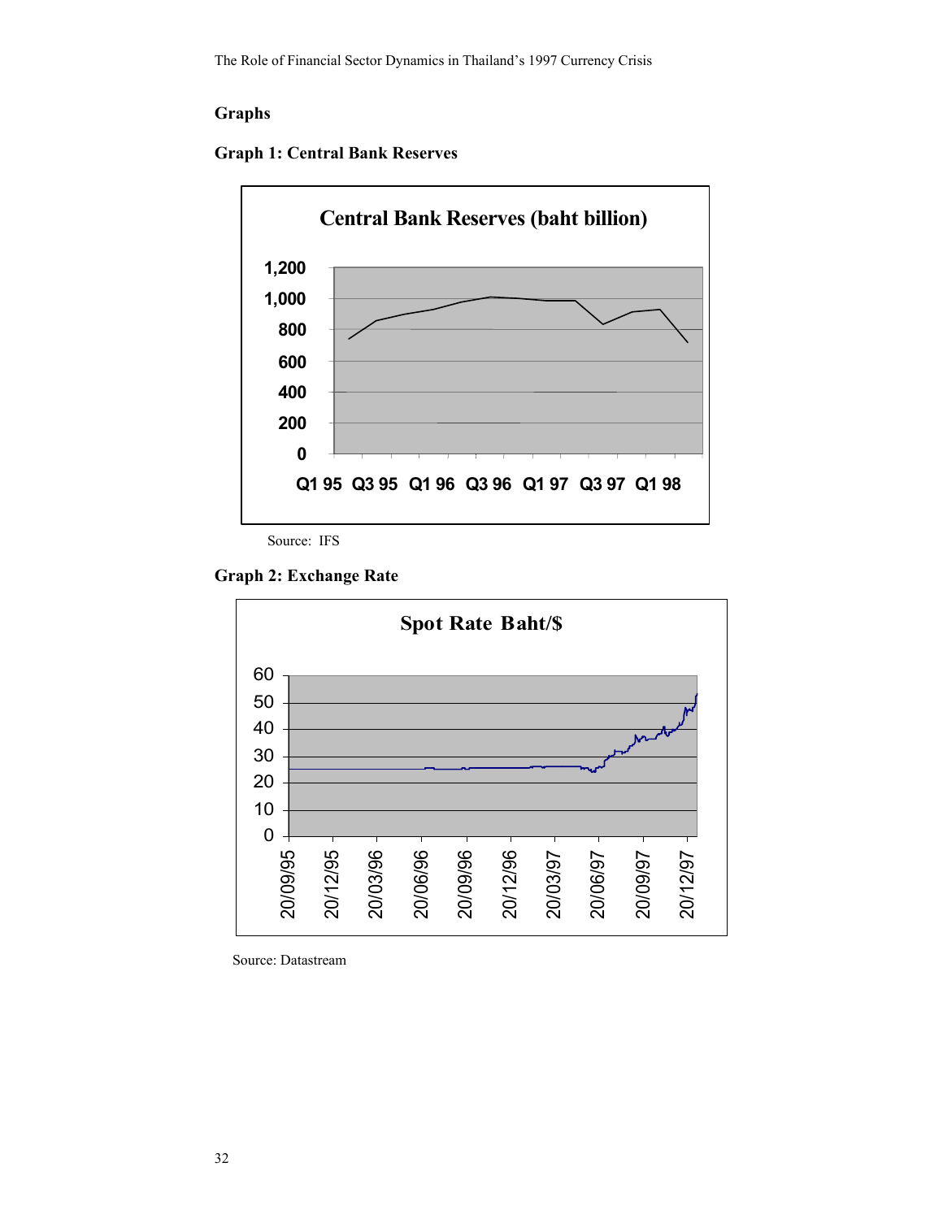## Graphs

### Graph 1: Central Bank Reserves

**Central Bank Reserves (baht billion)**

Source: IFS

### Graph 2: Exchange Rate

**Spot Rate Baht/$**

Source: Datastream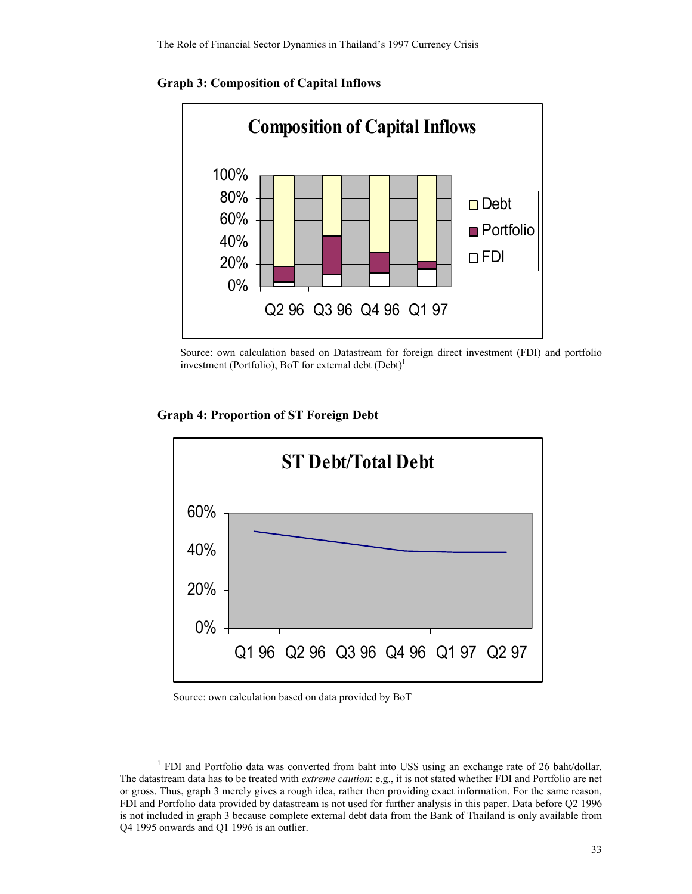**Graph 3: Composition of Capital Inflows**

Source: own calculation based on Datastream for foreign direct investment (FDI) and portfolio investment (Portfolio), BoT for external debt (Debt)[1]

**Graph 4: Proportion of ST Foreign Debt**

Source: own calculation based on data provided by BoT

---

[1] FDI and Portfolio data was converted from baht into US$ using an exchange rate of 26 baht/dollar. The datastream data has to be treated with *extreme caution*: e.g., it is not stated whether FDI and Portfolio are net or gross. Thus, graph 3 merely gives a rough idea, rather then providing exact information. For the same reason, FDI and Portfolio data provided by datastream is not used for further analysis in this paper. Data before Q2 1996 is not included in graph 3 because complete external debt data from the Bank of Thailand is only available from Q4 1995 onwards and Q1 1996 is an outlier.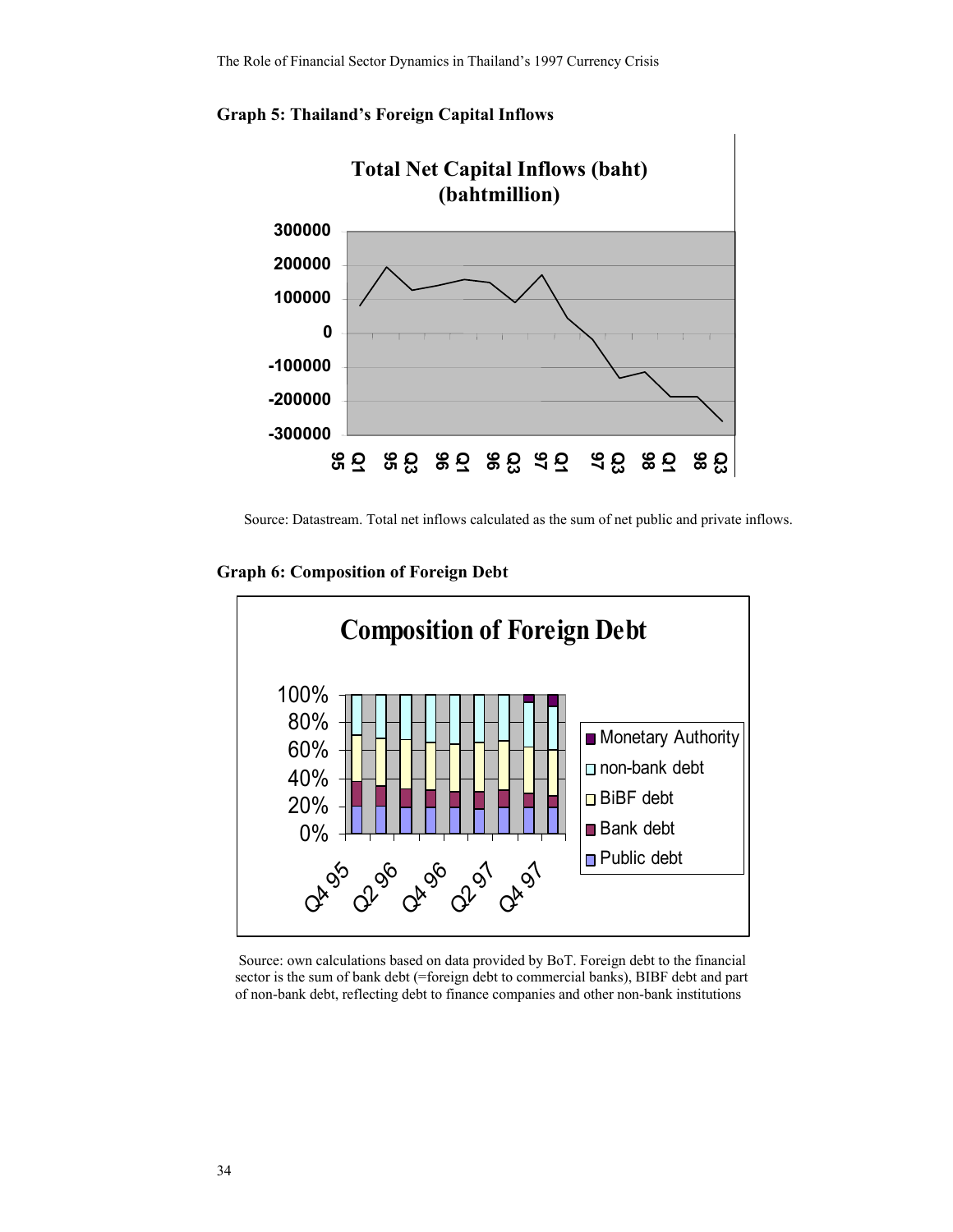**Graph 5: Thailand's Foreign Capital Inflows**

Source: Datastream. Total net inflows calculated as the sum of net public and private inflows.

**Graph 6: Composition of Foreign Debt**

Source: own calculations based on data provided by BoT. Foreign debt to the financial sector is the sum of bank debt (=foreign debt to commercial banks), BIBF debt and part of non-bank debt, reflecting debt to finance companies and other non-bank institutions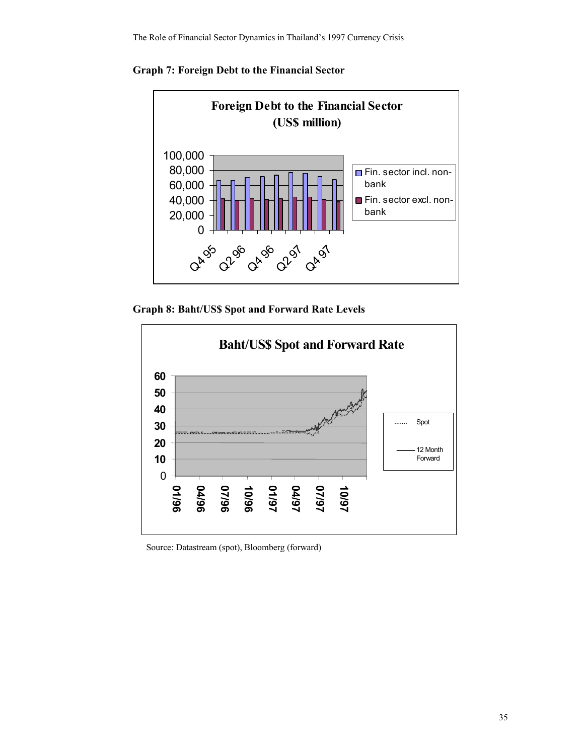**Graph 7: Foreign Debt to the Financial Sector**

**Graph 8: Baht/US$ Spot and Forward Rate Levels**

Source: Datastream (spot), Bloomberg (forward)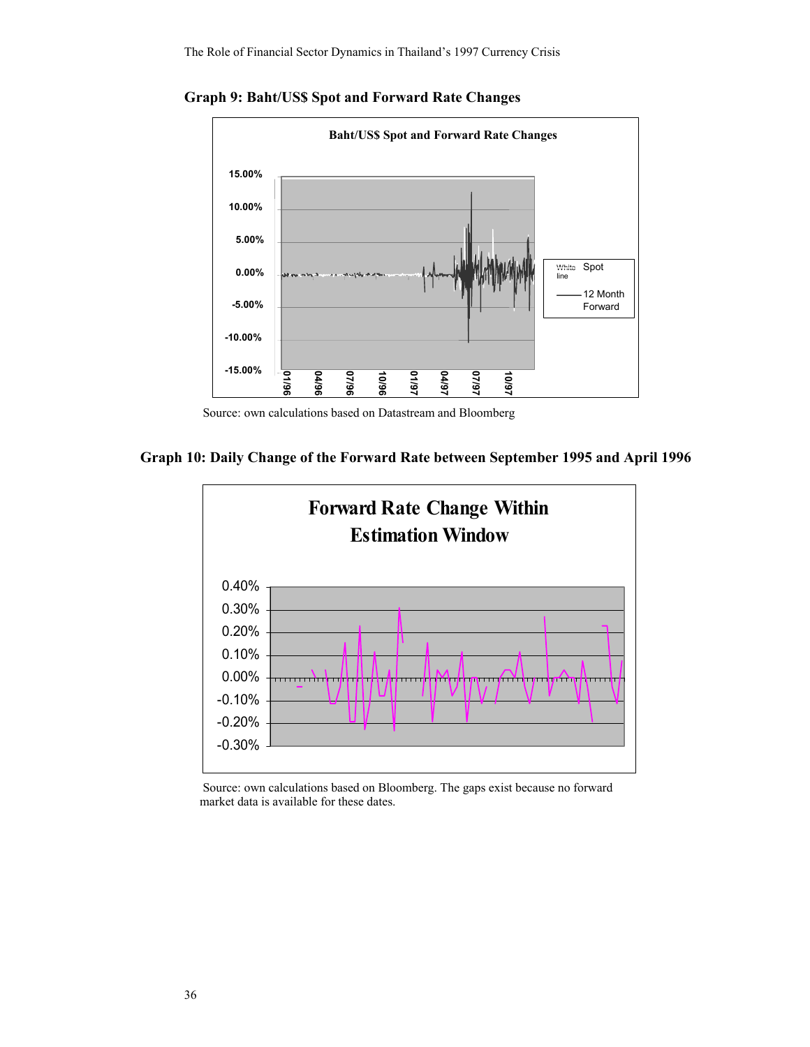**Graph 9: Baht/US$ Spot and Forward Rate Changes**

Source: own calculations based on Datastream and Bloomberg

**Graph 10: Daily Change of the Forward Rate between September 1995 and April 1996**

Source: own calculations based on Bloomberg. The gaps exist because no forward market data is available for these dates.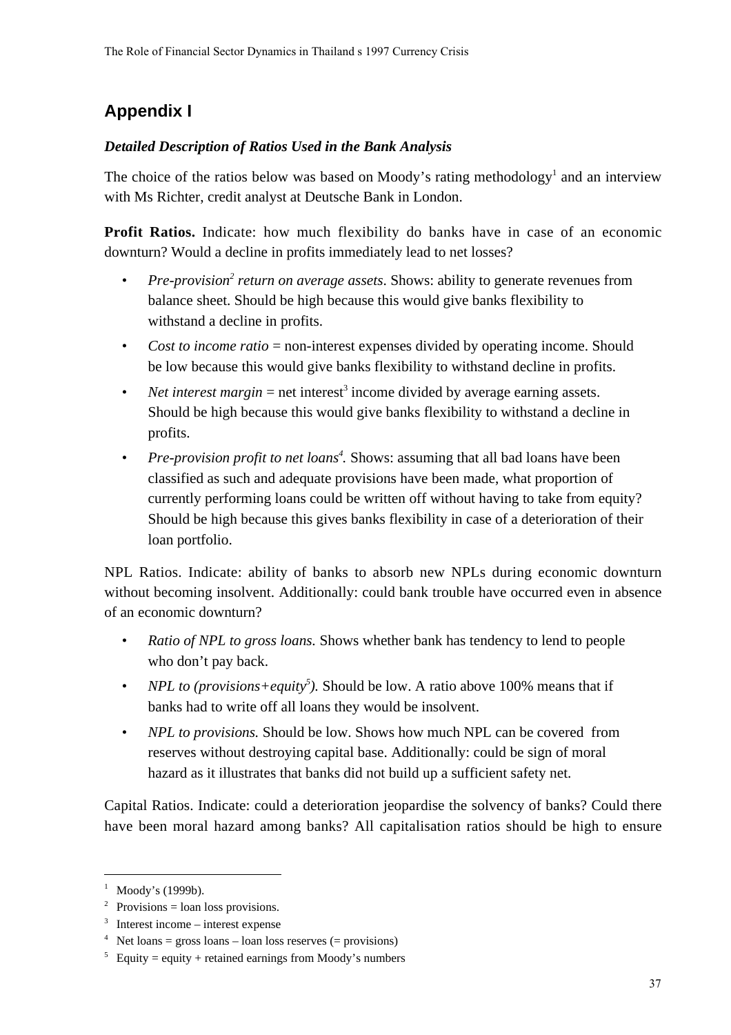## Appendix I

### *Detailed Description of Ratios Used in the Bank Analysis*

The choice of the ratios below was based on Moody's rating methodology[1] and an interview with Ms Richter, credit analyst at Deutsche Bank in London.

**Profit Ratios.** Indicate: how much flexibility do banks have in case of an economic downturn? Would a decline in profits immediately lead to net losses?

- *Pre-provision[2] return on average assets*. Shows: ability to generate revenues from balance sheet. Should be high because this would give banks flexibility to withstand a decline in profits.
- *Cost to income ratio* = non-interest expenses divided by operating income. Should be low because this would give banks flexibility to withstand decline in profits.
- *Net interest margin* = net interest[3] income divided by average earning assets. Should be high because this would give banks flexibility to withstand a decline in profits.
- *Pre-provision profit to net loans[4].* Shows: assuming that all bad loans have been classified as such and adequate provisions have been made, what proportion of currently performing loans could be written off without having to take from equity? Should be high because this gives banks flexibility in case of a deterioration of their loan portfolio.

NPL Ratios. Indicate: ability of banks to absorb new NPLs during economic downturn without becoming insolvent. Additionally: could bank trouble have occurred even in absence of an economic downturn?

- *Ratio of NPL to gross loans.* Shows whether bank has tendency to lend to people who don't pay back.
- *NPL to (provisions+equity[5]).* Should be low. A ratio above 100% means that if banks had to write off all loans they would be insolvent.
- *NPL to provisions.* Should be low. Shows how much NPL can be covered from reserves without destroying capital base. Additionally: could be sign of moral hazard as it illustrates that banks did not build up a sufficient safety net.

Capital Ratios. Indicate: could a deterioration jeopardise the solvency of banks? Could there have been moral hazard among banks? All capitalisation ratios should be high to ensure

---

[1] Moody's (1999b).

[2] Provisions = loan loss provisions.

[3] Interest income – interest expense

[4] Net loans = gross loans – loan loss reserves (= provisions)

[5] Equity = equity + retained earnings from Moody's numbers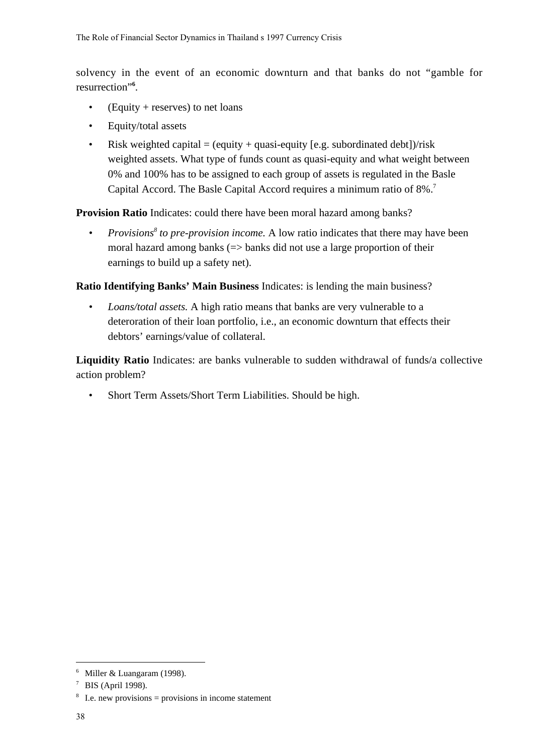solvency in the event of an economic downturn and that banks do not "gamble for resurrection"[6].

- (Equity + reserves) to net loans
- Equity/total assets
- Risk weighted capital = (equity + quasi-equity [e.g. subordinated debt])/risk weighted assets. What type of funds count as quasi-equity and what weight between 0% and 100% has to be assigned to each group of assets is regulated in the Basle Capital Accord. The Basle Capital Accord requires a minimum ratio of 8%.[7]

**Provision Ratio** Indicates: could there have been moral hazard among banks?

- *Provisions[8] to pre-provision income.* A low ratio indicates that there may have been moral hazard among banks (=> banks did not use a large proportion of their earnings to build up a safety net).

**Ratio Identifying Banks' Main Business** Indicates: is lending the main business?

- *Loans/total assets.* A high ratio means that banks are very vulnerable to a deteroration of their loan portfolio, i.e., an economic downturn that effects their debtors' earnings/value of collateral.

**Liquidity Ratio** Indicates: are banks vulnerable to sudden withdrawal of funds/a collective action problem?

- Short Term Assets/Short Term Liabilities. Should be high.

---

[6] Miller & Luangaram (1998).

[7] BIS (April 1998).

[8] I.e. new provisions = provisions in income statement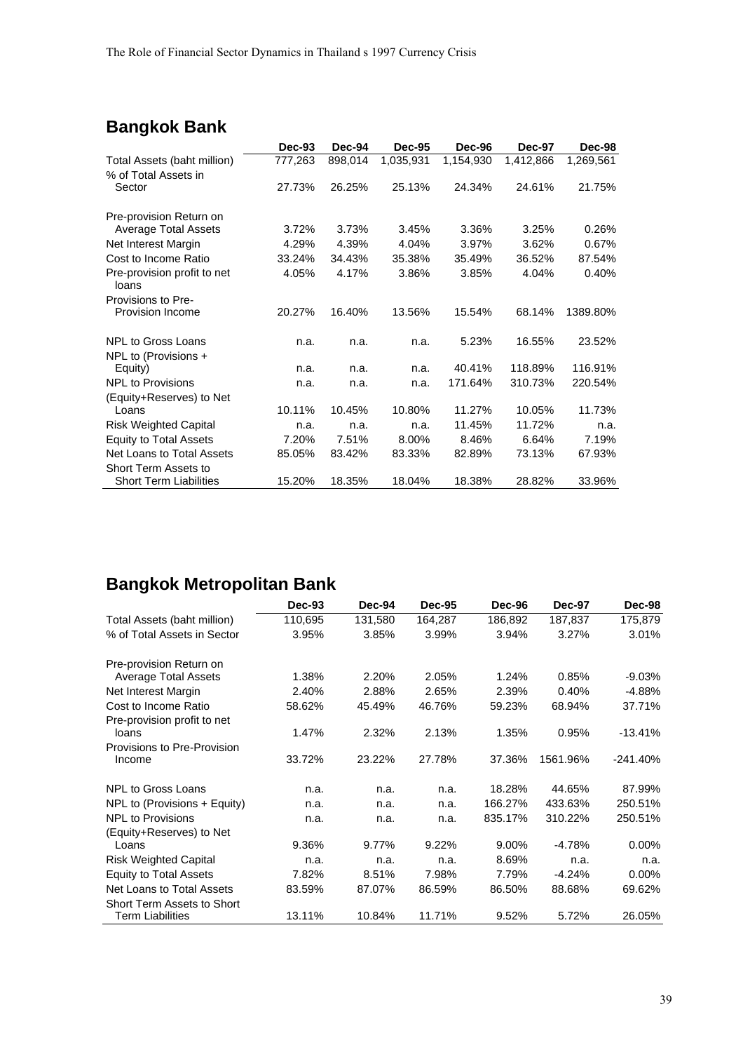## Bangkok Bank

| | Dec-93 | Dec-94 | Dec-95 | Dec-96 | Dec-97 | Dec-98 |
|---|---|---|---|---|---|---|
| Total Assets (baht million) | 777,263 | 898,014 | 1,035,931 | 1,154,930 | 1,412,866 | 1,269,561 |
| % of Total Assets in Sector | 27.73% | 26.25% | 25.13% | 24.34% | 24.61% | 21.75% |
| Pre-provision Return on Average Total Assets | 3.72% | 3.73% | 3.45% | 3.36% | 3.25% | 0.26% |
| Net Interest Margin | 4.29% | 4.39% | 4.04% | 3.97% | 3.62% | 0.67% |
| Cost to Income Ratio | 33.24% | 34.43% | 35.38% | 35.49% | 36.52% | 87.54% |
| Pre-provision profit to net loans | 4.05% | 4.17% | 3.86% | 3.85% | 4.04% | 0.40% |
| Provisions to Pre-Provision Income | 20.27% | 16.40% | 13.56% | 15.54% | 68.14% | 1389.80% |
| NPL to Gross Loans | n.a. | n.a. | n.a. | 5.23% | 16.55% | 23.52% |
| NPL to (Provisions + Equity) | n.a. | n.a. | n.a. | 40.41% | 118.89% | 116.91% |
| NPL to Provisions | n.a. | n.a. | n.a. | 171.64% | 310.73% | 220.54% |
| (Equity+Reserves) to Net Loans | 10.11% | 10.45% | 10.80% | 11.27% | 10.05% | 11.73% |
| Risk Weighted Capital | n.a. | n.a. | n.a. | 11.45% | 11.72% | n.a. |
| Equity to Total Assets | 7.20% | 7.51% | 8.00% | 8.46% | 6.64% | 7.19% |
| Net Loans to Total Assets | 85.05% | 83.42% | 83.33% | 82.89% | 73.13% | 67.93% |
| Short Term Assets to Short Term Liabilities | 15.20% | 18.35% | 18.04% | 18.38% | 28.82% | 33.96% |

## Bangkok Metropolitan Bank

| | Dec-93 | Dec-94 | Dec-95 | Dec-96 | Dec-97 | Dec-98 |
|---|---|---|---|---|---|---|
| Total Assets (baht million) | 110,695 | 131,580 | 164,287 | 186,892 | 187,837 | 175,879 |
| % of Total Assets in Sector | 3.95% | 3.85% | 3.99% | 3.94% | 3.27% | 3.01% |
| Pre-provision Return on Average Total Assets | 1.38% | 2.20% | 2.05% | 1.24% | 0.85% | -9.03% |
| Net Interest Margin | 2.40% | 2.88% | 2.65% | 2.39% | 0.40% | -4.88% |
| Cost to Income Ratio | 58.62% | 45.49% | 46.76% | 59.23% | 68.94% | 37.71% |
| Pre-provision profit to net loans | 1.47% | 2.32% | 2.13% | 1.35% | 0.95% | -13.41% |
| Provisions to Pre-Provision Income | 33.72% | 23.22% | 27.78% | 37.36% | 1561.96% | -241.40% |
| NPL to Gross Loans | n.a. | n.a. | n.a. | 18.28% | 44.65% | 87.99% |
| NPL to (Provisions + Equity) | n.a. | n.a. | n.a. | 166.27% | 433.63% | 250.51% |
| NPL to Provisions | n.a. | n.a. | n.a. | 835.17% | 310.22% | 250.51% |
| (Equity+Reserves) to Net Loans | 9.36% | 9.77% | 9.22% | 9.00% | -4.78% | 0.00% |
| Risk Weighted Capital | n.a. | n.a. | n.a. | 8.69% | n.a. | n.a. |
| Equity to Total Assets | 7.82% | 8.51% | 7.98% | 7.79% | -4.24% | 0.00% |
| Net Loans to Total Assets | 83.59% | 87.07% | 86.59% | 86.50% | 88.68% | 69.62% |
| Short Term Assets to Short Term Liabilities | 13.11% | 10.84% | 11.71% | 9.52% | 5.72% | 26.05% |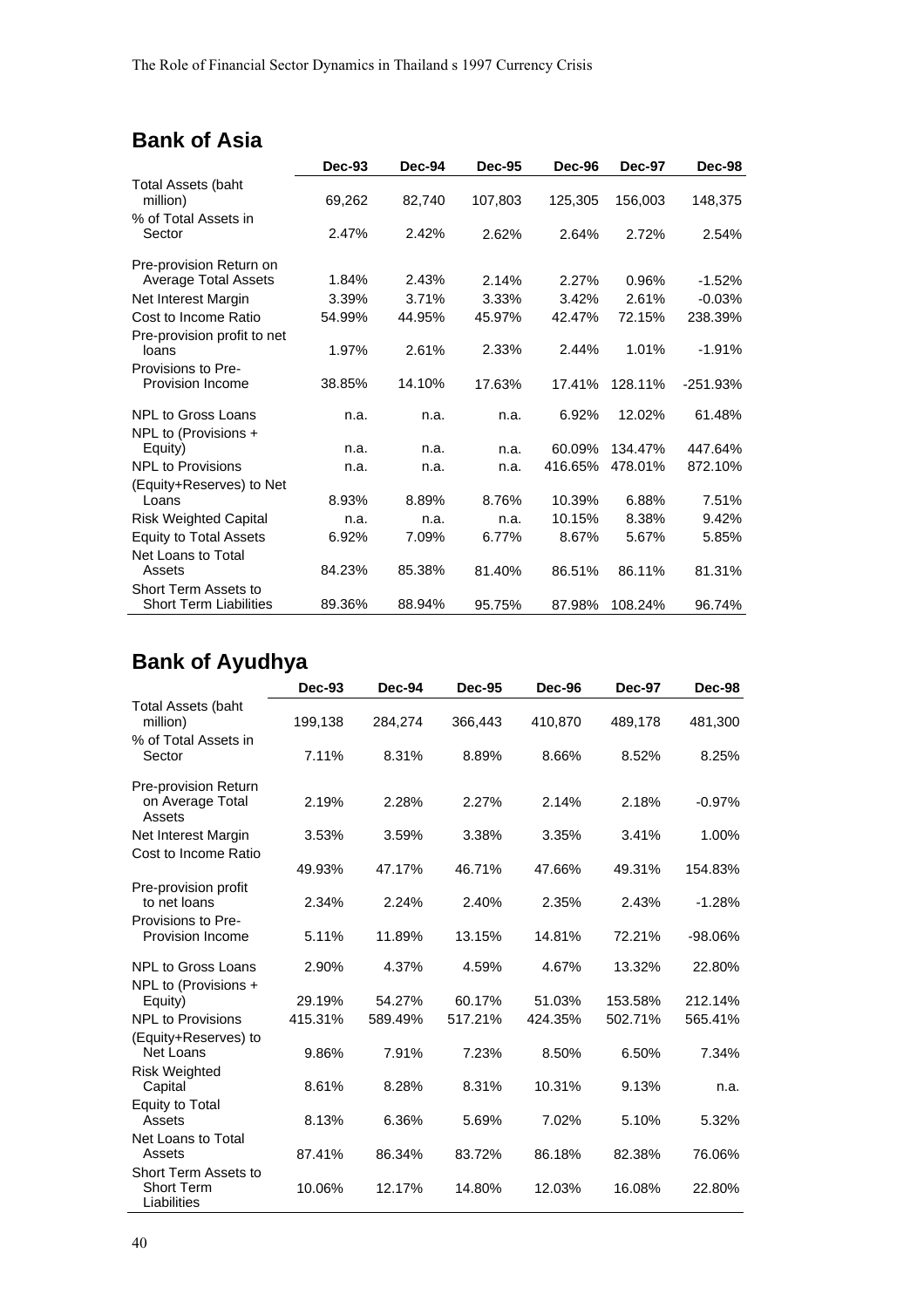## Bank of Asia

| | Dec-93 | Dec-94 | Dec-95 | Dec-96 | Dec-97 | Dec-98 |
|---|---|---|---|---|---|---|
| Total Assets (baht million) | 69,262 | 82,740 | 107,803 | 125,305 | 156,003 | 148,375 |
| % of Total Assets in Sector | 2.47% | 2.42% | 2.62% | 2.64% | 2.72% | 2.54% |
| Pre-provision Return on Average Total Assets | 1.84% | 2.43% | 2.14% | 2.27% | 0.96% | -1.52% |
| Net Interest Margin | 3.39% | 3.71% | 3.33% | 3.42% | 2.61% | -0.03% |
| Cost to Income Ratio | 54.99% | 44.95% | 45.97% | 42.47% | 72.15% | 238.39% |
| Pre-provision profit to net loans | 1.97% | 2.61% | 2.33% | 2.44% | 1.01% | -1.91% |
| Provisions to Pre-Provision Income | 38.85% | 14.10% | 17.63% | 17.41% | 128.11% | -251.93% |
| NPL to Gross Loans | n.a. | n.a. | n.a. | 6.92% | 12.02% | 61.48% |
| NPL to (Provisions + Equity) | n.a. | n.a. | n.a. | 60.09% | 134.47% | 447.64% |
| NPL to Provisions | n.a. | n.a. | n.a. | 416.65% | 478.01% | 872.10% |
| (Equity+Reserves) to Net Loans | 8.93% | 8.89% | 8.76% | 10.39% | 6.88% | 7.51% |
| Risk Weighted Capital | n.a. | n.a. | n.a. | 10.15% | 8.38% | 9.42% |
| Equity to Total Assets | 6.92% | 7.09% | 6.77% | 8.67% | 5.67% | 5.85% |
| Net Loans to Total Assets | 84.23% | 85.38% | 81.40% | 86.51% | 86.11% | 81.31% |
| Short Term Assets to Short Term Liabilities | 89.36% | 88.94% | 95.75% | 87.98% | 108.24% | 96.74% |

## Bank of Ayudhya

| | Dec-93 | Dec-94 | Dec-95 | Dec-96 | Dec-97 | Dec-98 |
|---|---|---|---|---|---|---|
| Total Assets (baht million) | 199,138 | 284,274 | 366,443 | 410,870 | 489,178 | 481,300 |
| % of Total Assets in Sector | 7.11% | 8.31% | 8.89% | 8.66% | 8.52% | 8.25% |
| Pre-provision Return on Average Total Assets | 2.19% | 2.28% | 2.27% | 2.14% | 2.18% | -0.97% |
| Net Interest Margin | 3.53% | 3.59% | 3.38% | 3.35% | 3.41% | 1.00% |
| Cost to Income Ratio | 49.93% | 47.17% | 46.71% | 47.66% | 49.31% | 154.83% |
| Pre-provision profit to net loans | 2.34% | 2.24% | 2.40% | 2.35% | 2.43% | -1.28% |
| Provisions to Pre-Provision Income | 5.11% | 11.89% | 13.15% | 14.81% | 72.21% | -98.06% |
| NPL to Gross Loans | 2.90% | 4.37% | 4.59% | 4.67% | 13.32% | 22.80% |
| NPL to (Provisions + Equity) | 29.19% | 54.27% | 60.17% | 51.03% | 153.58% | 212.14% |
| NPL to Provisions | 415.31% | 589.49% | 517.21% | 424.35% | 502.71% | 565.41% |
| (Equity+Reserves) to Net Loans | 9.86% | 7.91% | 7.23% | 8.50% | 6.50% | 7.34% |
| Risk Weighted Capital | 8.61% | 8.28% | 8.31% | 10.31% | 9.13% | n.a. |
| Equity to Total Assets | 8.13% | 6.36% | 5.69% | 7.02% | 5.10% | 5.32% |
| Net Loans to Total Assets | 87.41% | 86.34% | 83.72% | 86.18% | 82.38% | 76.06% |
| Short Term Assets to Short Term Liabilities | 10.06% | 12.17% | 14.80% | 12.03% | 16.08% | 22.80% |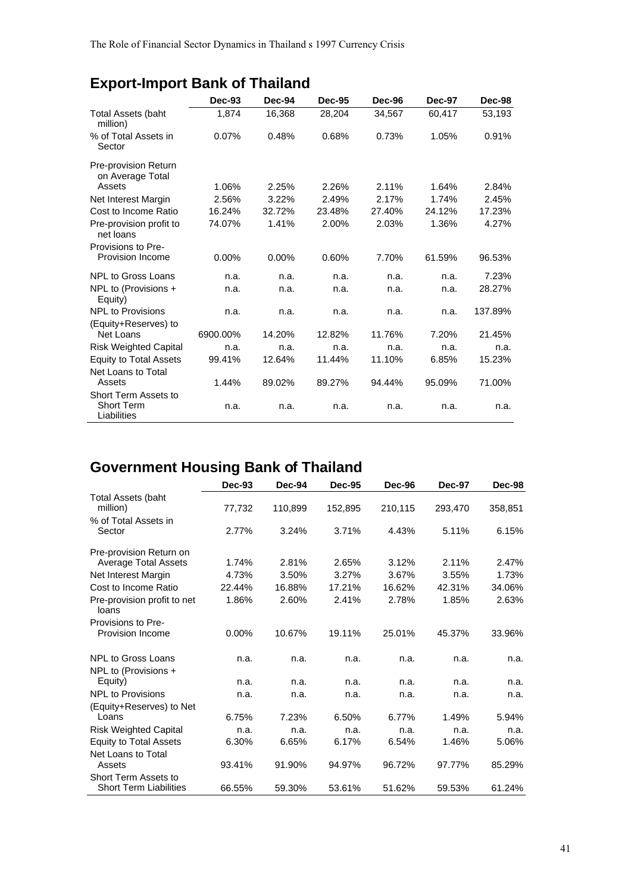## Export-Import Bank of Thailand

| | Dec-93 | Dec-94 | Dec-95 | Dec-96 | Dec-97 | Dec-98 |
|---|---|---|---|---|---|---|
| Total Assets (baht million) | 1,874 | 16,368 | 28,204 | 34,567 | 60,417 | 53,193 |
| % of Total Assets in Sector | 0.07% | 0.48% | 0.68% | 0.73% | 1.05% | 0.91% |
| Pre-provision Return on Average Total Assets | 1.06% | 2.25% | 2.26% | 2.11% | 1.64% | 2.84% |
| Net Interest Margin | 2.56% | 3.22% | 2.49% | 2.17% | 1.74% | 2.45% |
| Cost to Income Ratio | 16.24% | 32.72% | 23.48% | 27.40% | 24.12% | 17.23% |
| Pre-provision profit to net loans | 74.07% | 1.41% | 2.00% | 2.03% | 1.36% | 4.27% |
| Provisions to Pre-Provision Income | 0.00% | 0.00% | 0.60% | 7.70% | 61.59% | 96.53% |
| NPL to Gross Loans | n.a. | n.a. | n.a. | n.a. | n.a. | 7.23% |
| NPL to (Provisions + Equity) | n.a. | n.a. | n.a. | n.a. | n.a. | 28.27% |
| NPL to Provisions | n.a. | n.a. | n.a. | n.a. | n.a. | 137.89% |
| (Equity+Reserves) to Net Loans | 6900.00% | 14.20% | 12.82% | 11.76% | 7.20% | 21.45% |
| Risk Weighted Capital | n.a. | n.a. | n.a. | n.a. | n.a. | n.a. |
| Equity to Total Assets | 99.41% | 12.64% | 11.44% | 11.10% | 6.85% | 15.23% |
| Net Loans to Total Assets | 1.44% | 89.02% | 89.27% | 94.44% | 95.09% | 71.00% |
| Short Term Assets to Short Term Liabilities | n.a. | n.a. | n.a. | n.a. | n.a. | n.a. |

## Government Housing Bank of Thailand

| | Dec-93 | Dec-94 | Dec-95 | Dec-96 | Dec-97 | Dec-98 |
|---|---|---|---|---|---|---|
| Total Assets (baht million) | 77,732 | 110,899 | 152,895 | 210,115 | 293,470 | 358,851 |
| % of Total Assets in Sector | 2.77% | 3.24% | 3.71% | 4.43% | 5.11% | 6.15% |
| Pre-provision Return on Average Total Assets | 1.74% | 2.81% | 2.65% | 3.12% | 2.11% | 2.47% |
| Net Interest Margin | 4.73% | 3.50% | 3.27% | 3.67% | 3.55% | 1.73% |
| Cost to Income Ratio | 22.44% | 16.88% | 17.21% | 16.62% | 42.31% | 34.06% |
| Pre-provision profit to net loans | 1.86% | 2.60% | 2.41% | 2.78% | 1.85% | 2.63% |
| Provisions to Pre-Provision Income | 0.00% | 10.67% | 19.11% | 25.01% | 45.37% | 33.96% |
| NPL to Gross Loans | n.a. | n.a. | n.a. | n.a. | n.a. | n.a. |
| NPL to (Provisions + Equity) | n.a. | n.a. | n.a. | n.a. | n.a. | n.a. |
| NPL to Provisions | n.a. | n.a. | n.a. | n.a. | n.a. | n.a. |
| (Equity+Reserves) to Net Loans | 6.75% | 7.23% | 6.50% | 6.77% | 1.49% | 5.94% |
| Risk Weighted Capital | n.a. | n.a. | n.a. | n.a. | n.a. | n.a. |
| Equity to Total Assets | 6.30% | 6.65% | 6.17% | 6.54% | 1.46% | 5.06% |
| Net Loans to Total Assets | 93.41% | 91.90% | 94.97% | 96.72% | 97.77% | 85.29% |
| Short Term Assets to Short Term Liabilities | 66.55% | 59.30% | 53.61% | 51.62% | 59.53% | 61.24% |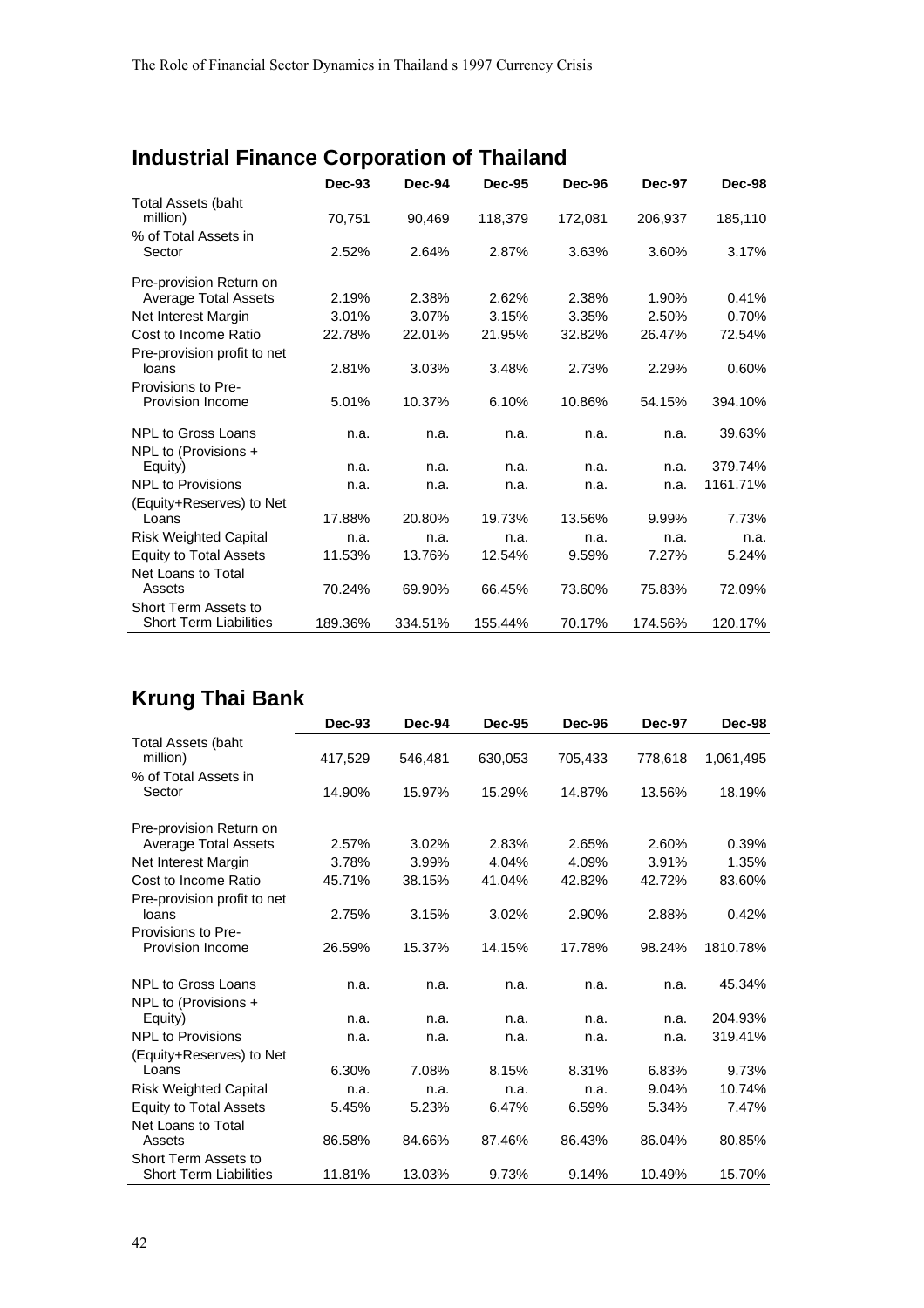## Industrial Finance Corporation of Thailand

| | Dec-93 | Dec-94 | Dec-95 | Dec-96 | Dec-97 | Dec-98 |
|---|---|---|---|---|---|---|
| Total Assets (baht million) | 70,751 | 90,469 | 118,379 | 172,081 | 206,937 | 185,110 |
| % of Total Assets in Sector | 2.52% | 2.64% | 2.87% | 3.63% | 3.60% | 3.17% |
| Pre-provision Return on Average Total Assets | 2.19% | 2.38% | 2.62% | 2.38% | 1.90% | 0.41% |
| Net Interest Margin | 3.01% | 3.07% | 3.15% | 3.35% | 2.50% | 0.70% |
| Cost to Income Ratio | 22.78% | 22.01% | 21.95% | 32.82% | 26.47% | 72.54% |
| Pre-provision profit to net loans | 2.81% | 3.03% | 3.48% | 2.73% | 2.29% | 0.60% |
| Provisions to Pre-Provision Income | 5.01% | 10.37% | 6.10% | 10.86% | 54.15% | 394.10% |
| NPL to Gross Loans | n.a. | n.a. | n.a. | n.a. | n.a. | 39.63% |
| NPL to (Provisions + Equity) | n.a. | n.a. | n.a. | n.a. | n.a. | 379.74% |
| NPL to Provisions | n.a. | n.a. | n.a. | n.a. | n.a. | 1161.71% |
| (Equity+Reserves) to Net Loans | 17.88% | 20.80% | 19.73% | 13.56% | 9.99% | 7.73% |
| Risk Weighted Capital | n.a. | n.a. | n.a. | n.a. | n.a. | n.a. |
| Equity to Total Assets | 11.53% | 13.76% | 12.54% | 9.59% | 7.27% | 5.24% |
| Net Loans to Total Assets | 70.24% | 69.90% | 66.45% | 73.60% | 75.83% | 72.09% |
| Short Term Assets to Short Term Liabilities | 189.36% | 334.51% | 155.44% | 70.17% | 174.56% | 120.17% |

## Krung Thai Bank

| | Dec-93 | Dec-94 | Dec-95 | Dec-96 | Dec-97 | Dec-98 |
|---|---|---|---|---|---|---|
| Total Assets (baht million) | 417,529 | 546,481 | 630,053 | 705,433 | 778,618 | 1,061,495 |
| % of Total Assets in Sector | 14.90% | 15.97% | 15.29% | 14.87% | 13.56% | 18.19% |
| Pre-provision Return on Average Total Assets | 2.57% | 3.02% | 2.83% | 2.65% | 2.60% | 0.39% |
| Net Interest Margin | 3.78% | 3.99% | 4.04% | 4.09% | 3.91% | 1.35% |
| Cost to Income Ratio | 45.71% | 38.15% | 41.04% | 42.82% | 42.72% | 83.60% |
| Pre-provision profit to net loans | 2.75% | 3.15% | 3.02% | 2.90% | 2.88% | 0.42% |
| Provisions to Pre-Provision Income | 26.59% | 15.37% | 14.15% | 17.78% | 98.24% | 1810.78% |
| NPL to Gross Loans | n.a. | n.a. | n.a. | n.a. | n.a. | 45.34% |
| NPL to (Provisions + Equity) | n.a. | n.a. | n.a. | n.a. | n.a. | 204.93% |
| NPL to Provisions | n.a. | n.a. | n.a. | n.a. | n.a. | 319.41% |
| (Equity+Reserves) to Net Loans | 6.30% | 7.08% | 8.15% | 8.31% | 6.83% | 9.73% |
| Risk Weighted Capital | n.a. | n.a. | n.a. | n.a. | 9.04% | 10.74% |
| Equity to Total Assets | 5.45% | 5.23% | 6.47% | 6.59% | 5.34% | 7.47% |
| Net Loans to Total Assets | 86.58% | 84.66% | 87.46% | 86.43% | 86.04% | 80.85% |
| Short Term Assets to Short Term Liabilities | 11.81% | 13.03% | 9.73% | 9.14% | 10.49% | 15.70% |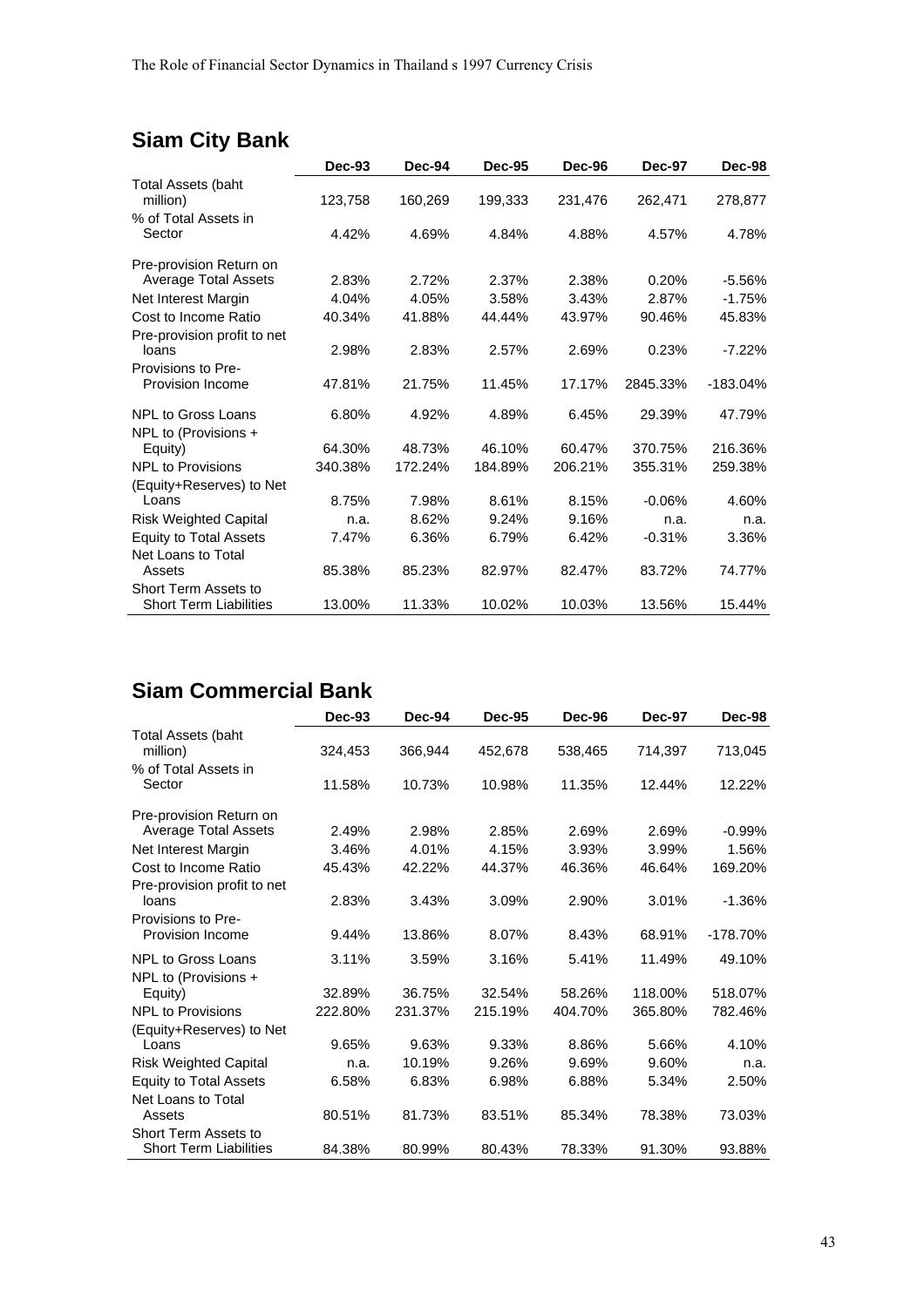## Siam City Bank

| | Dec-93 | Dec-94 | Dec-95 | Dec-96 | Dec-97 | Dec-98 |
|---|---|---|---|---|---|---|
| Total Assets (baht million) | 123,758 | 160,269 | 199,333 | 231,476 | 262,471 | 278,877 |
| % of Total Assets in Sector | 4.42% | 4.69% | 4.84% | 4.88% | 4.57% | 4.78% |
| Pre-provision Return on Average Total Assets | 2.83% | 2.72% | 2.37% | 2.38% | 0.20% | -5.56% |
| Net Interest Margin | 4.04% | 4.05% | 3.58% | 3.43% | 2.87% | -1.75% |
| Cost to Income Ratio | 40.34% | 41.88% | 44.44% | 43.97% | 90.46% | 45.83% |
| Pre-provision profit to net loans | 2.98% | 2.83% | 2.57% | 2.69% | 0.23% | -7.22% |
| Provisions to Pre-Provision Income | 47.81% | 21.75% | 11.45% | 17.17% | 2845.33% | -183.04% |
| NPL to Gross Loans | 6.80% | 4.92% | 4.89% | 6.45% | 29.39% | 47.79% |
| NPL to (Provisions + Equity) | 64.30% | 48.73% | 46.10% | 60.47% | 370.75% | 216.36% |
| NPL to Provisions | 340.38% | 172.24% | 184.89% | 206.21% | 355.31% | 259.38% |
| (Equity+Reserves) to Net Loans | 8.75% | 7.98% | 8.61% | 8.15% | -0.06% | 4.60% |
| Risk Weighted Capital | n.a. | 8.62% | 9.24% | 9.16% | n.a. | n.a. |
| Equity to Total Assets | 7.47% | 6.36% | 6.79% | 6.42% | -0.31% | 3.36% |
| Net Loans to Total Assets | 85.38% | 85.23% | 82.97% | 82.47% | 83.72% | 74.77% |
| Short Term Assets to Short Term Liabilities | 13.00% | 11.33% | 10.02% | 10.03% | 13.56% | 15.44% |

## Siam Commercial Bank

| | Dec-93 | Dec-94 | Dec-95 | Dec-96 | Dec-97 | Dec-98 |
|---|---|---|---|---|---|---|
| Total Assets (baht million) | 324,453 | 366,944 | 452,678 | 538,465 | 714,397 | 713,045 |
| % of Total Assets in Sector | 11.58% | 10.73% | 10.98% | 11.35% | 12.44% | 12.22% |
| Pre-provision Return on Average Total Assets | 2.49% | 2.98% | 2.85% | 2.69% | 2.69% | -0.99% |
| Net Interest Margin | 3.46% | 4.01% | 4.15% | 3.93% | 3.99% | 1.56% |
| Cost to Income Ratio | 45.43% | 42.22% | 44.37% | 46.36% | 46.64% | 169.20% |
| Pre-provision profit to net loans | 2.83% | 3.43% | 3.09% | 2.90% | 3.01% | -1.36% |
| Provisions to Pre-Provision Income | 9.44% | 13.86% | 8.07% | 8.43% | 68.91% | -178.70% |
| NPL to Gross Loans | 3.11% | 3.59% | 3.16% | 5.41% | 11.49% | 49.10% |
| NPL to (Provisions + Equity) | 32.89% | 36.75% | 32.54% | 58.26% | 118.00% | 518.07% |
| NPL to Provisions | 222.80% | 231.37% | 215.19% | 404.70% | 365.80% | 782.46% |
| (Equity+Reserves) to Net Loans | 9.65% | 9.63% | 9.33% | 8.86% | 5.66% | 4.10% |
| Risk Weighted Capital | n.a. | 10.19% | 9.26% | 9.69% | 9.60% | n.a. |
| Equity to Total Assets | 6.58% | 6.83% | 6.98% | 6.88% | 5.34% | 2.50% |
| Net Loans to Total Assets | 80.51% | 81.73% | 83.51% | 85.34% | 78.38% | 73.03% |
| Short Term Assets to Short Term Liabilities | 84.38% | 80.99% | 80.43% | 78.33% | 91.30% | 93.88% |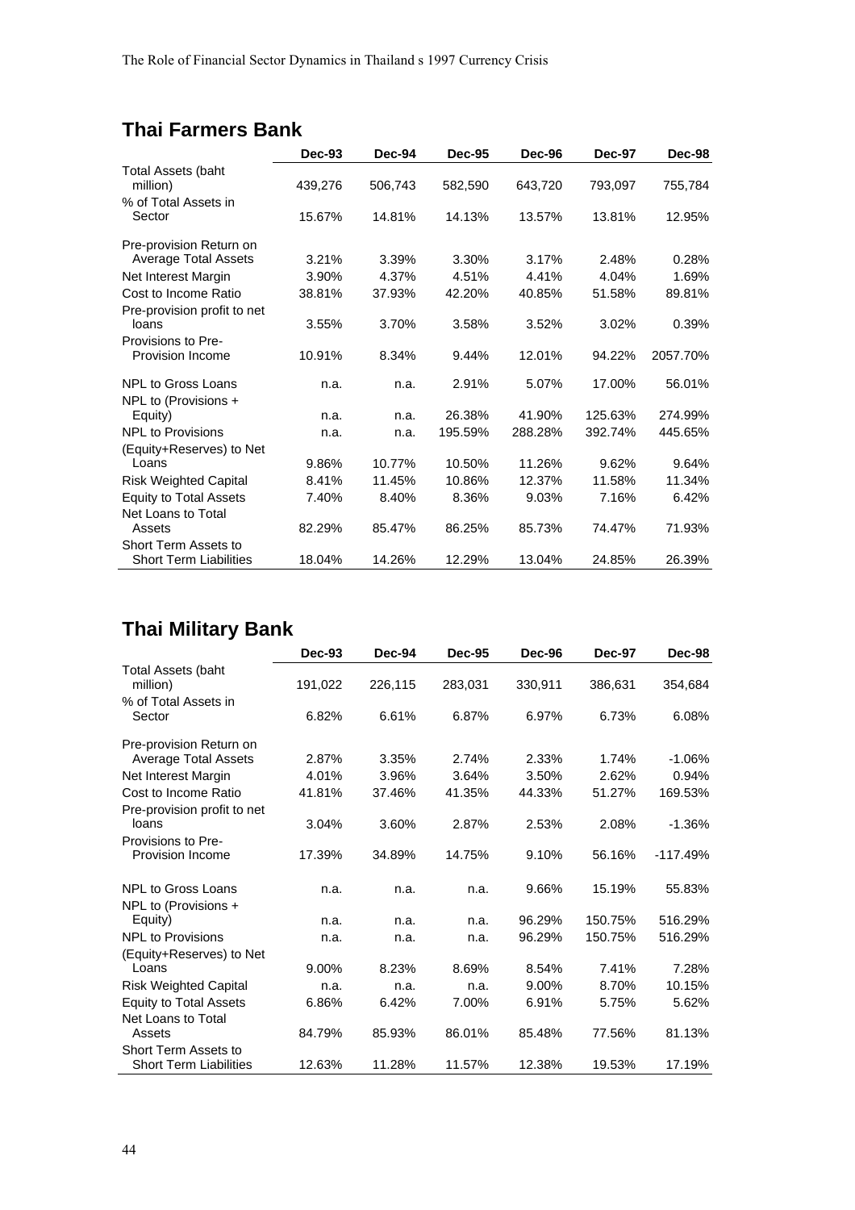## Thai Farmers Bank

| | Dec-93 | Dec-94 | Dec-95 | Dec-96 | Dec-97 | Dec-98 |
|---|---|---|---|---|---|---|
| Total Assets (baht million) | 439,276 | 506,743 | 582,590 | 643,720 | 793,097 | 755,784 |
| % of Total Assets in Sector | 15.67% | 14.81% | 14.13% | 13.57% | 13.81% | 12.95% |
| Pre-provision Return on Average Total Assets | 3.21% | 3.39% | 3.30% | 3.17% | 2.48% | 0.28% |
| Net Interest Margin | 3.90% | 4.37% | 4.51% | 4.41% | 4.04% | 1.69% |
| Cost to Income Ratio | 38.81% | 37.93% | 42.20% | 40.85% | 51.58% | 89.81% |
| Pre-provision profit to net loans | 3.55% | 3.70% | 3.58% | 3.52% | 3.02% | 0.39% |
| Provisions to Pre-Provision Income | 10.91% | 8.34% | 9.44% | 12.01% | 94.22% | 2057.70% |
| NPL to Gross Loans | n.a. | n.a. | 2.91% | 5.07% | 17.00% | 56.01% |
| NPL to (Provisions + Equity) | n.a. | n.a. | 26.38% | 41.90% | 125.63% | 274.99% |
| NPL to Provisions | n.a. | n.a. | 195.59% | 288.28% | 392.74% | 445.65% |
| (Equity+Reserves) to Net Loans | 9.86% | 10.77% | 10.50% | 11.26% | 9.62% | 9.64% |
| Risk Weighted Capital | 8.41% | 11.45% | 10.86% | 12.37% | 11.58% | 11.34% |
| Equity to Total Assets | 7.40% | 8.40% | 8.36% | 9.03% | 7.16% | 6.42% |
| Net Loans to Total Assets | 82.29% | 85.47% | 86.25% | 85.73% | 74.47% | 71.93% |
| Short Term Assets to Short Term Liabilities | 18.04% | 14.26% | 12.29% | 13.04% | 24.85% | 26.39% |

## Thai Military Bank

| | Dec-93 | Dec-94 | Dec-95 | Dec-96 | Dec-97 | Dec-98 |
|---|---|---|---|---|---|---|
| Total Assets (baht million) | 191,022 | 226,115 | 283,031 | 330,911 | 386,631 | 354,684 |
| % of Total Assets in Sector | 6.82% | 6.61% | 6.87% | 6.97% | 6.73% | 6.08% |
| Pre-provision Return on Average Total Assets | 2.87% | 3.35% | 2.74% | 2.33% | 1.74% | -1.06% |
| Net Interest Margin | 4.01% | 3.96% | 3.64% | 3.50% | 2.62% | 0.94% |
| Cost to Income Ratio | 41.81% | 37.46% | 41.35% | 44.33% | 51.27% | 169.53% |
| Pre-provision profit to net loans | 3.04% | 3.60% | 2.87% | 2.53% | 2.08% | -1.36% |
| Provisions to Pre-Provision Income | 17.39% | 34.89% | 14.75% | 9.10% | 56.16% | -117.49% |
| NPL to Gross Loans | n.a. | n.a. | n.a. | 9.66% | 15.19% | 55.83% |
| NPL to (Provisions + Equity) | n.a. | n.a. | n.a. | 96.29% | 150.75% | 516.29% |
| NPL to Provisions | n.a. | n.a. | n.a. | 96.29% | 150.75% | 516.29% |
| (Equity+Reserves) to Net Loans | 9.00% | 8.23% | 8.69% | 8.54% | 7.41% | 7.28% |
| Risk Weighted Capital | n.a. | n.a. | n.a. | 9.00% | 8.70% | 10.15% |
| Equity to Total Assets | 6.86% | 6.42% | 7.00% | 6.91% | 5.75% | 5.62% |
| Net Loans to Total Assets | 84.79% | 85.93% | 86.01% | 85.48% | 77.56% | 81.13% |
| Short Term Assets to Short Term Liabilities | 12.63% | 11.28% | 11.57% | 12.38% | 19.53% | 17.19% |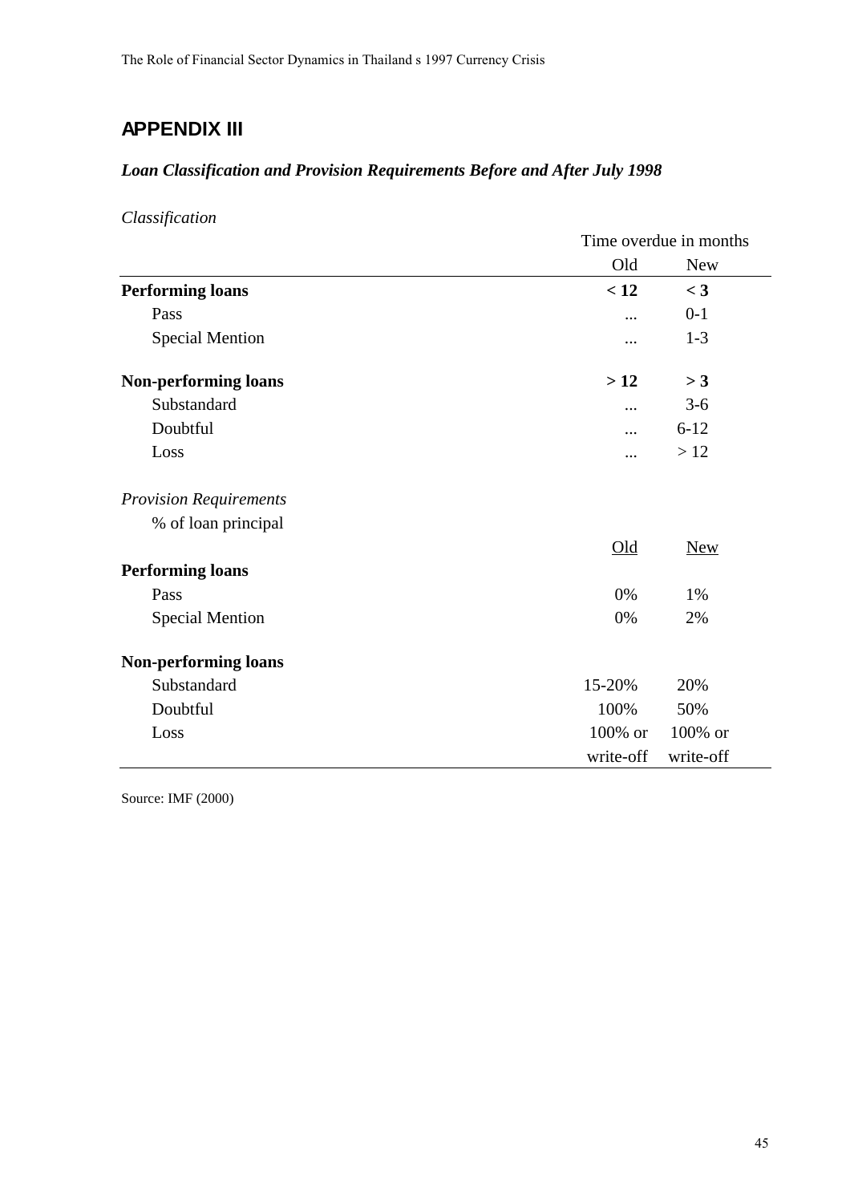## APPENDIX III

### *Loan Classification and Provision Requirements Before and After July 1998*

*Classification*

| | Time overdue in months | |
|---|---|---|
| | Old | New |
| **Performing loans** | **< 12** | **< 3** |
| Pass | ... | 0-1 |
| Special Mention | ... | 1-3 |
| **Non-performing loans** | **> 12** | **> 3** |
| Substandard | ... | 3-6 |
| Doubtful | ... | 6-12 |
| Loss | ... | > 12 |

*Provision Requirements*

% of loan principal

| | Old | New |
|---|---|---|
| **Performing loans** | | |
| Pass | 0% | 1% |
| Special Mention | 0% | 2% |
| **Non-performing loans** | | |
| Substandard | 15-20% | 20% |
| Doubtful | 100% | 50% |
| Loss | 100% or write-off | 100% or write-off |

Source: IMF (2000)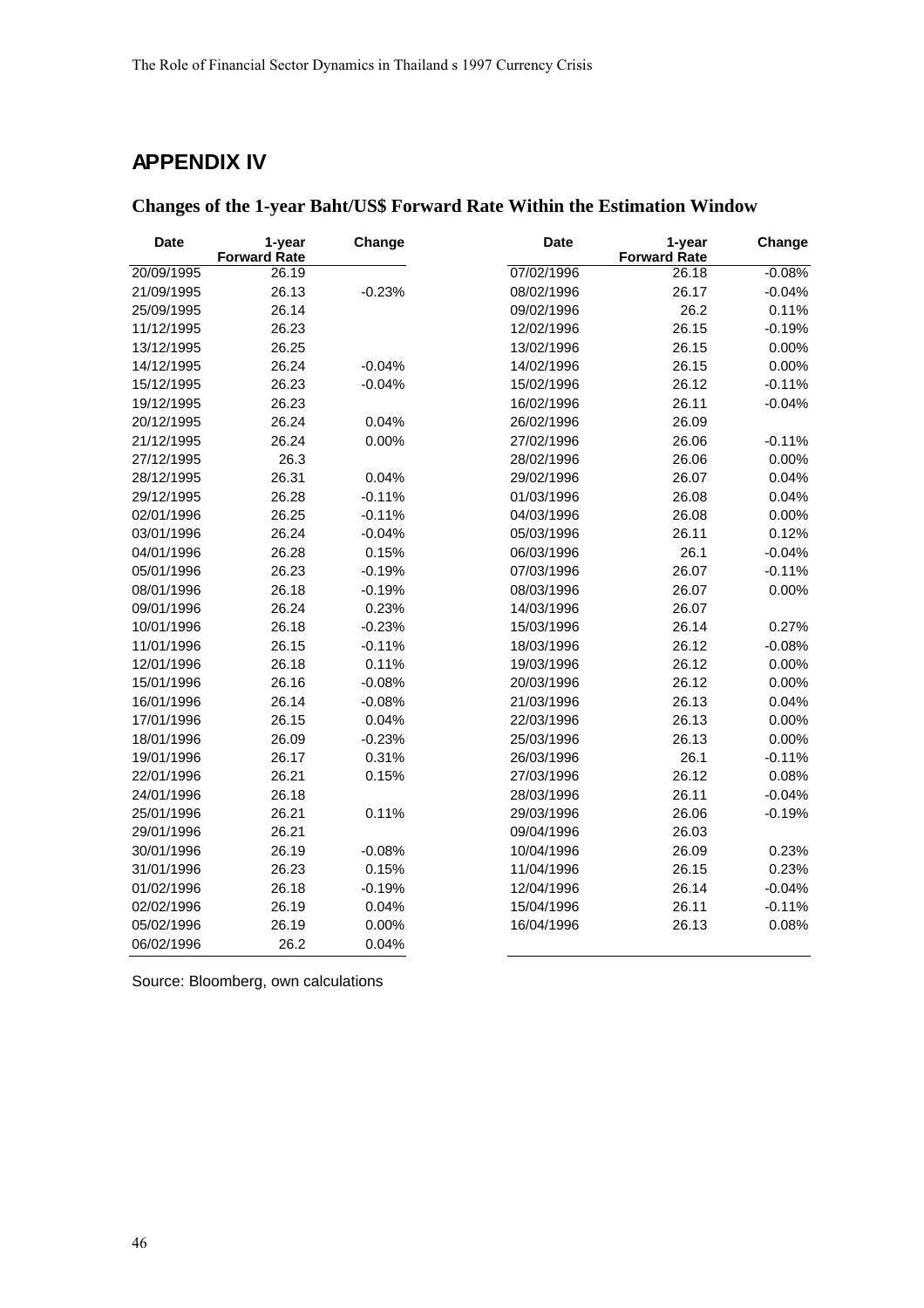## APPENDIX IV

### Changes of the 1-year Baht/US$ Forward Rate Within the Estimation Window

| Date | 1-year Forward Rate | Change | Date | 1-year Forward Rate | Change |
|---|---|---|---|---|---|
| 20/09/1995 | 26.19 | | 07/02/1996 | 26.18 | -0.08% |
| 21/09/1995 | 26.13 | -0.23% | 08/02/1996 | 26.17 | -0.04% |
| 25/09/1995 | 26.14 | | 09/02/1996 | 26.2 | 0.11% |
| 11/12/1995 | 26.23 | | 12/02/1996 | 26.15 | -0.19% |
| 13/12/1995 | 26.25 | | 13/02/1996 | 26.15 | 0.00% |
| 14/12/1995 | 26.24 | -0.04% | 14/02/1996 | 26.15 | 0.00% |
| 15/12/1995 | 26.23 | -0.04% | 15/02/1996 | 26.12 | -0.11% |
| 19/12/1995 | 26.23 | | 16/02/1996 | 26.11 | -0.04% |
| 20/12/1995 | 26.24 | 0.04% | 26/02/1996 | 26.09 | |
| 21/12/1995 | 26.24 | 0.00% | 27/02/1996 | 26.06 | -0.11% |
| 27/12/1995 | 26.3 | | 28/02/1996 | 26.06 | 0.00% |
| 28/12/1995 | 26.31 | 0.04% | 29/02/1996 | 26.07 | 0.04% |
| 29/12/1995 | 26.28 | -0.11% | 01/03/1996 | 26.08 | 0.04% |
| 02/01/1996 | 26.25 | -0.11% | 04/03/1996 | 26.08 | 0.00% |
| 03/01/1996 | 26.24 | -0.04% | 05/03/1996 | 26.11 | 0.12% |
| 04/01/1996 | 26.28 | 0.15% | 06/03/1996 | 26.1 | -0.04% |
| 05/01/1996 | 26.23 | -0.19% | 07/03/1996 | 26.07 | -0.11% |
| 08/01/1996 | 26.18 | -0.19% | 08/03/1996 | 26.07 | 0.00% |
| 09/01/1996 | 26.24 | 0.23% | 14/03/1996 | 26.07 | |
| 10/01/1996 | 26.18 | -0.23% | 15/03/1996 | 26.14 | 0.27% |
| 11/01/1996 | 26.15 | -0.11% | 18/03/1996 | 26.12 | -0.08% |
| 12/01/1996 | 26.18 | 0.11% | 19/03/1996 | 26.12 | 0.00% |
| 15/01/1996 | 26.16 | -0.08% | 20/03/1996 | 26.12 | 0.00% |
| 16/01/1996 | 26.14 | -0.08% | 21/03/1996 | 26.13 | 0.04% |
| 17/01/1996 | 26.15 | 0.04% | 22/03/1996 | 26.13 | 0.00% |
| 18/01/1996 | 26.09 | -0.23% | 25/03/1996 | 26.13 | 0.00% |
| 19/01/1996 | 26.17 | 0.31% | 26/03/1996 | 26.1 | -0.11% |
| 22/01/1996 | 26.21 | 0.15% | 27/03/1996 | 26.12 | 0.08% |
| 24/01/1996 | 26.18 | | 28/03/1996 | 26.11 | -0.04% |
| 25/01/1996 | 26.21 | 0.11% | 29/03/1996 | 26.06 | -0.19% |
| 29/01/1996 | 26.21 | | 09/04/1996 | 26.03 | |
| 30/01/1996 | 26.19 | -0.08% | 10/04/1996 | 26.09 | 0.23% |
| 31/01/1996 | 26.23 | 0.15% | 11/04/1996 | 26.15 | 0.23% |
| 01/02/1996 | 26.18 | -0.19% | 12/04/1996 | 26.14 | -0.04% |
| 02/02/1996 | 26.19 | 0.04% | 15/04/1996 | 26.11 | -0.11% |
| 05/02/1996 | 26.19 | 0.00% | 16/04/1996 | 26.13 | 0.08% |
| 06/02/1996 | 26.2 | 0.04% | | | |

Source: Bloomberg, own calculations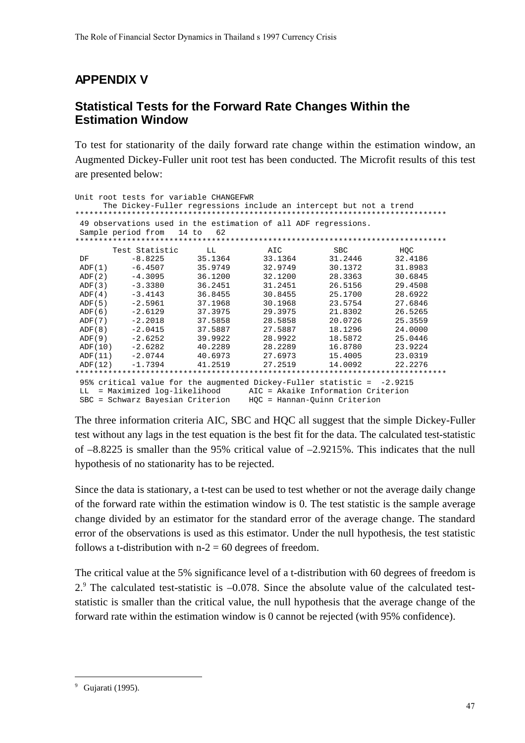# APPENDIX V

## Statistical Tests for the Forward Rate Changes Within the Estimation Window

To test for stationarity of the daily forward rate change within the estimation window, an Augmented Dickey-Fuller unit root test has been conducted. The Microfit results of this test are presented below:

```
Unit root tests for variable CHANGEFWR
      The Dickey-Fuller regressions include an intercept but not a trend
*******************************************************************************
 49 observations used in the estimation of all ADF regressions.
 Sample period from   14 to   62
*******************************************************************************
        Test Statistic      LL          AIC          SBC          HQC
 DF         -8.8225       35.1364      33.1364      31.2446      32.4186
 ADF(1)     -6.4507       35.9749      32.9749      30.1372      31.8983
 ADF(2)     -4.3095       36.1200      32.1200      28.3363      30.6845
 ADF(3)     -3.3380       36.2451      31.2451      26.5156      29.4508
 ADF(4)     -3.4143       36.8455      30.8455      25.1700      28.6922
 ADF(5)     -2.5961       37.1968      30.1968      23.5754      27.6846
 ADF(6)     -2.6129       37.3975      29.3975      21.8302      26.5265
 ADF(7)     -2.2018       37.5858      28.5858      20.0726      25.3559
 ADF(8)     -2.0415       37.5887      27.5887      18.1296      24.0000
 ADF(9)     -2.6252       39.9922      28.9922      18.5872      25.0446
 ADF(10)    -2.6282       40.2289      28.2289      16.8780      23.9224
 ADF(11)    -2.0744       40.6973      27.6973      15.4005      23.0319
 ADF(12)    -1.7394       41.2519      27.2519      14.0092      22.2276
*******************************************************************************
 95% critical value for the augmented Dickey-Fuller statistic =  -2.9215
 LL  = Maximized log-likelihood      AIC = Akaike Information Criterion
 SBC = Schwarz Bayesian Criterion    HQC = Hannan-Quinn Criterion
```

The three information criteria AIC, SBC and HQC all suggest that the simple Dickey-Fuller test without any lags in the test equation is the best fit for the data. The calculated test-statistic of –8.8225 is smaller than the 95% critical value of –2.9215%. This indicates that the null hypothesis of no stationarity has to be rejected.

Since the data is stationary, a t-test can be used to test whether or not the average daily change of the forward rate within the estimation window is 0. The test statistic is the sample average change divided by an estimator for the standard error of the average change. The standard error of the observations is used as this estimator. Under the null hypothesis, the test statistic follows a t-distribution with $n-2 = 60$ degrees of freedom.

The critical value at the 5% significance level of a t-distribution with 60 degrees of freedom is 2.[9] The calculated test-statistic is –0.078. Since the absolute value of the calculated test-statistic is smaller than the critical value, the null hypothesis that the average change of the forward rate within the estimation window is 0 cannot be rejected (with 95% confidence).

---

[9] Gujarati (1995).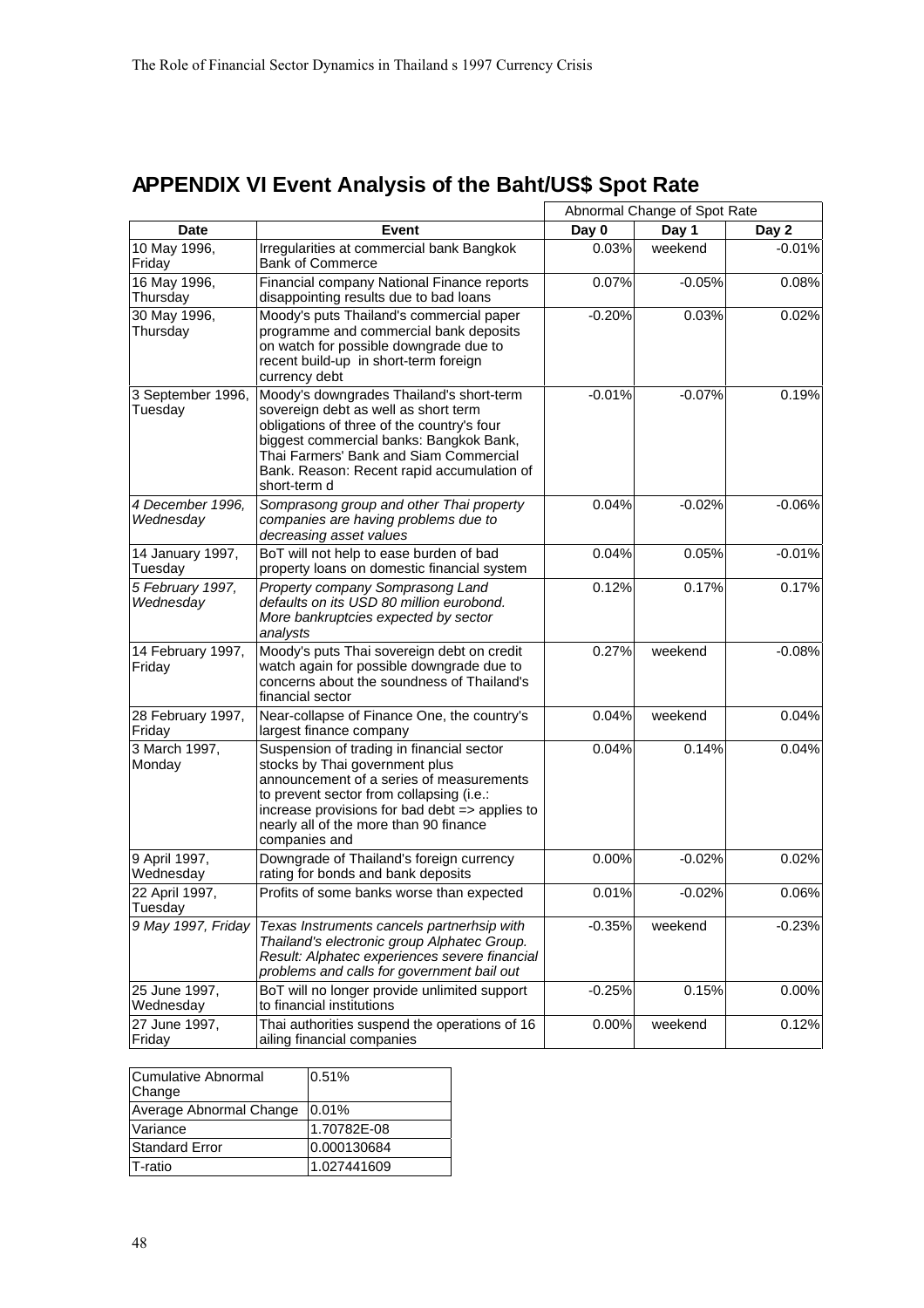# APPENDIX VI Event Analysis of the Baht/US$ Spot Rate

| | | Abnormal Change of Spot Rate | | |
|---|---|---|---|---|
| **Date** | **Event** | **Day 0** | **Day 1** | **Day 2** |
| 10 May 1996, Friday | Irregularities at commercial bank Bangkok Bank of Commerce | 0.03% | weekend | -0.01% |
| 16 May 1996, Thursday | Financial company National Finance reports disappointing results due to bad loans | 0.07% | -0.05% | 0.08% |
| 30 May 1996, Thursday | Moody's puts Thailand's commercial paper programme and commercial bank deposits on watch for possible downgrade due to recent build-up in short-term foreign currency debt | -0.20% | 0.03% | 0.02% |
| 3 September 1996, Tuesday | Moody's downgrades Thailand's short-term sovereign debt as well as short term obligations of three of the country's four biggest commercial banks: Bangkok Bank, Thai Farmers' Bank and Siam Commercial Bank. Reason: Recent rapid accumulation of short-term d | -0.01% | -0.07% | 0.19% |
| *4 December 1996, Wednesday* | *Somprasong group and other Thai property companies are having problems due to decreasing asset values* | 0.04% | -0.02% | -0.06% |
| 14 January 1997, Tuesday | BoT will not help to ease burden of bad property loans on domestic financial system | 0.04% | 0.05% | -0.01% |
| *5 February 1997, Wednesday* | *Property company Somprasong Land defaults on its USD 80 million eurobond. More bankruptcies expected by sector analysts* | 0.12% | 0.17% | 0.17% |
| 14 February 1997, Friday | Moody's puts Thai sovereign debt on credit watch again for possible downgrade due to concerns about the soundness of Thailand's financial sector | 0.27% | weekend | -0.08% |
| 28 February 1997, Friday | Near-collapse of Finance One, the country's largest finance company | 0.04% | weekend | 0.04% |
| 3 March 1997, Monday | Suspension of trading in financial sector stocks by Thai government plus announcement of a series of measurements to prevent sector from collapsing (i.e.: increase provisions for bad debt => applies to nearly all of the more than 90 finance companies and | 0.04% | 0.14% | 0.04% |
| 9 April 1997, Wednesday | Downgrade of Thailand's foreign currency rating for bonds and bank deposits | 0.00% | -0.02% | 0.02% |
| 22 April 1997, Tuesday | Profits of some banks worse than expected | 0.01% | -0.02% | 0.06% |
| *9 May 1997, Friday* | *Texas Instruments cancels partnerhsip with Thailand's electronic group Alphatec Group. Result: Alphatec experiences severe financial problems and calls for government bail out* | -0.35% | weekend | -0.23% |
| 25 June 1997, Wednesday | BoT will no longer provide unlimited support to financial institutions | -0.25% | 0.15% | 0.00% |
| 27 June 1997, Friday | Thai authorities suspend the operations of 16 ailing financial companies | 0.00% | weekend | 0.12% |

| | |
|---|---|
| Cumulative Abnormal Change | 0.51% |
| Average Abnormal Change | 0.01% |
| Variance | 1.70782E-08 |
| Standard Error | 0.000130684 |
| T-ratio | 1.027441609 |